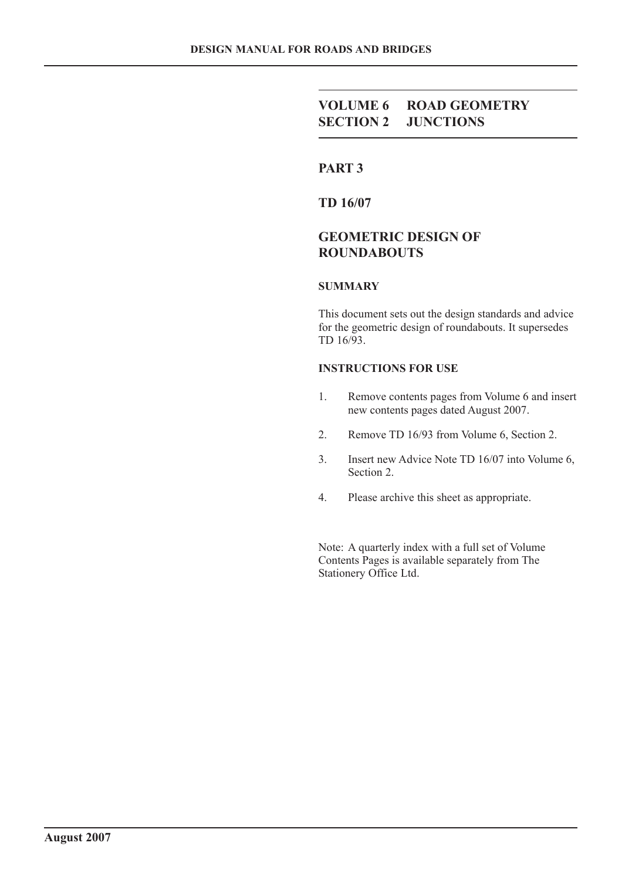**DESIGN MANUAL FOR ROADS AND BRIDGES**

# VOLUME 6 ROAD GEOMETRY
# SECTION 2 JUNCTIONS

## PART 3

## TD 16/07

## GEOMETRIC DESIGN OF ROUNDABOUTS

### SUMMARY

This document sets out the design standards and advice for the geometric design of roundabouts. It supersedes TD 16/93.

### INSTRUCTIONS FOR USE

1. Remove contents pages from Volume 6 and insert new contents pages dated August 2007.
2. Remove TD 16/93 from Volume 6, Section 2.
3. Insert new Advice Note TD 16/07 into Volume 6, Section 2.
4. Please archive this sheet as appropriate.

Note: A quarterly index with a full set of Volume Contents Pages is available separately from The Stationery Office Ltd.

**August 2007**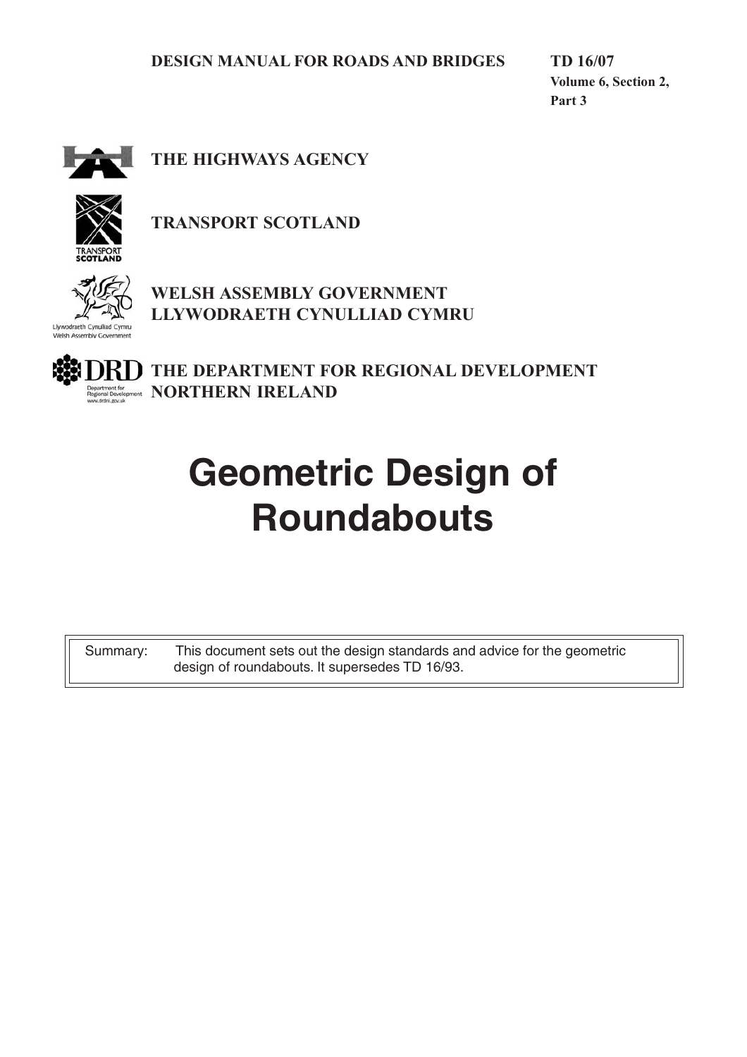**DESIGN MANUAL FOR ROADS AND BRIDGES**

**TD 16/07**
**Volume 6, Section 2,**
**Part 3**

**THE HIGHWAYS AGENCY**

**TRANSPORT SCOTLAND**

**WELSH ASSEMBLY GOVERNMENT**
**LLYWODRAETH CYNULLIAD CYMRU**

**THE DEPARTMENT FOR REGIONAL DEVELOPMENT**
**NORTHERN IRELAND**

# Geometric Design of Roundabouts

Summary: This document sets out the design standards and advice for the geometric design of roundabouts. It supersedes TD 16/93.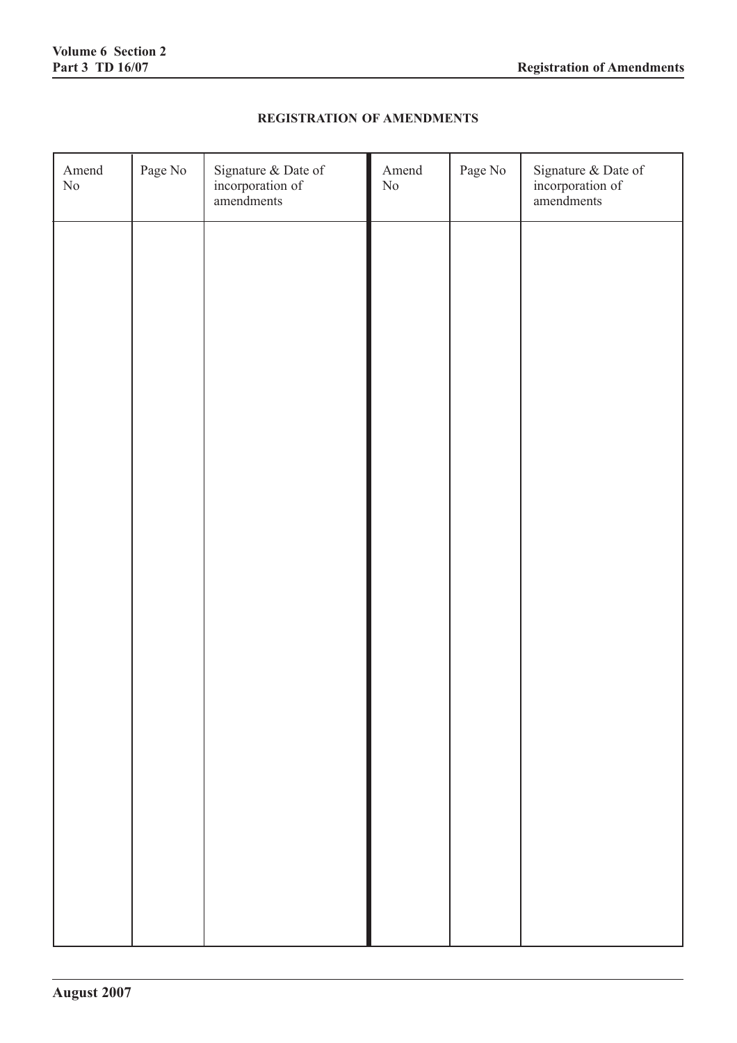# REGISTRATION OF AMENDMENTS

| Amend No | Page No | Signature & Date of incorporation of amendments | Amend No | Page No | Signature & Date of incorporation of amendments |
|---|---|---|---|---|---|
| | | | | | |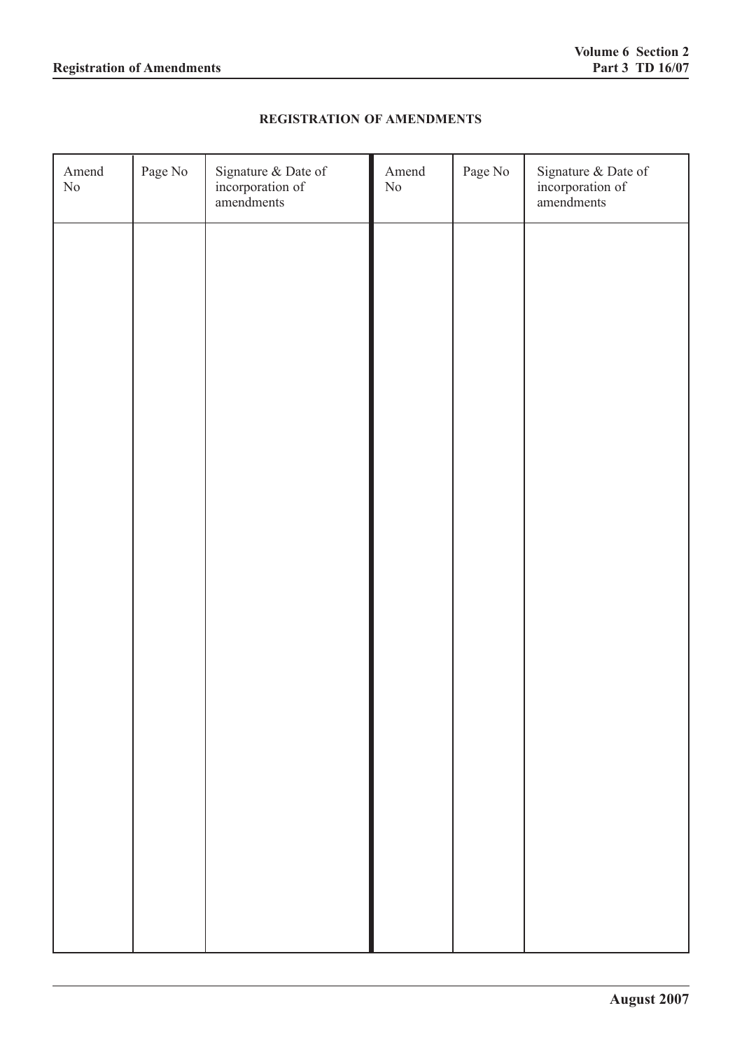## REGISTRATION OF AMENDMENTS

| Amend No | Page No | Signature & Date of incorporation of amendments | Amend No | Page No | Signature & Date of incorporation of amendments |
|---|---|---|---|---|---|
| | | | | | |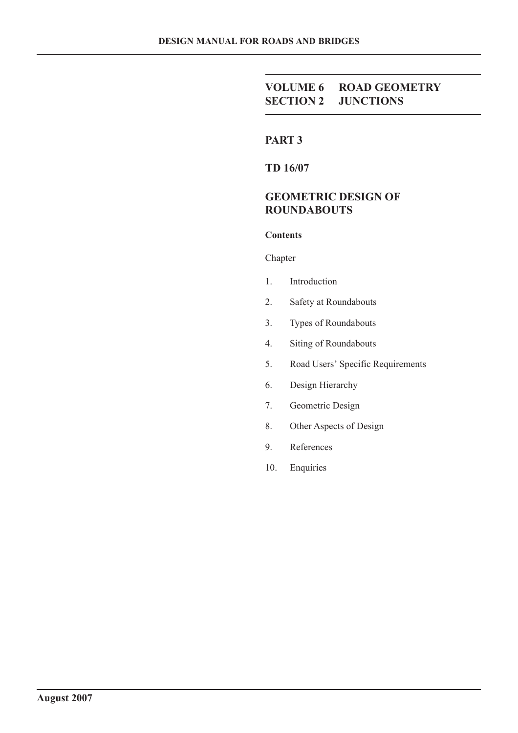# VOLUME 6 ROAD GEOMETRY
# SECTION 2 JUNCTIONS

## PART 3

## TD 16/07

## GEOMETRIC DESIGN OF ROUNDABOUTS

**Contents**

Chapter

1. Introduction
2. Safety at Roundabouts
3. Types of Roundabouts
4. Siting of Roundabouts
5. Road Users' Specific Requirements
6. Design Hierarchy
7. Geometric Design
8. Other Aspects of Design
9. References
10. Enquiries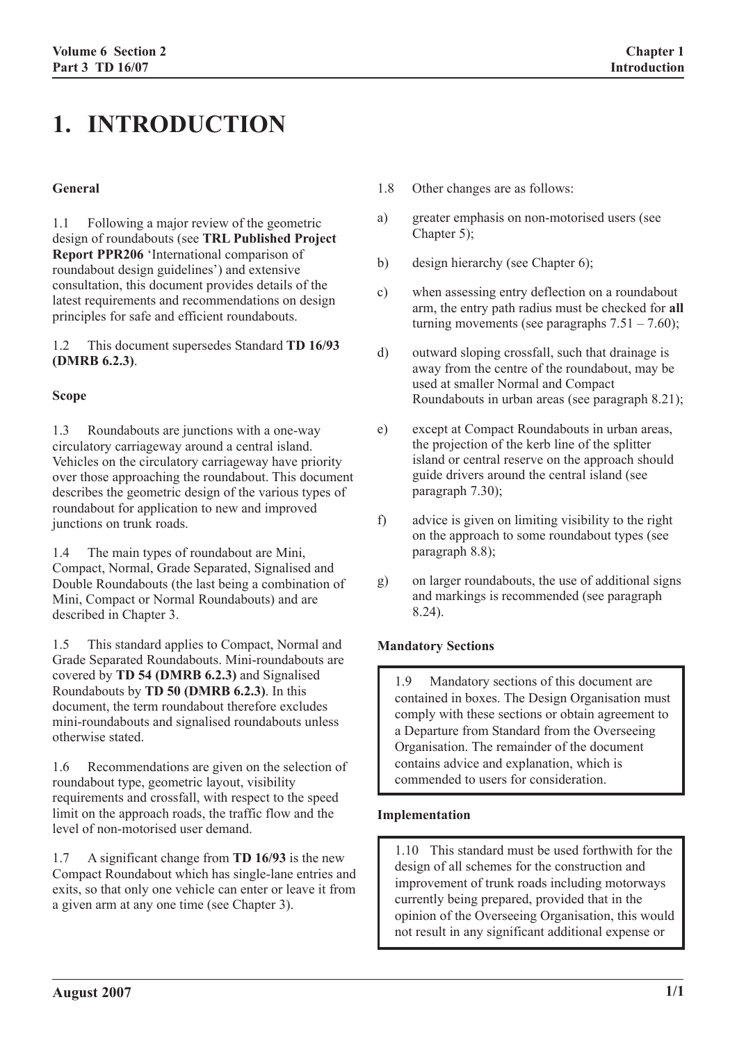# 1. INTRODUCTION

### General

1.1 Following a major review of the geometric design of roundabouts (see **TRL Published Project Report PPR206** 'International comparison of roundabout design guidelines') and extensive consultation, this document provides details of the latest requirements and recommendations on design principles for safe and efficient roundabouts.

1.2 This document supersedes Standard **TD 16/93 (DMRB 6.2.3)**.

### Scope

1.3 Roundabouts are junctions with a one-way circulatory carriageway around a central island. Vehicles on the circulatory carriageway have priority over those approaching the roundabout. This document describes the geometric design of the various types of roundabout for application to new and improved junctions on trunk roads.

1.4 The main types of roundabout are Mini, Compact, Normal, Grade Separated, Signalised and Double Roundabouts (the last being a combination of Mini, Compact or Normal Roundabouts) and are described in Chapter 3.

1.5 This standard applies to Compact, Normal and Grade Separated Roundabouts. Mini-roundabouts are covered by **TD 54 (DMRB 6.2.3)** and Signalised Roundabouts by **TD 50 (DMRB 6.2.3)**. In this document, the term roundabout therefore excludes mini-roundabouts and signalised roundabouts unless otherwise stated.

1.6 Recommendations are given on the selection of roundabout type, geometric layout, visibility requirements and crossfall, with respect to the speed limit on the approach roads, the traffic flow and the level of non-motorised user demand.

1.7 A significant change from **TD 16/93** is the new Compact Roundabout which has single-lane entries and exits, so that only one vehicle can enter or leave it from a given arm at any one time (see Chapter 3).

1.8 Other changes are as follows:

a) greater emphasis on non-motorised users (see Chapter 5);

b) design hierarchy (see Chapter 6);

c) when assessing entry deflection on a roundabout arm, the entry path radius must be checked for **all** turning movements (see paragraphs 7.51 – 7.60);

d) outward sloping crossfall, such that drainage is away from the centre of the roundabout, may be used at smaller Normal and Compact Roundabouts in urban areas (see paragraph 8.21);

e) except at Compact Roundabouts in urban areas, the projection of the kerb line of the splitter island or central reserve on the approach should guide drivers around the central island (see paragraph 7.30);

f) advice is given on limiting visibility to the right on the approach to some roundabout types (see paragraph 8.8);

g) on larger roundabouts, the use of additional signs and markings is recommended (see paragraph 8.24).

### Mandatory Sections

> 1.9 Mandatory sections of this document are contained in boxes. The Design Organisation must comply with these sections or obtain agreement to a Departure from Standard from the Overseeing Organisation. The remainder of the document contains advice and explanation, which is commended to users for consideration.

### Implementation

> 1.10 This standard must be used forthwith for the design of all schemes for the construction and improvement of trunk roads including motorways currently being prepared, provided that in the opinion of the Overseeing Organisation, this would not result in any significant additional expense or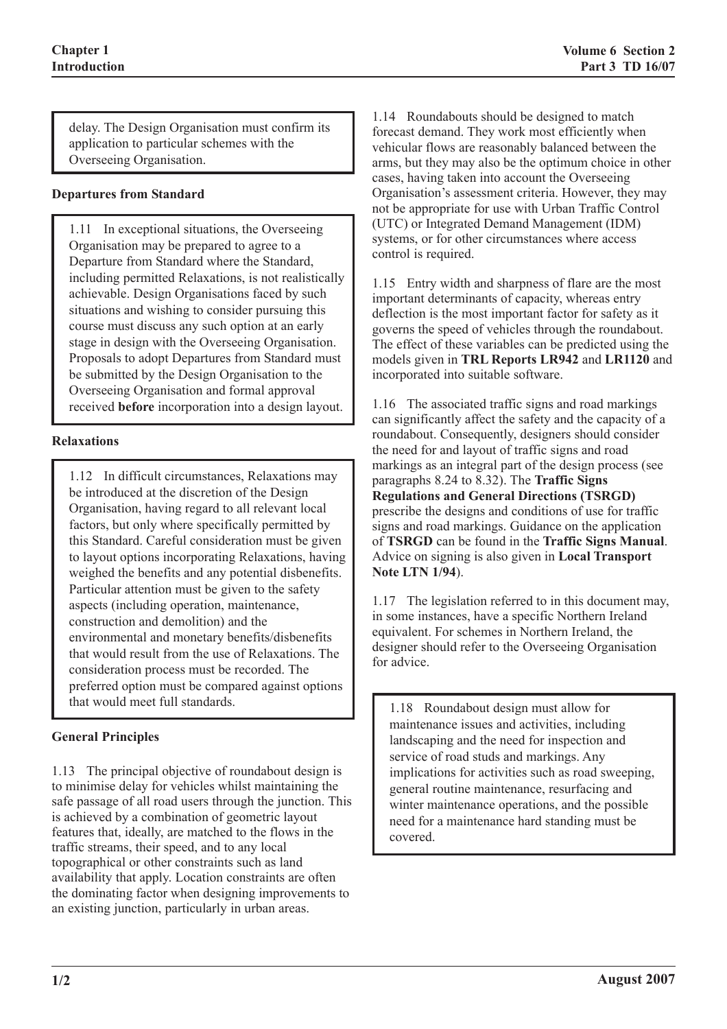delay. The Design Organisation must confirm its application to particular schemes with the Overseeing Organisation.

### Departures from Standard

1.11 In exceptional situations, the Overseeing Organisation may be prepared to agree to a Departure from Standard where the Standard, including permitted Relaxations, is not realistically achievable. Design Organisations faced by such situations and wishing to consider pursuing this course must discuss any such option at an early stage in design with the Overseeing Organisation. Proposals to adopt Departures from Standard must be submitted by the Design Organisation to the Overseeing Organisation and formal approval received **before** incorporation into a design layout.

### Relaxations

1.12 In difficult circumstances, Relaxations may be introduced at the discretion of the Design Organisation, having regard to all relevant local factors, but only where specifically permitted by this Standard. Careful consideration must be given to layout options incorporating Relaxations, having weighed the benefits and any potential disbenefits. Particular attention must be given to the safety aspects (including operation, maintenance, construction and demolition) and the environmental and monetary benefits/disbenefits that would result from the use of Relaxations. The consideration process must be recorded. The preferred option must be compared against options that would meet full standards.

### General Principles

1.13 The principal objective of roundabout design is to minimise delay for vehicles whilst maintaining the safe passage of all road users through the junction. This is achieved by a combination of geometric layout features that, ideally, are matched to the flows in the traffic streams, their speed, and to any local topographical or other constraints such as land availability that apply. Location constraints are often the dominating factor when designing improvements to an existing junction, particularly in urban areas.

1.14 Roundabouts should be designed to match forecast demand. They work most efficiently when vehicular flows are reasonably balanced between the arms, but they may also be the optimum choice in other cases, having taken into account the Overseeing Organisation's assessment criteria. However, they may not be appropriate for use with Urban Traffic Control (UTC) or Integrated Demand Management (IDM) systems, or for other circumstances where access control is required.

1.15 Entry width and sharpness of flare are the most important determinants of capacity, whereas entry deflection is the most important factor for safety as it governs the speed of vehicles through the roundabout. The effect of these variables can be predicted using the models given in **TRL Reports LR942** and **LR1120** and incorporated into suitable software.

1.16 The associated traffic signs and road markings can significantly affect the safety and the capacity of a roundabout. Consequently, designers should consider the need for and layout of traffic signs and road markings as an integral part of the design process (see paragraphs 8.24 to 8.32). The **Traffic Signs Regulations and General Directions (TSRGD)** prescribe the designs and conditions of use for traffic signs and road markings. Guidance on the application of **TSRGD** can be found in the **Traffic Signs Manual**. Advice on signing is also given in **Local Transport Note LTN 1/94**).

1.17 The legislation referred to in this document may, in some instances, have a specific Northern Ireland equivalent. For schemes in Northern Ireland, the designer should refer to the Overseeing Organisation for advice.

1.18 Roundabout design must allow for maintenance issues and activities, including landscaping and the need for inspection and service of road studs and markings. Any implications for activities such as road sweeping, general routine maintenance, resurfacing and winter maintenance operations, and the possible need for a maintenance hard standing must be covered.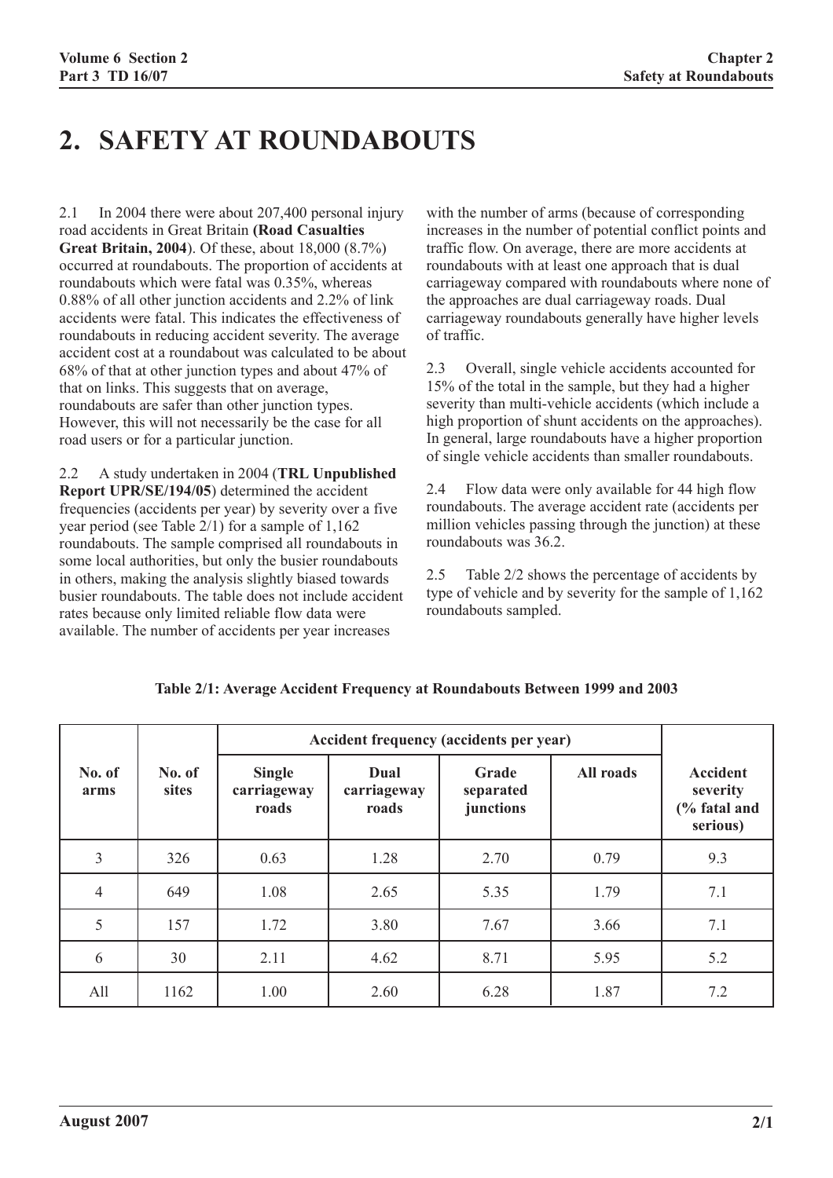# 2. SAFETY AT ROUNDABOUTS

2.1 In 2004 there were about 207,400 personal injury road accidents in Great Britain **(Road Casualties Great Britain, 2004)**. Of these, about 18,000 (8.7%) occurred at roundabouts. The proportion of accidents at roundabouts which were fatal was 0.35%, whereas 0.88% of all other junction accidents and 2.2% of link accidents were fatal. This indicates the effectiveness of roundabouts in reducing accident severity. The average accident cost at a roundabout was calculated to be about 68% of that at other junction types and about 47% of that on links. This suggests that on average, roundabouts are safer than other junction types. However, this will not necessarily be the case for all road users or for a particular junction.

2.2 A study undertaken in 2004 (**TRL Unpublished Report UPR/SE/194/05**) determined the accident frequencies (accidents per year) by severity over a five year period (see Table 2/1) for a sample of 1,162 roundabouts. The sample comprised all roundabouts in some local authorities, but only the busier roundabouts in others, making the analysis slightly biased towards busier roundabouts. The table does not include accident rates because only limited reliable flow data were available. The number of accidents per year increases with the number of arms (because of corresponding increases in the number of potential conflict points and traffic flow. On average, there are more accidents at roundabouts with at least one approach that is dual carriageway compared with roundabouts where none of the approaches are dual carriageway roads. Dual carriageway roundabouts generally have higher levels of traffic.

2.3 Overall, single vehicle accidents accounted for 15% of the total in the sample, but they had a higher severity than multi-vehicle accidents (which include a high proportion of shunt accidents on the approaches). In general, large roundabouts have a higher proportion of single vehicle accidents than smaller roundabouts.

2.4 Flow data were only available for 44 high flow roundabouts. The average accident rate (accidents per million vehicles passing through the junction) at these roundabouts was 36.2.

2.5 Table 2/2 shows the percentage of accidents by type of vehicle and by severity for the sample of 1,162 roundabouts sampled.

**Table 2/1: Average Accident Frequency at Roundabouts Between 1999 and 2003**

| No. of arms | No. of sites | Accident frequency (accidents per year) | | | | Accident severity (% fatal and serious) |
|---|---|---|---|---|---|---|
| | | Single carriageway roads | Dual carriageway roads | Grade separated junctions | All roads | |
| 3 | 326 | 0.63 | 1.28 | 2.70 | 0.79 | 9.3 |
| 4 | 649 | 1.08 | 2.65 | 5.35 | 1.79 | 7.1 |
| 5 | 157 | 1.72 | 3.80 | 7.67 | 3.66 | 7.1 |
| 6 | 30 | 2.11 | 4.62 | 8.71 | 5.95 | 5.2 |
| All | 1162 | 1.00 | 2.60 | 6.28 | 1.87 | 7.2 |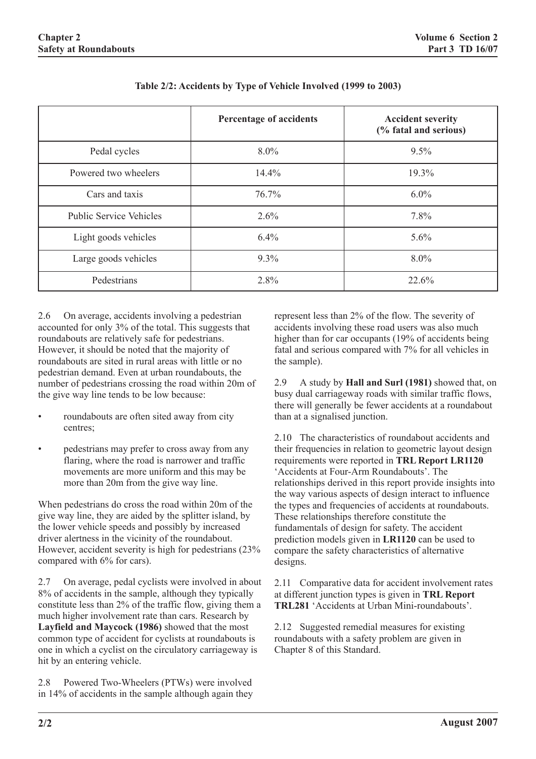**Table 2/2: Accidents by Type of Vehicle Involved (1999 to 2003)**

| | Percentage of accidents | Accident severity (% fatal and serious) |
|---|---|---|
| Pedal cycles | 8.0% | 9.5% |
| Powered two wheelers | 14.4% | 19.3% |
| Cars and taxis | 76.7% | 6.0% |
| Public Service Vehicles | 2.6% | 7.8% |
| Light goods vehicles | 6.4% | 5.6% |
| Large goods vehicles | 9.3% | 8.0% |
| Pedestrians | 2.8% | 22.6% |

2.6 On average, accidents involving a pedestrian accounted for only 3% of the total. This suggests that roundabouts are relatively safe for pedestrians. However, it should be noted that the majority of roundabouts are sited in rural areas with little or no pedestrian demand. Even at urban roundabouts, the number of pedestrians crossing the road within 20m of the give way line tends to be low because:

- roundabouts are often sited away from city centres;
- pedestrians may prefer to cross away from any flaring, where the road is narrower and traffic movements are more uniform and this may be more than 20m from the give way line.

When pedestrians do cross the road within 20m of the give way line, they are aided by the splitter island, by the lower vehicle speeds and possibly by increased driver alertness in the vicinity of the roundabout. However, accident severity is high for pedestrians (23% compared with 6% for cars).

2.7 On average, pedal cyclists were involved in about 8% of accidents in the sample, although they typically constitute less than 2% of the traffic flow, giving them a much higher involvement rate than cars. Research by **Layfield and Maycock (1986)** showed that the most common type of accident for cyclists at roundabouts is one in which a cyclist on the circulatory carriageway is hit by an entering vehicle.

2.8 Powered Two-Wheelers (PTWs) were involved in 14% of accidents in the sample although again they represent less than 2% of the flow. The severity of accidents involving these road users was also much higher than for car occupants (19% of accidents being fatal and serious compared with 7% for all vehicles in the sample).

2.9 A study by **Hall and Surl (1981)** showed that, on busy dual carriageway roads with similar traffic flows, there will generally be fewer accidents at a roundabout than at a signalised junction.

2.10 The characteristics of roundabout accidents and their frequencies in relation to geometric layout design requirements were reported in **TRL Report LR1120** 'Accidents at Four-Arm Roundabouts'. The relationships derived in this report provide insights into the way various aspects of design interact to influence the types and frequencies of accidents at roundabouts. These relationships therefore constitute the fundamentals of design for safety. The accident prediction models given in **LR1120** can be used to compare the safety characteristics of alternative designs.

2.11 Comparative data for accident involvement rates at different junction types is given in **TRL Report TRL281** 'Accidents at Urban Mini-roundabouts'.

2.12 Suggested remedial measures for existing roundabouts with a safety problem are given in Chapter 8 of this Standard.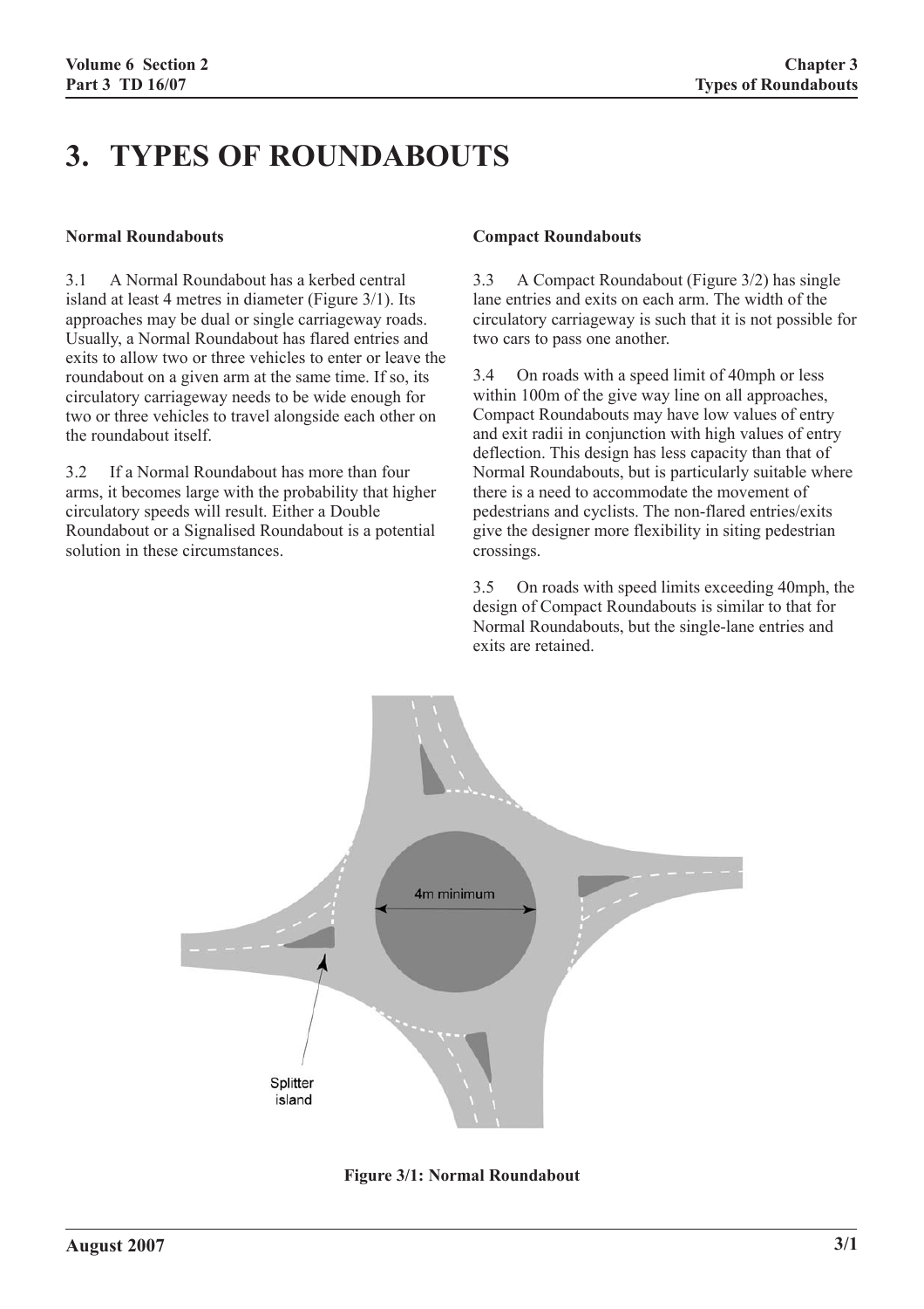# 3. TYPES OF ROUNDABOUTS

### Normal Roundabouts

3.1 A Normal Roundabout has a kerbed central island at least 4 metres in diameter (Figure 3/1). Its approaches may be dual or single carriageway roads. Usually, a Normal Roundabout has flared entries and exits to allow two or three vehicles to enter or leave the roundabout on a given arm at the same time. If so, its circulatory carriageway needs to be wide enough for two or three vehicles to travel alongside each other on the roundabout itself.

3.2 If a Normal Roundabout has more than four arms, it becomes large with the probability that higher circulatory speeds will result. Either a Double Roundabout or a Signalised Roundabout is a potential solution in these circumstances.

### Compact Roundabouts

3.3 A Compact Roundabout (Figure 3/2) has single lane entries and exits on each arm. The width of the circulatory carriageway is such that it is not possible for two cars to pass one another.

3.4 On roads with a speed limit of 40mph or less within 100m of the give way line on all approaches, Compact Roundabouts may have low values of entry and exit radii in conjunction with high values of entry deflection. This design has less capacity than that of Normal Roundabouts, but is particularly suitable where there is a need to accommodate the movement of pedestrians and cyclists. The non-flared entries/exits give the designer more flexibility in siting pedestrian crossings.

3.5 On roads with speed limits exceeding 40mph, the design of Compact Roundabouts is similar to that for Normal Roundabouts, but the single-lane entries and exits are retained.

4m minimum

Splitter island

**Figure 3/1: Normal Roundabout**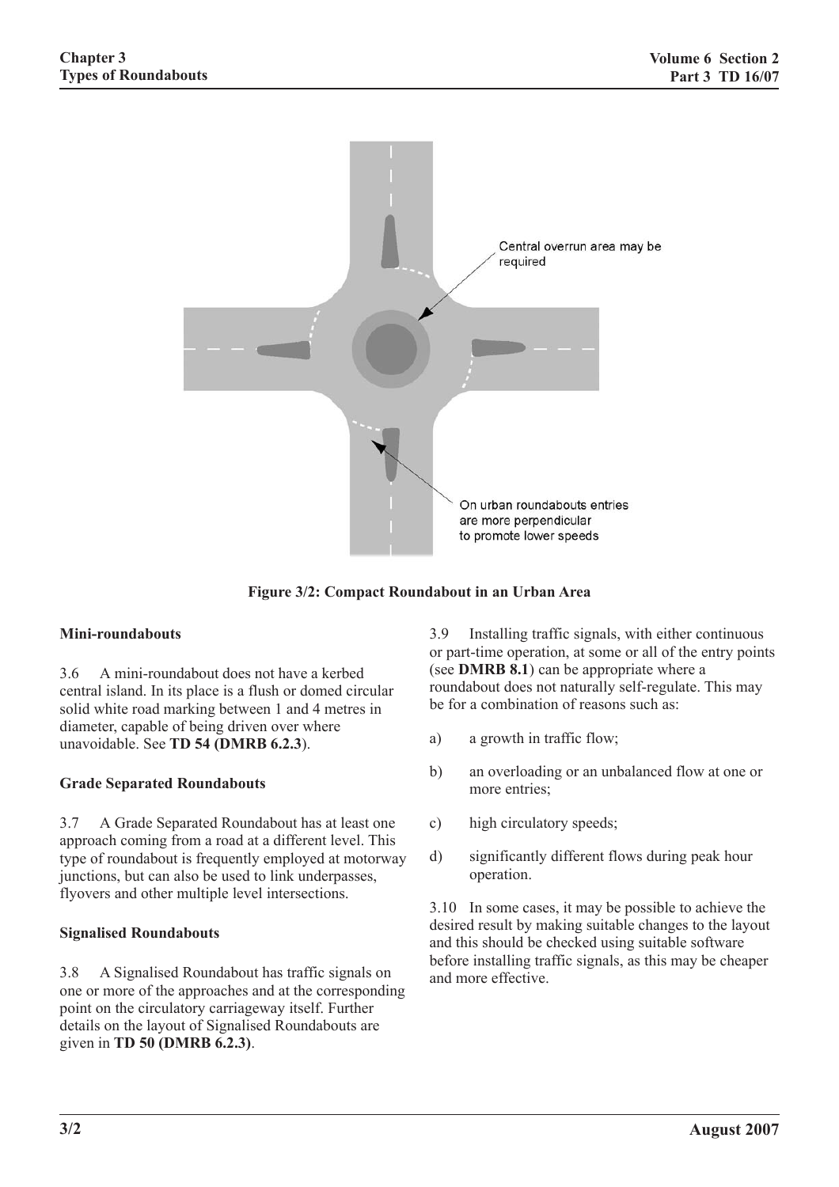Figure 3/2: Compact Roundabout in an Urban Area

### Mini-roundabouts

3.6 A mini-roundabout does not have a kerbed central island. In its place is a flush or domed circular solid white road marking between 1 and 4 metres in diameter, capable of being driven over where unavoidable. See **TD 54 (DMRB 6.2.3**).

### Grade Separated Roundabouts

3.7 A Grade Separated Roundabout has at least one approach coming from a road at a different level. This type of roundabout is frequently employed at motorway junctions, but can also be used to link underpasses, flyovers and other multiple level intersections.

### Signalised Roundabouts

3.8 A Signalised Roundabout has traffic signals on one or more of the approaches and at the corresponding point on the circulatory carriageway itself. Further details on the layout of Signalised Roundabouts are given in **TD 50 (DMRB 6.2.3)**.

3.9 Installing traffic signals, with either continuous or part-time operation, at some or all of the entry points (see **DMRB 8.1**) can be appropriate where a roundabout does not naturally self-regulate. This may be for a combination of reasons such as:

a) a growth in traffic flow;

b) an overloading or an unbalanced flow at one or more entries;

c) high circulatory speeds;

d) significantly different flows during peak hour operation.

3.10 In some cases, it may be possible to achieve the desired result by making suitable changes to the layout and this should be checked using suitable software before installing traffic signals, as this may be cheaper and more effective.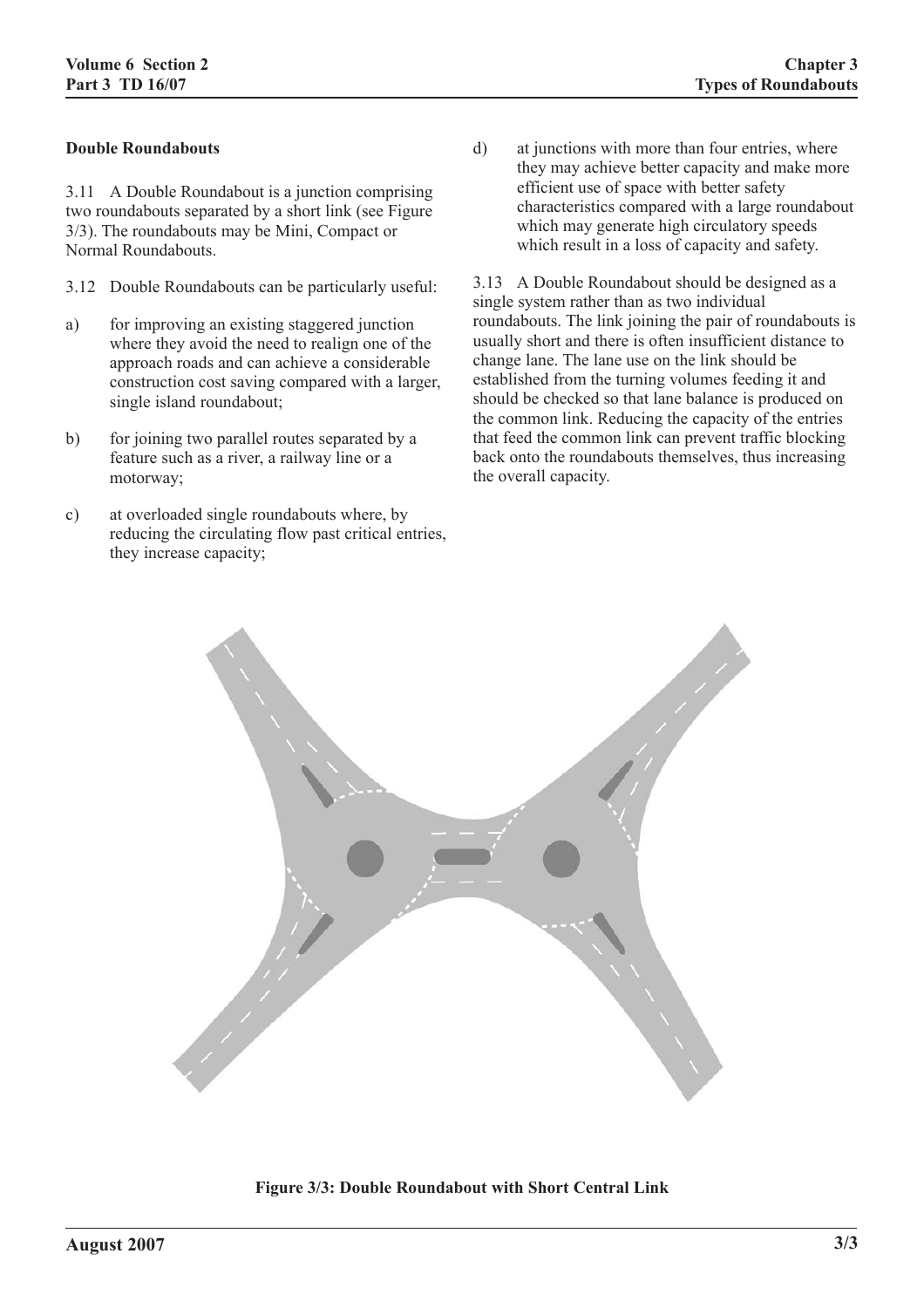**Double Roundabouts**

3.11 A Double Roundabout is a junction comprising two roundabouts separated by a short link (see Figure 3/3). The roundabouts may be Mini, Compact or Normal Roundabouts.

3.12 Double Roundabouts can be particularly useful:

a) for improving an existing staggered junction where they avoid the need to realign one of the approach roads and can achieve a considerable construction cost saving compared with a larger, single island roundabout;

b) for joining two parallel routes separated by a feature such as a river, a railway line or a motorway;

c) at overloaded single roundabouts where, by reducing the circulating flow past critical entries, they increase capacity;

d) at junctions with more than four entries, where they may achieve better capacity and make more efficient use of space with better safety characteristics compared with a large roundabout which may generate high circulatory speeds which result in a loss of capacity and safety.

3.13 A Double Roundabout should be designed as a single system rather than as two individual roundabouts. The link joining the pair of roundabouts is usually short and there is often insufficient distance to change lane. The lane use on the link should be established from the turning volumes feeding it and should be checked so that lane balance is produced on the common link. Reducing the capacity of the entries that feed the common link can prevent traffic blocking back onto the roundabouts themselves, thus increasing the overall capacity.

**Figure 3/3: Double Roundabout with Short Central Link**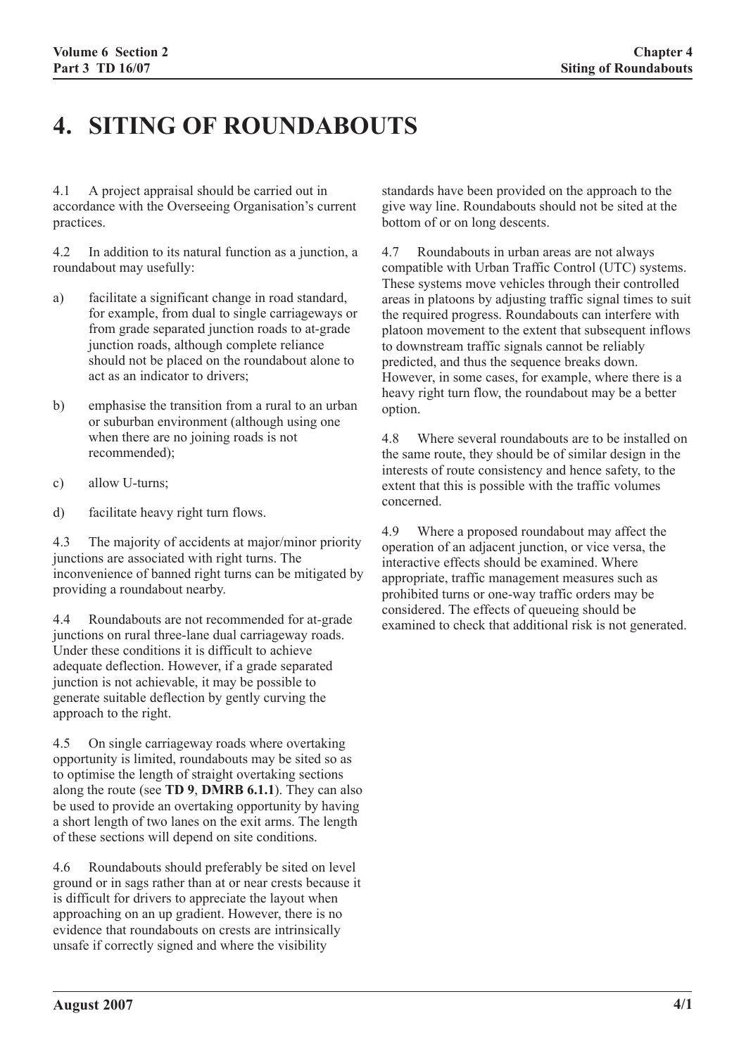# 4. SITING OF ROUNDABOUTS

4.1 A project appraisal should be carried out in accordance with the Overseeing Organisation's current practices.

4.2 In addition to its natural function as a junction, a roundabout may usefully:

a) facilitate a significant change in road standard, for example, from dual to single carriageways or from grade separated junction roads to at-grade junction roads, although complete reliance should not be placed on the roundabout alone to act as an indicator to drivers;

b) emphasise the transition from a rural to an urban or suburban environment (although using one when there are no joining roads is not recommended);

c) allow U-turns;

d) facilitate heavy right turn flows.

4.3 The majority of accidents at major/minor priority junctions are associated with right turns. The inconvenience of banned right turns can be mitigated by providing a roundabout nearby.

4.4 Roundabouts are not recommended for at-grade junctions on rural three-lane dual carriageway roads. Under these conditions it is difficult to achieve adequate deflection. However, if a grade separated junction is not achievable, it may be possible to generate suitable deflection by gently curving the approach to the right.

4.5 On single carriageway roads where overtaking opportunity is limited, roundabouts may be sited so as to optimise the length of straight overtaking sections along the route (see **TD 9**, **DMRB 6.1.1**). They can also be used to provide an overtaking opportunity by having a short length of two lanes on the exit arms. The length of these sections will depend on site conditions.

4.6 Roundabouts should preferably be sited on level ground or in sags rather than at or near crests because it is difficult for drivers to appreciate the layout when approaching on an up gradient. However, there is no evidence that roundabouts on crests are intrinsically unsafe if correctly signed and where the visibility standards have been provided on the approach to the give way line. Roundabouts should not be sited at the bottom of or on long descents.

4.7 Roundabouts in urban areas are not always compatible with Urban Traffic Control (UTC) systems. These systems move vehicles through their controlled areas in platoons by adjusting traffic signal times to suit the required progress. Roundabouts can interfere with platoon movement to the extent that subsequent inflows to downstream traffic signals cannot be reliably predicted, and thus the sequence breaks down. However, in some cases, for example, where there is a heavy right turn flow, the roundabout may be a better option.

4.8 Where several roundabouts are to be installed on the same route, they should be of similar design in the interests of route consistency and hence safety, to the extent that this is possible with the traffic volumes concerned.

4.9 Where a proposed roundabout may affect the operation of an adjacent junction, or vice versa, the interactive effects should be examined. Where appropriate, traffic management measures such as prohibited turns or one-way traffic orders may be considered. The effects of queueing should be examined to check that additional risk is not generated.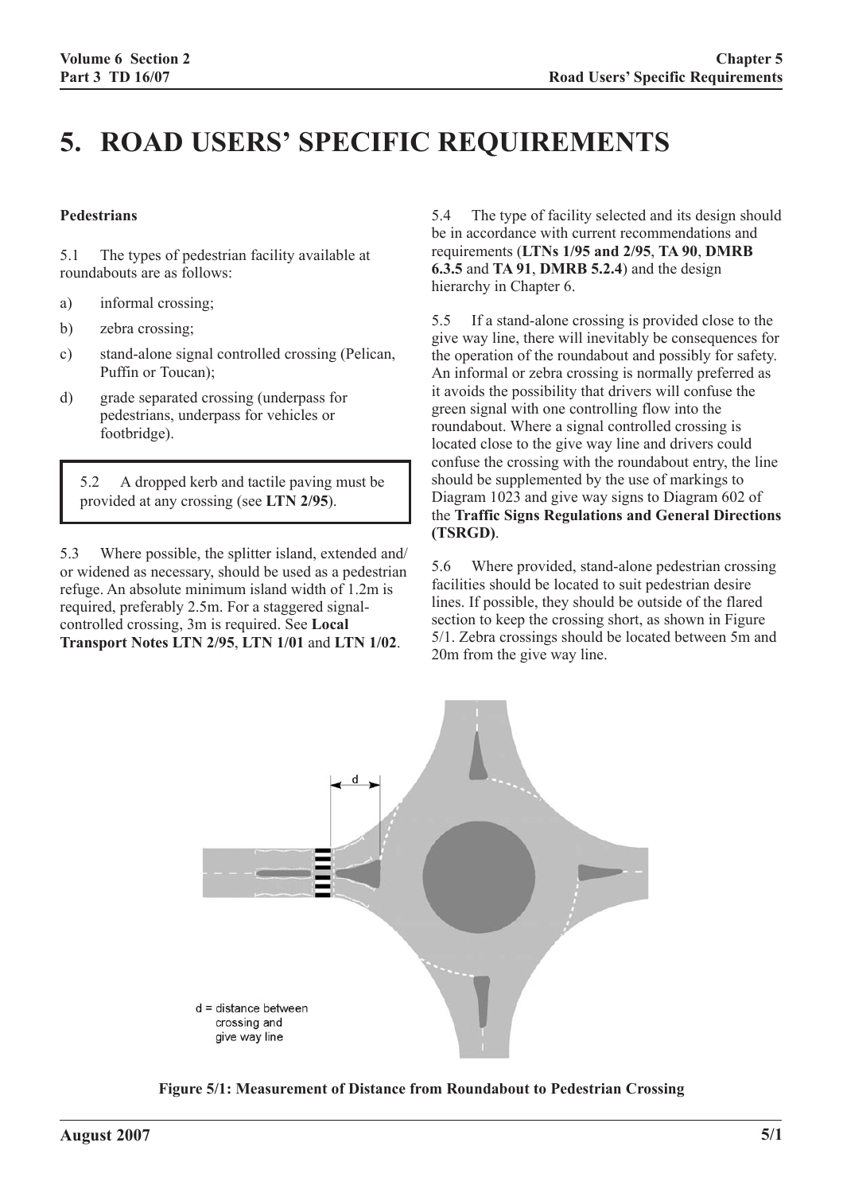# 5. ROAD USERS' SPECIFIC REQUIREMENTS

**Pedestrians**

5.1 The types of pedestrian facility available at roundabouts are as follows:

a) informal crossing;

b) zebra crossing;

c) stand-alone signal controlled crossing (Pelican, Puffin or Toucan);

d) grade separated crossing (underpass for pedestrians, underpass for vehicles or footbridge).

> 5.2 A dropped kerb and tactile paving must be provided at any crossing (see **LTN 2/95**).

5.3 Where possible, the splitter island, extended and/or widened as necessary, should be used as a pedestrian refuge. An absolute minimum island width of 1.2m is required, preferably 2.5m. For a staggered signal-controlled crossing, 3m is required. See **Local Transport Notes LTN 2/95**, **LTN 1/01** and **LTN 1/02**.

5.4 The type of facility selected and its design should be in accordance with current recommendations and requirements (**LTNs 1/95 and 2/95**, **TA 90**, **DMRB 6.3.5** and **TA 91**, **DMRB 5.2.4**) and the design hierarchy in Chapter 6.

5.5 If a stand-alone crossing is provided close to the give way line, there will inevitably be consequences for the operation of the roundabout and possibly for safety. An informal or zebra crossing is normally preferred as it avoids the possibility that drivers will confuse the green signal with one controlling flow into the roundabout. Where a signal controlled crossing is located close to the give way line and drivers could confuse the crossing with the roundabout entry, the line should be supplemented by the use of markings to Diagram 1023 and give way signs to Diagram 602 of the **Traffic Signs Regulations and General Directions (TSRGD)**.

5.6 Where provided, stand-alone pedestrian crossing facilities should be located to suit pedestrian desire lines. If possible, they should be outside of the flared section to keep the crossing short, as shown in Figure 5/1. Zebra crossings should be located between 5m and 20m from the give way line.

d

d = distance between crossing and give way line

**Figure 5/1: Measurement of Distance from Roundabout to Pedestrian Crossing**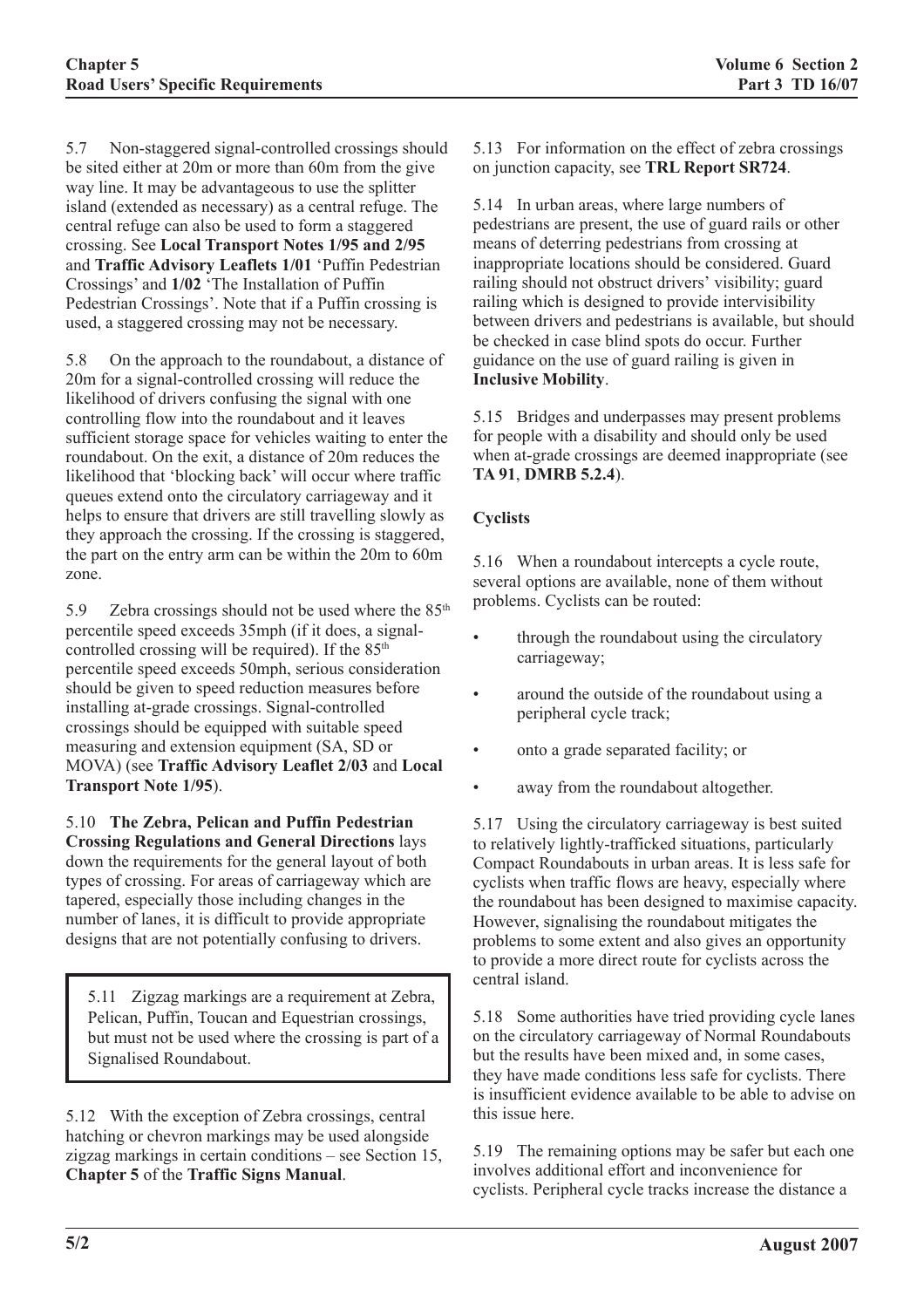5.7 Non-staggered signal-controlled crossings should be sited either at 20m or more than 60m from the give way line. It may be advantageous to use the splitter island (extended as necessary) as a central refuge. The central refuge can also be used to form a staggered crossing. See **Local Transport Notes 1/95 and 2/95** and **Traffic Advisory Leaflets 1/01** 'Puffin Pedestrian Crossings' and **1/02** 'The Installation of Puffin Pedestrian Crossings'. Note that if a Puffin crossing is used, a staggered crossing may not be necessary.

5.8 On the approach to the roundabout, a distance of 20m for a signal-controlled crossing will reduce the likelihood of drivers confusing the signal with one controlling flow into the roundabout and it leaves sufficient storage space for vehicles waiting to enter the roundabout. On the exit, a distance of 20m reduces the likelihood that 'blocking back' will occur where traffic queues extend onto the circulatory carriageway and it helps to ensure that drivers are still travelling slowly as they approach the crossing. If the crossing is staggered, the part on the entry arm can be within the 20m to 60m zone.

5.9 Zebra crossings should not be used where the 85th percentile speed exceeds 35mph (if it does, a signal-controlled crossing will be required). If the 85th percentile speed exceeds 50mph, serious consideration should be given to speed reduction measures before installing at-grade crossings. Signal-controlled crossings should be equipped with suitable speed measuring and extension equipment (SA, SD or MOVA) (see **Traffic Advisory Leaflet 2/03** and **Local Transport Note 1/95**).

5.10 **The Zebra, Pelican and Puffin Pedestrian Crossing Regulations and General Directions** lays down the requirements for the general layout of both types of crossing. For areas of carriageway which are tapered, especially those including changes in the number of lanes, it is difficult to provide appropriate designs that are not potentially confusing to drivers.

> 5.11 Zigzag markings are a requirement at Zebra, Pelican, Puffin, Toucan and Equestrian crossings, but must not be used where the crossing is part of a Signalised Roundabout.

5.12 With the exception of Zebra crossings, central hatching or chevron markings may be used alongside zigzag markings in certain conditions – see Section 15, **Chapter 5** of the **Traffic Signs Manual**.

5.13 For information on the effect of zebra crossings on junction capacity, see **TRL Report SR724**.

5.14 In urban areas, where large numbers of pedestrians are present, the use of guard rails or other means of deterring pedestrians from crossing at inappropriate locations should be considered. Guard railing should not obstruct drivers' visibility; guard railing which is designed to provide intervisibility between drivers and pedestrians is available, but should be checked in case blind spots do occur. Further guidance on the use of guard railing is given in **Inclusive Mobility**.

5.15 Bridges and underpasses may present problems for people with a disability and should only be used when at-grade crossings are deemed inappropriate (see **TA 91**, **DMRB 5.2.4**).

### Cyclists

5.16 When a roundabout intercepts a cycle route, several options are available, none of them without problems. Cyclists can be routed:

- through the roundabout using the circulatory carriageway;
- around the outside of the roundabout using a peripheral cycle track;
- onto a grade separated facility; or
- away from the roundabout altogether.

5.17 Using the circulatory carriageway is best suited to relatively lightly-trafficked situations, particularly Compact Roundabouts in urban areas. It is less safe for cyclists when traffic flows are heavy, especially where the roundabout has been designed to maximise capacity. However, signalising the roundabout mitigates the problems to some extent and also gives an opportunity to provide a more direct route for cyclists across the central island.

5.18 Some authorities have tried providing cycle lanes on the circulatory carriageway of Normal Roundabouts but the results have been mixed and, in some cases, they have made conditions less safe for cyclists. There is insufficient evidence available to be able to advise on this issue here.

5.19 The remaining options may be safer but each one involves additional effort and inconvenience for cyclists. Peripheral cycle tracks increase the distance a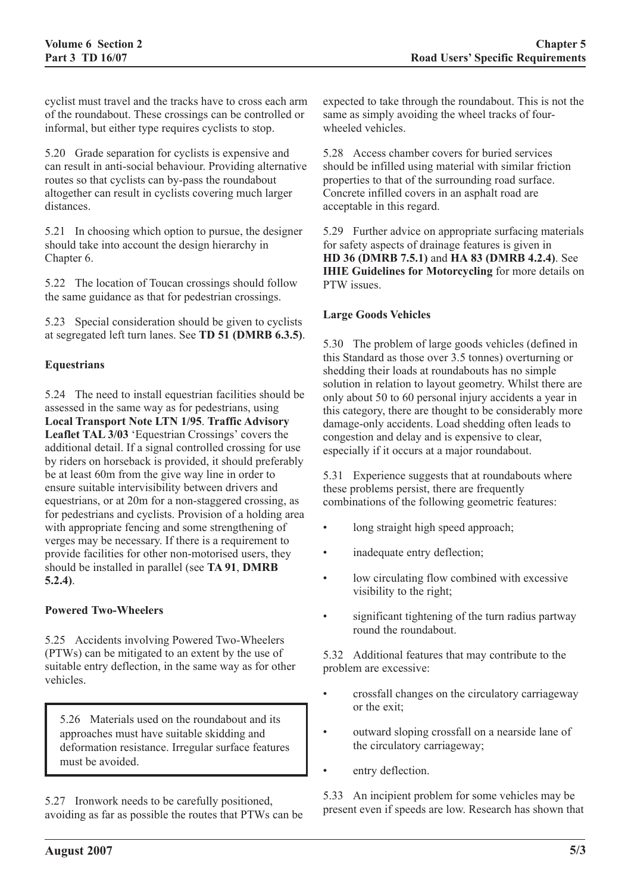cyclist must travel and the tracks have to cross each arm of the roundabout. These crossings can be controlled or informal, but either type requires cyclists to stop.

5.20 Grade separation for cyclists is expensive and can result in anti-social behaviour. Providing alternative routes so that cyclists can by-pass the roundabout altogether can result in cyclists covering much larger distances.

5.21 In choosing which option to pursue, the designer should take into account the design hierarchy in Chapter 6.

5.22 The location of Toucan crossings should follow the same guidance as that for pedestrian crossings.

5.23 Special consideration should be given to cyclists at segregated left turn lanes. See **TD 51 (DMRB 6.3.5)**.

### Equestrians

5.24 The need to install equestrian facilities should be assessed in the same way as for pedestrians, using **Local Transport Note LTN 1/95**. **Traffic Advisory Leaflet TAL 3/03** 'Equestrian Crossings' covers the additional detail. If a signal controlled crossing for use by riders on horseback is provided, it should preferably be at least 60m from the give way line in order to ensure suitable intervisibility between drivers and equestrians, or at 20m for a non-staggered crossing, as for pedestrians and cyclists. Provision of a holding area with appropriate fencing and some strengthening of verges may be necessary. If there is a requirement to provide facilities for other non-motorised users, they should be installed in parallel (see **TA 91**, **DMRB 5.2.4**).

### Powered Two-Wheelers

5.25 Accidents involving Powered Two-Wheelers (PTWs) can be mitigated to an extent by the use of suitable entry deflection, in the same way as for other vehicles.

> 5.26 Materials used on the roundabout and its approaches must have suitable skidding and deformation resistance. Irregular surface features must be avoided.

5.27 Ironwork needs to be carefully positioned, avoiding as far as possible the routes that PTWs can be expected to take through the roundabout. This is not the same as simply avoiding the wheel tracks of four-wheeled vehicles.

5.28 Access chamber covers for buried services should be infilled using material with similar friction properties to that of the surrounding road surface. Concrete infilled covers in an asphalt road are acceptable in this regard.

5.29 Further advice on appropriate surfacing materials for safety aspects of drainage features is given in **HD 36 (DMRB 7.5.1)** and **HA 83 (DMRB 4.2.4)**. See **IHIE Guidelines for Motorcycling** for more details on PTW issues.

### Large Goods Vehicles

5.30 The problem of large goods vehicles (defined in this Standard as those over 3.5 tonnes) overturning or shedding their loads at roundabouts has no simple solution in relation to layout geometry. Whilst there are only about 50 to 60 personal injury accidents a year in this category, there are thought to be considerably more damage-only accidents. Load shedding often leads to congestion and delay and is expensive to clear, especially if it occurs at a major roundabout.

5.31 Experience suggests that at roundabouts where these problems persist, there are frequently combinations of the following geometric features:

- long straight high speed approach;
- inadequate entry deflection;
- low circulating flow combined with excessive visibility to the right;
- significant tightening of the turn radius partway round the roundabout.

5.32 Additional features that may contribute to the problem are excessive:

- crossfall changes on the circulatory carriageway or the exit;
- outward sloping crossfall on a nearside lane of the circulatory carriageway;
- entry deflection.

5.33 An incipient problem for some vehicles may be present even if speeds are low. Research has shown that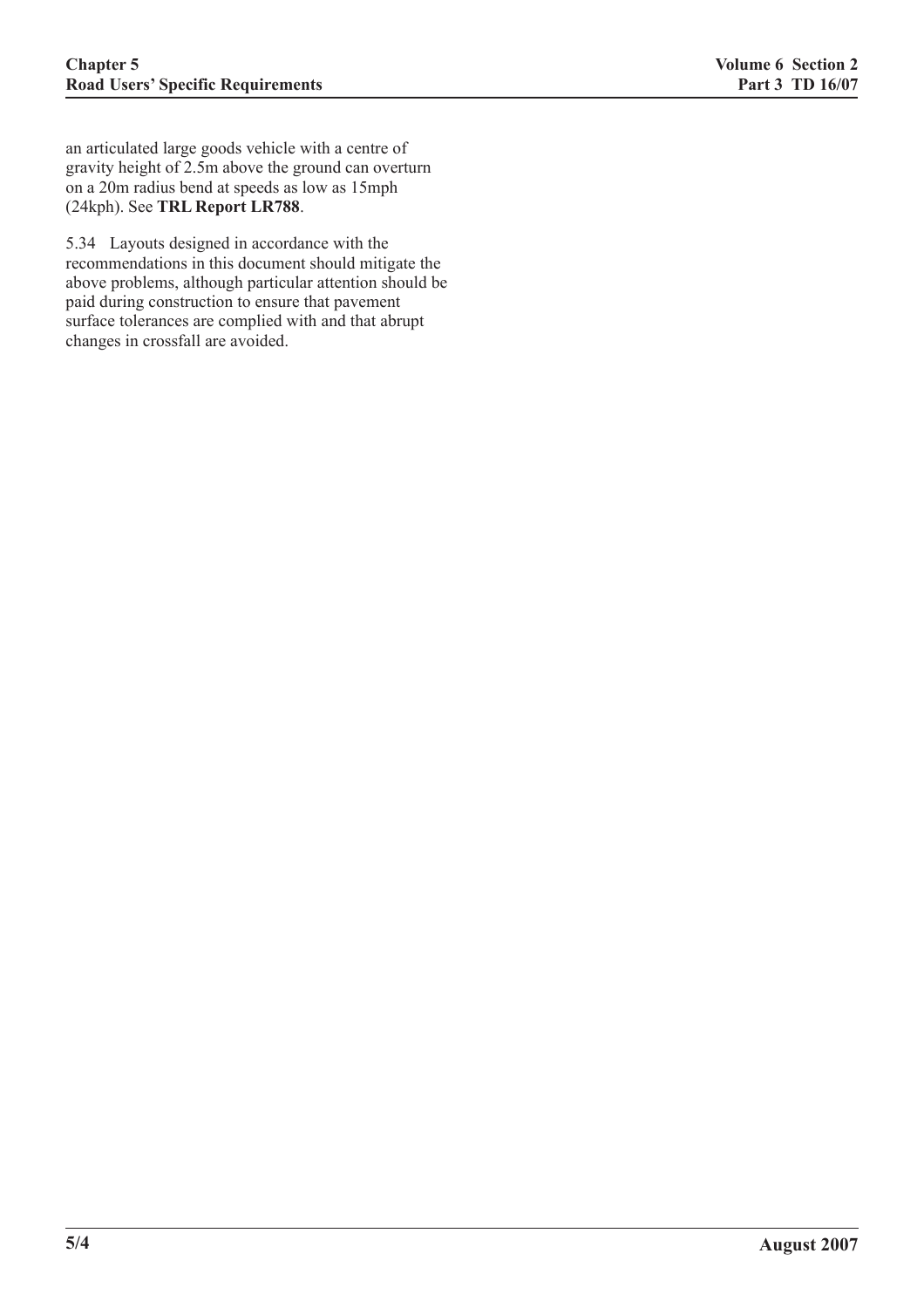an articulated large goods vehicle with a centre of gravity height of 2.5m above the ground can overturn on a 20m radius bend at speeds as low as 15mph (24kph). See **TRL Report LR788**.

5.34 Layouts designed in accordance with the recommendations in this document should mitigate the above problems, although particular attention should be paid during construction to ensure that pavement surface tolerances are complied with and that abrupt changes in crossfall are avoided.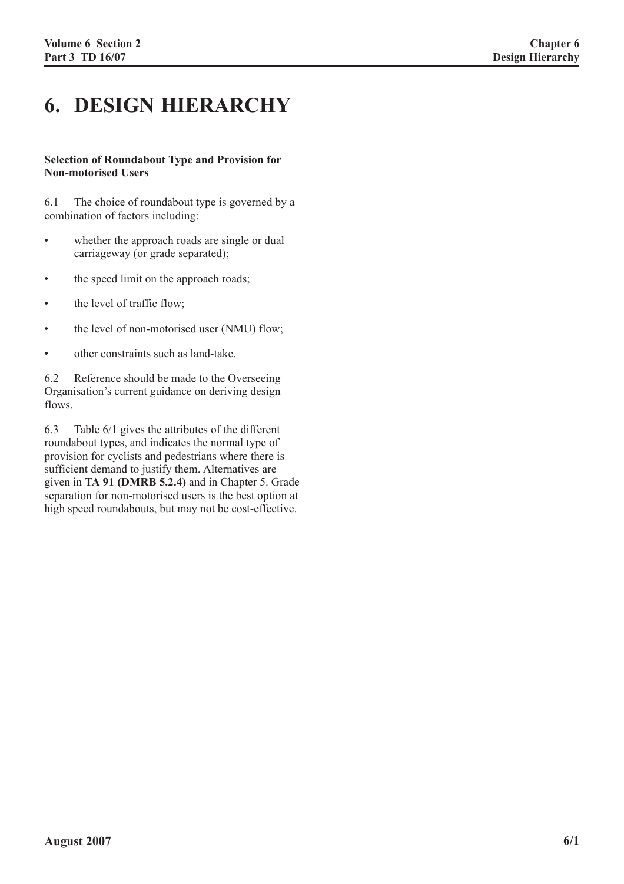# 6. DESIGN HIERARCHY

**Selection of Roundabout Type and Provision for Non-motorised Users**

6.1 The choice of roundabout type is governed by a combination of factors including:

- whether the approach roads are single or dual carriageway (or grade separated);
- the speed limit on the approach roads;
- the level of traffic flow;
- the level of non-motorised user (NMU) flow;
- other constraints such as land-take.

6.2 Reference should be made to the Overseeing Organisation's current guidance on deriving design flows.

6.3 Table 6/1 gives the attributes of the different roundabout types, and indicates the normal type of provision for cyclists and pedestrians where there is sufficient demand to justify them. Alternatives are given in **TA 91 (DMRB 5.2.4)** and in Chapter 5. Grade separation for non-motorised users is the best option at high speed roundabouts, but may not be cost-effective.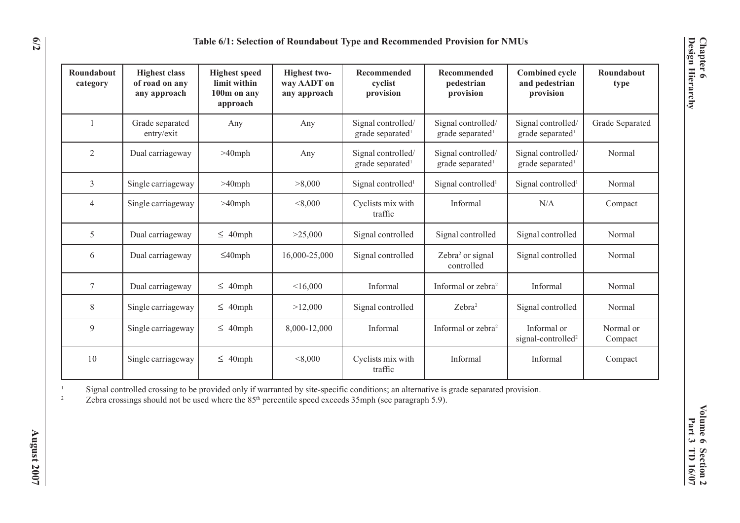### Table 6/1: Selection of Roundabout Type and Recommended Provision for NMUs

| Roundabout category | Highest class of road on any any approach | Highest speed limit within 100m on any approach | Highest two-way AADT on any approach | Recommended cyclist provision | Recommended pedestrian provision | Combined cycle and pedestrian provision | Roundabout type |
|---|---|---|---|---|---|---|---|
| 1 | Grade separated entry/exit | Any | Any | Signal controlled/ grade separated[1] | Signal controlled/ grade separated[1] | Signal controlled/ grade separated[1] | Grade Separated |
| 2 | Dual carriageway | >40mph | Any | Signal controlled/ grade separated[1] | Signal controlled/ grade separated[1] | Signal controlled/ grade separated[1] | Normal |
| 3 | Single carriageway | >40mph | >8,000 | Signal controlled[1] | Signal controlled[1] | Signal controlled[1] | Normal |
| 4 | Single carriageway | >40mph | <8,000 | Cyclists mix with traffic | Informal | N/A | Compact |
| 5 | Dual carriageway | ≤ 40mph | >25,000 | Signal controlled | Signal controlled | Signal controlled | Normal |
| 6 | Dual carriageway | ≤40mph | 16,000-25,000 | Signal controlled | Zebra[2] or signal controlled | Signal controlled | Normal |
| 7 | Dual carriageway | ≤ 40mph | <16,000 | Informal | Informal or zebra[2] | Informal | Normal |
| 8 | Single carriageway | ≤ 40mph | >12,000 | Signal controlled | Zebra[2] | Signal controlled | Normal |
| 9 | Single carriageway | ≤ 40mph | 8,000-12,000 | Informal | Informal or zebra[2] | Informal or signal-controlled[2] | Normal or Compact |
| 10 | Single carriageway | ≤ 40mph | <8,000 | Cyclists mix with traffic | Informal | Informal | Compact |

[1] Signal controlled crossing to be provided only if warranted by site-specific conditions; an alternative is grade separated provision.

[2] Zebra crossings should not be used where the 85th percentile speed exceeds 35mph (see paragraph 5.9).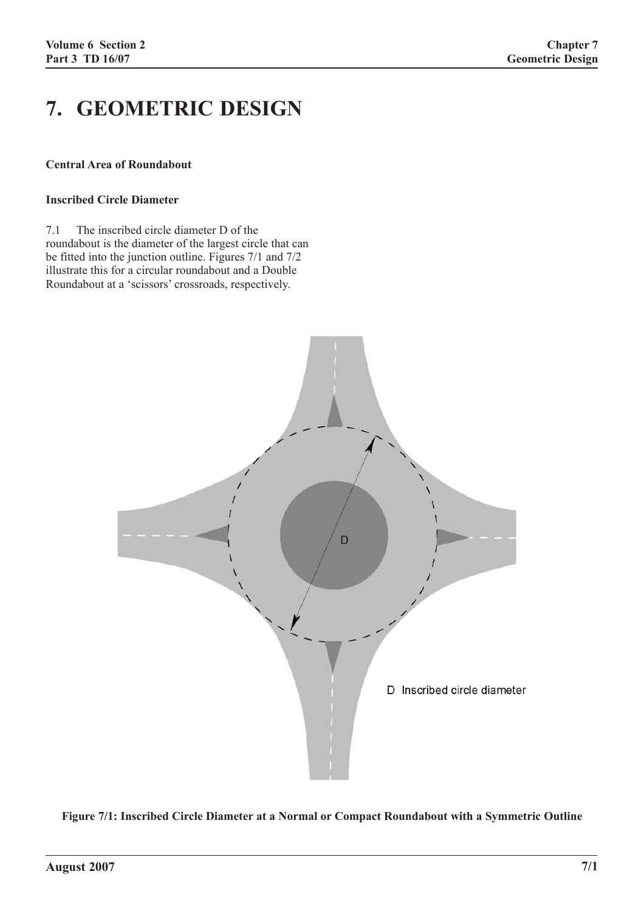# 7. GEOMETRIC DESIGN

**Central Area of Roundabout**

**Inscribed Circle Diameter**

7.1 The inscribed circle diameter D of the roundabout is the diameter of the largest circle that can be fitted into the junction outline. Figures 7/1 and 7/2 illustrate this for a circular roundabout and a Double Roundabout at a 'scissors' crossroads, respectively.

**Figure 7/1: Inscribed Circle Diameter at a Normal or Compact Roundabout with a Symmetric Outline**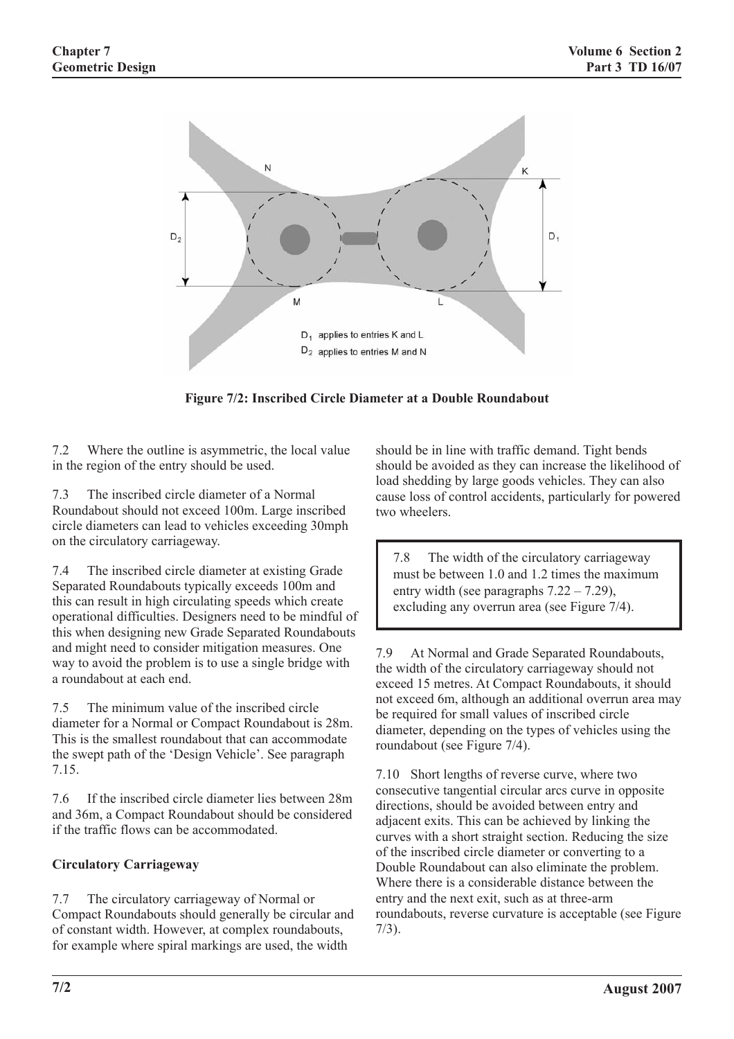Figure 7/2: Inscribed Circle Diameter at a Double Roundabout

7.2 Where the outline is asymmetric, the local value in the region of the entry should be used.

7.3 The inscribed circle diameter of a Normal Roundabout should not exceed 100m. Large inscribed circle diameters can lead to vehicles exceeding 30mph on the circulatory carriageway.

7.4 The inscribed circle diameter at existing Grade Separated Roundabouts typically exceeds 100m and this can result in high circulating speeds which create operational difficulties. Designers need to be mindful of this when designing new Grade Separated Roundabouts and might need to consider mitigation measures. One way to avoid the problem is to use a single bridge with a roundabout at each end.

7.5 The minimum value of the inscribed circle diameter for a Normal or Compact Roundabout is 28m. This is the smallest roundabout that can accommodate the swept path of the 'Design Vehicle'. See paragraph 7.15.

7.6 If the inscribed circle diameter lies between 28m and 36m, a Compact Roundabout should be considered if the traffic flows can be accommodated.

### Circulatory Carriageway

7.7 The circulatory carriageway of Normal or Compact Roundabouts should generally be circular and of constant width. However, at complex roundabouts, for example where spiral markings are used, the width should be in line with traffic demand. Tight bends should be avoided as they can increase the likelihood of load shedding by large goods vehicles. They can also cause loss of control accidents, particularly for powered two wheelers.

> 7.8 The width of the circulatory carriageway must be between 1.0 and 1.2 times the maximum entry width (see paragraphs 7.22 – 7.29), excluding any overrun area (see Figure 7/4).

7.9 At Normal and Grade Separated Roundabouts, the width of the circulatory carriageway should not exceed 15 metres. At Compact Roundabouts, it should not exceed 6m, although an additional overrun area may be required for small values of inscribed circle diameter, depending on the types of vehicles using the roundabout (see Figure 7/4).

7.10 Short lengths of reverse curve, where two consecutive tangential circular arcs curve in opposite directions, should be avoided between entry and adjacent exits. This can be achieved by linking the curves with a short straight section. Reducing the size of the inscribed circle diameter or converting to a Double Roundabout can also eliminate the problem. Where there is a considerable distance between the entry and the next exit, such as at three-arm roundabouts, reverse curvature is acceptable (see Figure 7/3).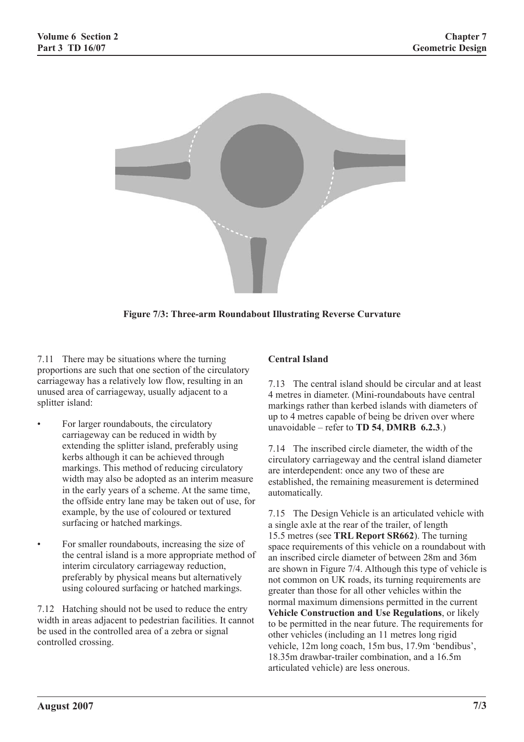**Figure 7/3: Three-arm Roundabout Illustrating Reverse Curvature**

7.11 There may be situations where the turning proportions are such that one section of the circulatory carriageway has a relatively low flow, resulting in an unused area of carriageway, usually adjacent to a splitter island:

- For larger roundabouts, the circulatory carriageway can be reduced in width by extending the splitter island, preferably using kerbs although it can be achieved through markings. This method of reducing circulatory width may also be adopted as an interim measure in the early years of a scheme. At the same time, the offside entry lane may be taken out of use, for example, by the use of coloured or textured surfacing or hatched markings.
- For smaller roundabouts, increasing the size of the central island is a more appropriate method of interim circulatory carriageway reduction, preferably by physical means but alternatively using coloured surfacing or hatched markings.

7.12 Hatching should not be used to reduce the entry width in areas adjacent to pedestrian facilities. It cannot be used in the controlled area of a zebra or signal controlled crossing.

### Central Island

7.13 The central island should be circular and at least 4 metres in diameter. (Mini-roundabouts have central markings rather than kerbed islands with diameters of up to 4 metres capable of being be driven over where unavoidable – refer to **TD 54**, **DMRB 6.2.3**.)

7.14 The inscribed circle diameter, the width of the circulatory carriageway and the central island diameter are interdependent: once any two of these are established, the remaining measurement is determined automatically.

7.15 The Design Vehicle is an articulated vehicle with a single axle at the rear of the trailer, of length 15.5 metres (see **TRL Report SR662**). The turning space requirements of this vehicle on a roundabout with an inscribed circle diameter of between 28m and 36m are shown in Figure 7/4. Although this type of vehicle is not common on UK roads, its turning requirements are greater than those for all other vehicles within the normal maximum dimensions permitted in the current **Vehicle Construction and Use Regulations**, or likely to be permitted in the near future. The requirements for other vehicles (including an 11 metres long rigid vehicle, 12m long coach, 15m bus, 17.9m 'bendibus', 18.35m drawbar-trailer combination, and a 16.5m articulated vehicle) are less onerous.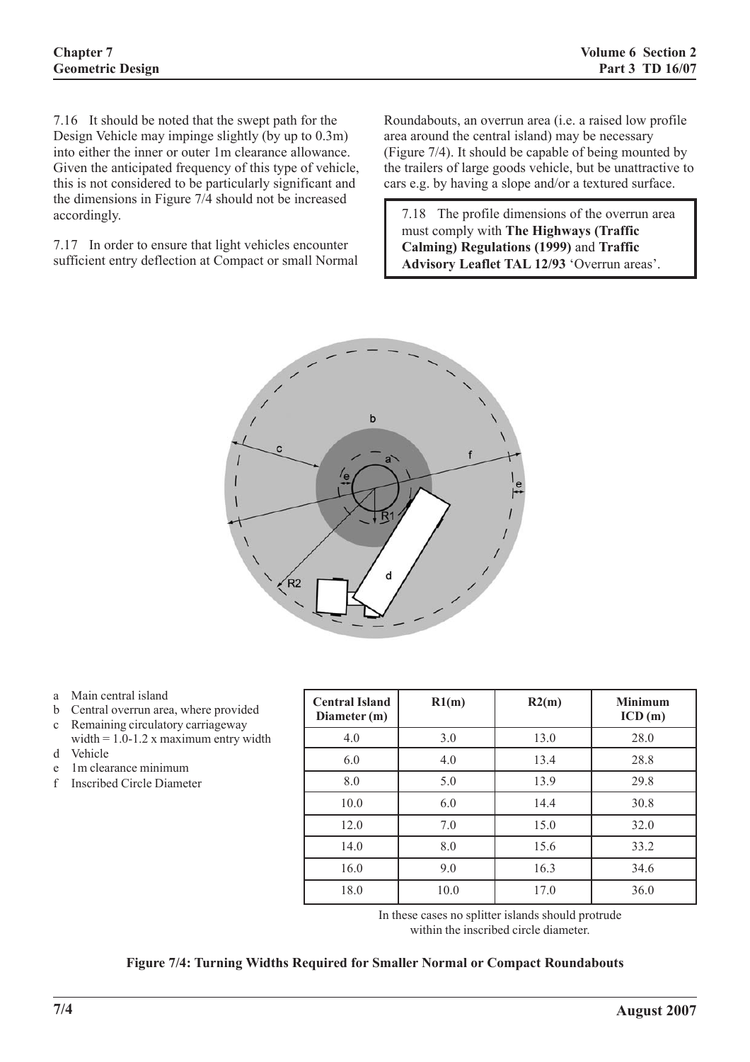7.16 It should be noted that the swept path for the Design Vehicle may impinge slightly (by up to 0.3m) into either the inner or outer 1m clearance allowance. Given the anticipated frequency of this type of vehicle, this is not considered to be particularly significant and the dimensions in Figure 7/4 should not be increased accordingly.

7.17 In order to ensure that light vehicles encounter sufficient entry deflection at Compact or small Normal Roundabouts, an overrun area (i.e. a raised low profile area around the central island) may be necessary (Figure 7/4). It should be capable of being mounted by the trailers of large goods vehicle, but be unattractive to cars e.g. by having a slope and/or a textured surface.

> 7.18 The profile dimensions of the overrun area must comply with **The Highways (Traffic Calming) Regulations (1999)** and **Traffic Advisory Leaflet TAL 12/93** 'Overrun areas'.

- a Main central island
- b Central overrun area, where provided
- c Remaining circulatory carriageway width = 1.0-1.2 x maximum entry width
- d Vehicle
- e 1m clearance minimum
- f Inscribed Circle Diameter

| Central Island Diameter (m) | R1(m) | R2(m) | Minimum ICD (m) |
|---|---|---|---|
| 4.0 | 3.0 | 13.0 | 28.0 |
| 6.0 | 4.0 | 13.4 | 28.8 |
| 8.0 | 5.0 | 13.9 | 29.8 |
| 10.0 | 6.0 | 14.4 | 30.8 |
| 12.0 | 7.0 | 15.0 | 32.0 |
| 14.0 | 8.0 | 15.6 | 33.2 |
| 16.0 | 9.0 | 16.3 | 34.6 |
| 18.0 | 10.0 | 17.0 | 36.0 |

In these cases no splitter islands should protrude within the inscribed circle diameter.

**Figure 7/4: Turning Widths Required for Smaller Normal or Compact Roundabouts**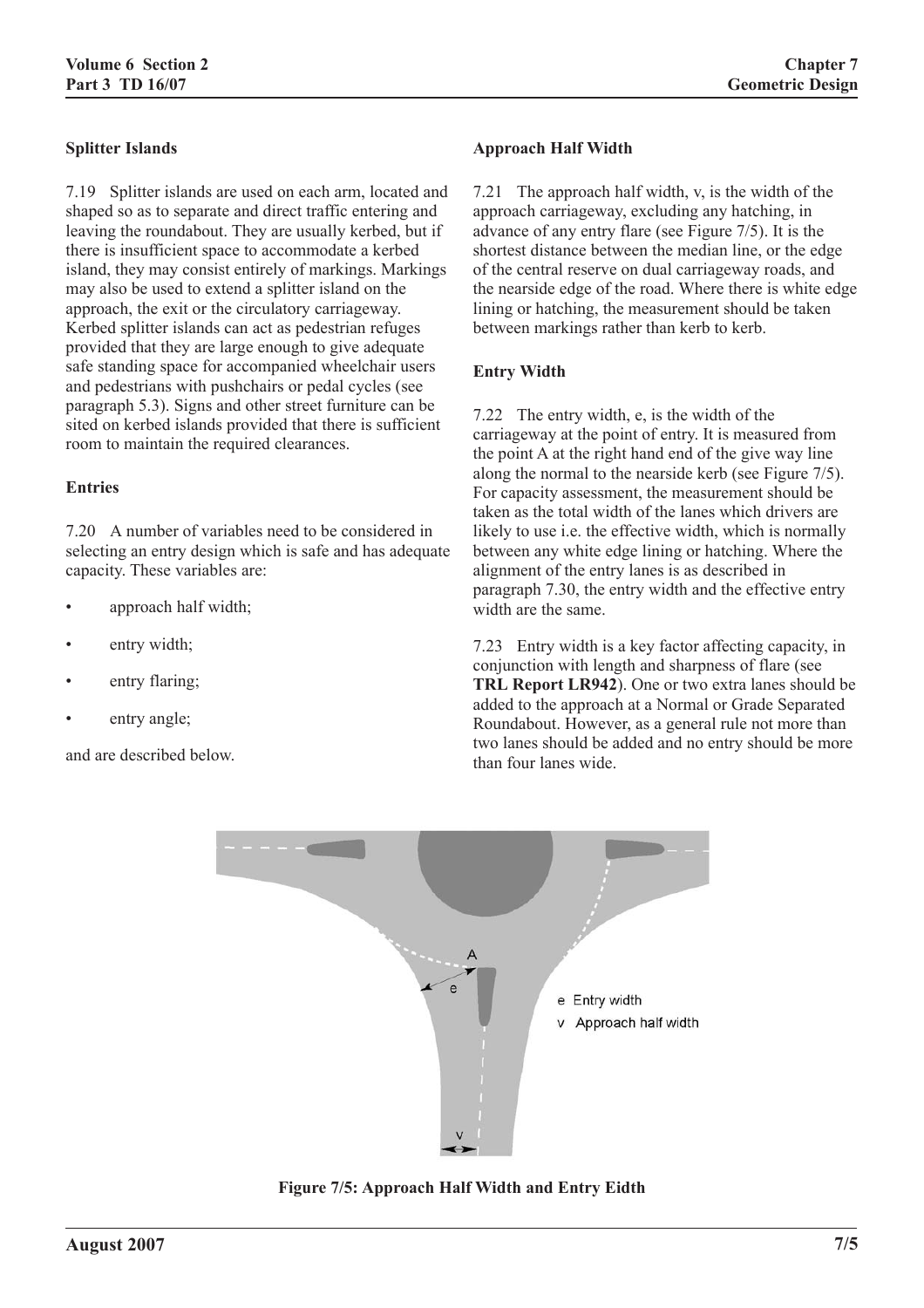### Splitter Islands

7.19 Splitter islands are used on each arm, located and shaped so as to separate and direct traffic entering and leaving the roundabout. They are usually kerbed, but if there is insufficient space to accommodate a kerbed island, they may consist entirely of markings. Markings may also be used to extend a splitter island on the approach, the exit or the circulatory carriageway. Kerbed splitter islands can act as pedestrian refuges provided that they are large enough to give adequate safe standing space for accompanied wheelchair users and pedestrians with pushchairs or pedal cycles (see paragraph 5.3). Signs and other street furniture can be sited on kerbed islands provided that there is sufficient room to maintain the required clearances.

### Entries

7.20 A number of variables need to be considered in selecting an entry design which is safe and has adequate capacity. These variables are:

- approach half width;
- entry width;
- entry flaring;
- entry angle;

and are described below.

### Approach Half Width

7.21 The approach half width, v, is the width of the approach carriageway, excluding any hatching, in advance of any entry flare (see Figure 7/5). It is the shortest distance between the median line, or the edge of the central reserve on dual carriageway roads, and the nearside edge of the road. Where there is white edge lining or hatching, the measurement should be taken between markings rather than kerb to kerb.

### Entry Width

7.22 The entry width, e, is the width of the carriageway at the point of entry. It is measured from the point A at the right hand end of the give way line along the normal to the nearside kerb (see Figure 7/5). For capacity assessment, the measurement should be taken as the total width of the lanes which drivers are likely to use i.e. the effective width, which is normally between any white edge lining or hatching. Where the alignment of the entry lanes is as described in paragraph 7.30, the entry width and the effective entry width are the same.

7.23 Entry width is a key factor affecting capacity, in conjunction with length and sharpness of flare (see **TRL Report LR942**). One or two extra lanes should be added to the approach at a Normal or Grade Separated Roundabout. However, as a general rule not more than two lanes should be added and no entry should be more than four lanes wide.

A

e

e Entry width

v Approach half width

v

**Figure 7/5: Approach Half Width and Entry Eidth**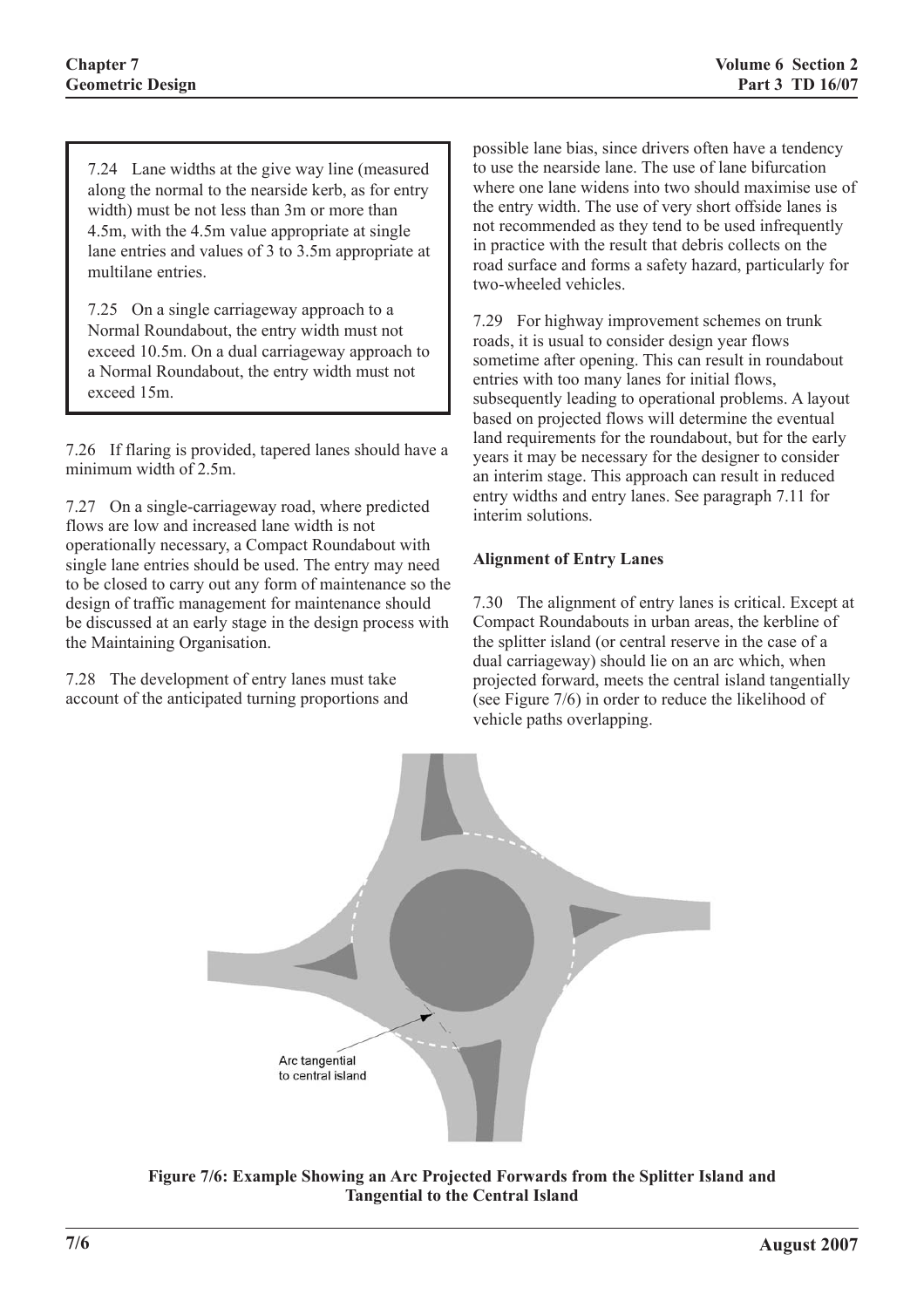7.24 Lane widths at the give way line (measured along the normal to the nearside kerb, as for entry width) must be not less than 3m or more than 4.5m, with the 4.5m value appropriate at single lane entries and values of 3 to 3.5m appropriate at multilane entries.

7.25 On a single carriageway approach to a Normal Roundabout, the entry width must not exceed 10.5m. On a dual carriageway approach to a Normal Roundabout, the entry width must not exceed 15m.

7.26 If flaring is provided, tapered lanes should have a minimum width of 2.5m.

7.27 On a single-carriageway road, where predicted flows are low and increased lane width is not operationally necessary, a Compact Roundabout with single lane entries should be used. The entry may need to be closed to carry out any form of maintenance so the design of traffic management for maintenance should be discussed at an early stage in the design process with the Maintaining Organisation.

7.28 The development of entry lanes must take account of the anticipated turning proportions and possible lane bias, since drivers often have a tendency to use the nearside lane. The use of lane bifurcation where one lane widens into two should maximise use of the entry width. The use of very short offside lanes is not recommended as they tend to be used infrequently in practice with the result that debris collects on the road surface and forms a safety hazard, particularly for two-wheeled vehicles.

7.29 For highway improvement schemes on trunk roads, it is usual to consider design year flows sometime after opening. This can result in roundabout entries with too many lanes for initial flows, subsequently leading to operational problems. A layout based on projected flows will determine the eventual land requirements for the roundabout, but for the early years it may be necessary for the designer to consider an interim stage. This approach can result in reduced entry widths and entry lanes. See paragraph 7.11 for interim solutions.

**Alignment of Entry Lanes**

7.30 The alignment of entry lanes is critical. Except at Compact Roundabouts in urban areas, the kerbline of the splitter island (or central reserve in the case of a dual carriageway) should lie on an arc which, when projected forward, meets the central island tangentially (see Figure 7/6) in order to reduce the likelihood of vehicle paths overlapping.

Arc tangential to central island

**Figure 7/6: Example Showing an Arc Projected Forwards from the Splitter Island and Tangential to the Central Island**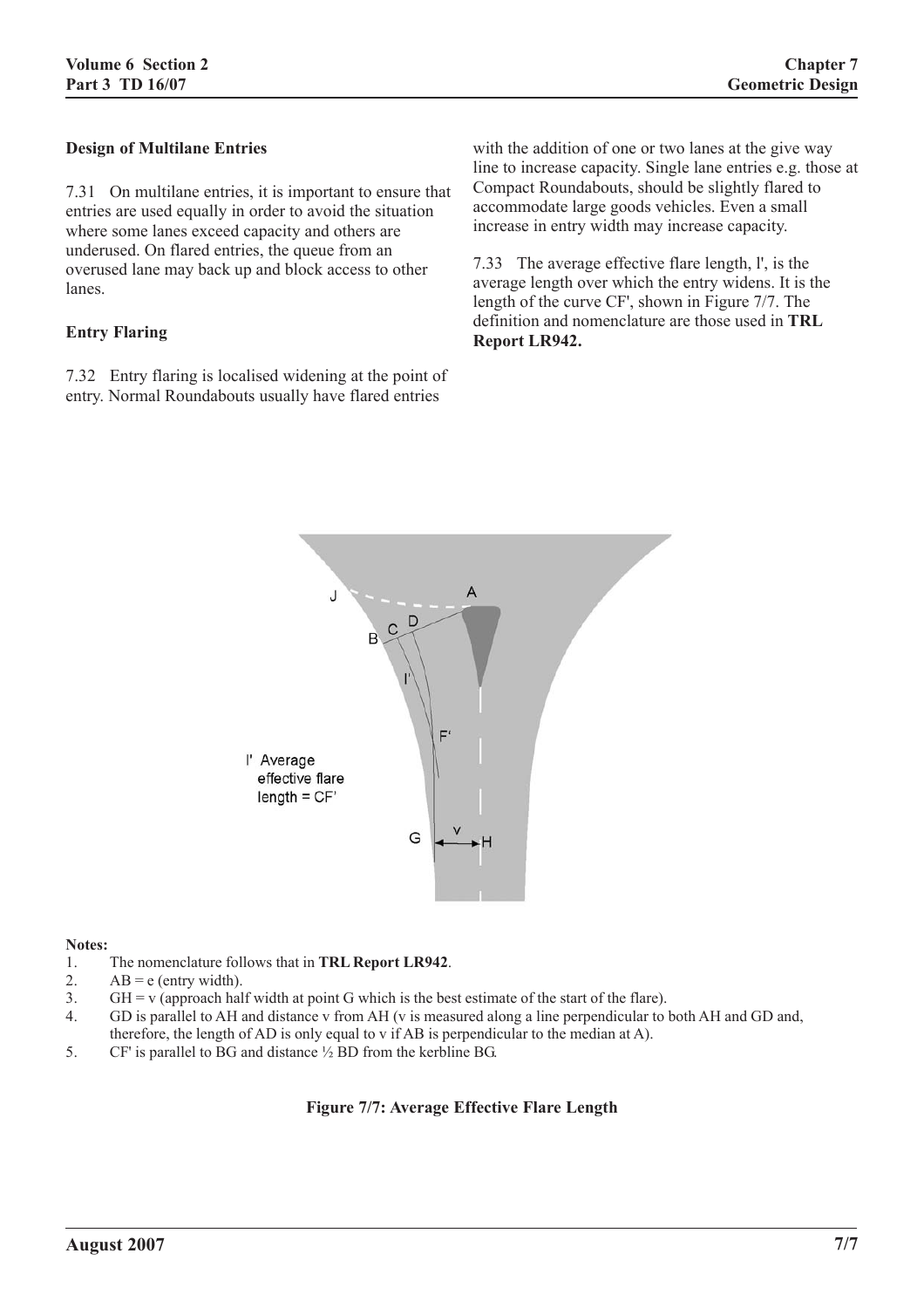### Design of Multilane Entries

7.31 On multilane entries, it is important to ensure that entries are used equally in order to avoid the situation where some lanes exceed capacity and others are underused. On flared entries, the queue from an overused lane may back up and block access to other lanes.

### Entry Flaring

7.32 Entry flaring is localised widening at the point of entry. Normal Roundabouts usually have flared entries with the addition of one or two lanes at the give way line to increase capacity. Single lane entries e.g. those at Compact Roundabouts, should be slightly flared to accommodate large goods vehicles. Even a small increase in entry width may increase capacity.

7.33 The average effective flare length, l', is the average length over which the entry widens. It is the length of the curve CF', shown in Figure 7/7. The definition and nomenclature are those used in **TRL Report LR942.**

**Notes:**

1. The nomenclature follows that in **TRL Report LR942**.
2. AB = e (entry width).
3. GH = v (approach half width at point G which is the best estimate of the start of the flare).
4. GD is parallel to AH and distance v from AH (v is measured along a line perpendicular to both AH and GD and, therefore, the length of AD is only equal to v if AB is perpendicular to the median at A).
5. CF' is parallel to BG and distance ½ BD from the kerbline BG.

**Figure 7/7: Average Effective Flare Length**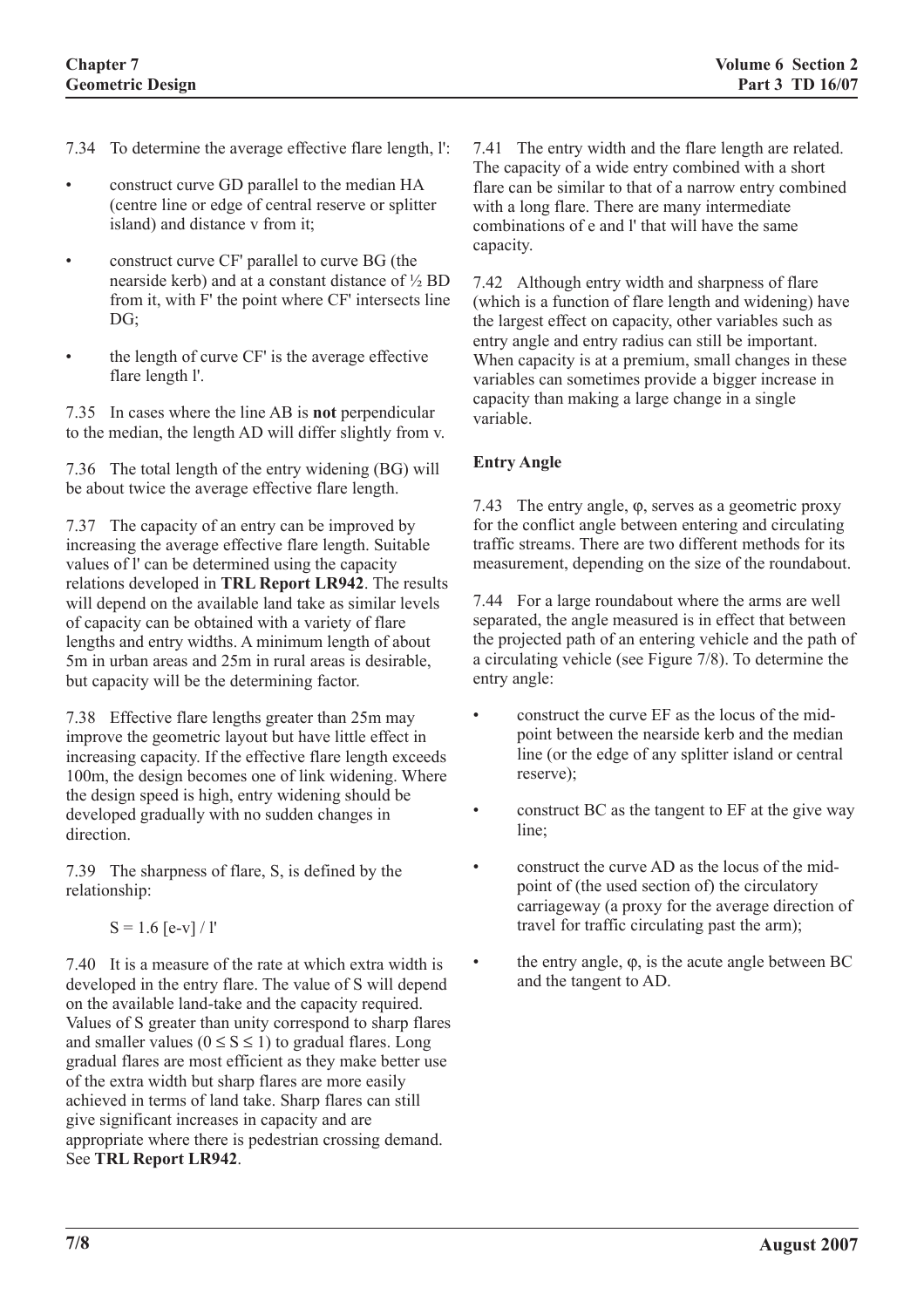7.34 To determine the average effective flare length, l':

- construct curve GD parallel to the median HA (centre line or edge of central reserve or splitter island) and distance v from it;
- construct curve CF' parallel to curve BG (the nearside kerb) and at a constant distance of ½ BD from it, with F' the point where CF' intersects line DG;
- the length of curve CF' is the average effective flare length l'.

7.35 In cases where the line AB is **not** perpendicular to the median, the length AD will differ slightly from v.

7.36 The total length of the entry widening (BG) will be about twice the average effective flare length.

7.37 The capacity of an entry can be improved by increasing the average effective flare length. Suitable values of l' can be determined using the capacity relations developed in **TRL Report LR942**. The results will depend on the available land take as similar levels of capacity can be obtained with a variety of flare lengths and entry widths. A minimum length of about 5m in urban areas and 25m in rural areas is desirable, but capacity will be the determining factor.

7.38 Effective flare lengths greater than 25m may improve the geometric layout but have little effect in increasing capacity. If the effective flare length exceeds 100m, the design becomes one of link widening. Where the design speed is high, entry widening should be developed gradually with no sudden changes in direction.

7.39 The sharpness of flare, S, is defined by the relationship:

$$S = 1.6\,[e - v]\,/\,l'$$

7.40 It is a measure of the rate at which extra width is developed in the entry flare. The value of S will depend on the available land-take and the capacity required. Values of S greater than unity correspond to sharp flares and smaller values ($0 \leq S \leq 1$) to gradual flares. Long gradual flares are most efficient as they make better use of the extra width but sharp flares are more easily achieved in terms of land take. Sharp flares can still give significant increases in capacity and are appropriate where there is pedestrian crossing demand. See **TRL Report LR942**.

7.41 The entry width and the flare length are related. The capacity of a wide entry combined with a short flare can be similar to that of a narrow entry combined with a long flare. There are many intermediate combinations of e and l' that will have the same capacity.

7.42 Although entry width and sharpness of flare (which is a function of flare length and widening) have the largest effect on capacity, other variables such as entry angle and entry radius can still be important. When capacity is at a premium, small changes in these variables can sometimes provide a bigger increase in capacity than making a large change in a single variable.

### Entry Angle

7.43 The entry angle, φ, serves as a geometric proxy for the conflict angle between entering and circulating traffic streams. There are two different methods for its measurement, depending on the size of the roundabout.

7.44 For a large roundabout where the arms are well separated, the angle measured is in effect that between the projected path of an entering vehicle and the path of a circulating vehicle (see Figure 7/8). To determine the entry angle:

- construct the curve EF as the locus of the mid-point between the nearside kerb and the median line (or the edge of any splitter island or central reserve);
- construct BC as the tangent to EF at the give way line;
- construct the curve AD as the locus of the mid-point of (the used section of) the circulatory carriageway (a proxy for the average direction of travel for traffic circulating past the arm);
- the entry angle, φ, is the acute angle between BC and the tangent to AD.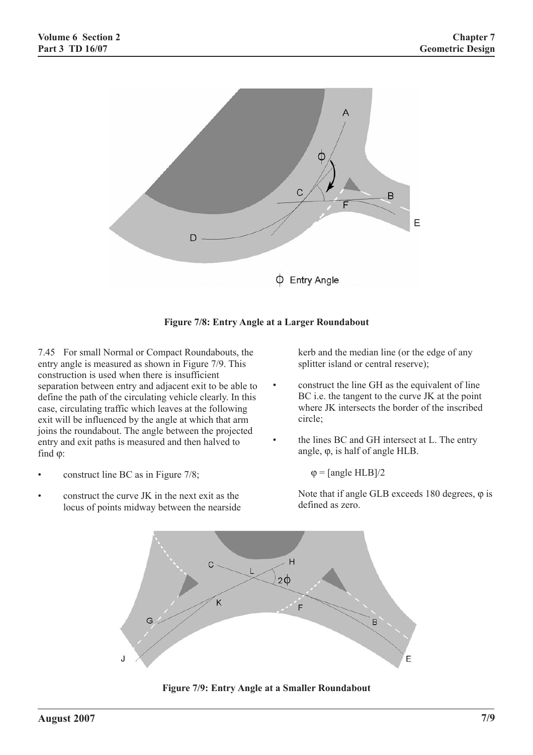**Figure 7/8: Entry Angle at a Larger Roundabout**

7.45 For small Normal or Compact Roundabouts, the entry angle is measured as shown in Figure 7/9. This construction is used when there is insufficient separation between entry and adjacent exit to be able to define the path of the circulating vehicle clearly. In this case, circulating traffic which leaves at the following exit will be influenced by the angle at which that arm joins the roundabout. The angle between the projected entry and exit paths is measured and then halved to find φ:

- construct line BC as in Figure 7/8;
- construct the curve JK in the next exit as the locus of points midway between the nearside kerb and the median line (or the edge of any splitter island or central reserve);
- construct the line GH as the equivalent of line BC i.e. the tangent to the curve JK at the point where JK intersects the border of the inscribed circle;
- the lines BC and GH intersect at L. The entry angle, φ, is half of angle HLB.

  φ = [angle HLB]/2

  Note that if angle GLB exceeds 180 degrees, φ is defined as zero.

**Figure 7/9: Entry Angle at a Smaller Roundabout**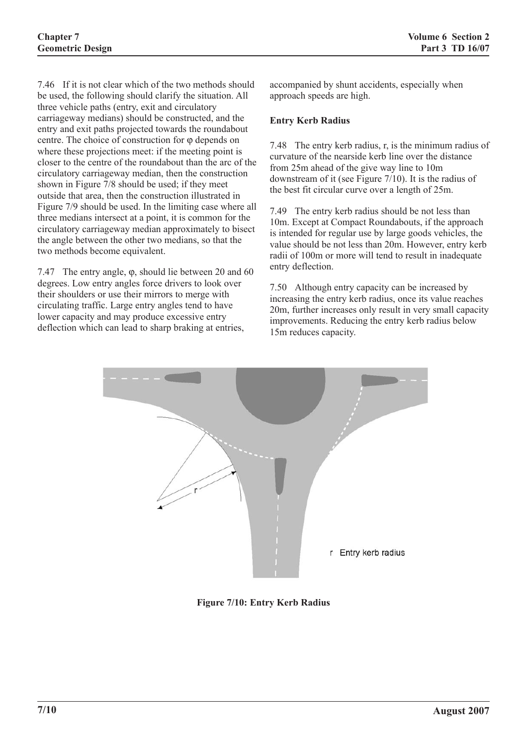7.46 If it is not clear which of the two methods should be used, the following should clarify the situation. All three vehicle paths (entry, exit and circulatory carriageway medians) should be constructed, and the entry and exit paths projected towards the roundabout centre. The choice of construction for φ depends on where these projections meet: if the meeting point is closer to the centre of the roundabout than the arc of the circulatory carriageway median, then the construction shown in Figure 7/8 should be used; if they meet outside that area, then the construction illustrated in Figure 7/9 should be used. In the limiting case where all three medians intersect at a point, it is common for the circulatory carriageway median approximately to bisect the angle between the other two medians, so that the two methods become equivalent.

7.47 The entry angle, φ, should lie between 20 and 60 degrees. Low entry angles force drivers to look over their shoulders or use their mirrors to merge with circulating traffic. Large entry angles tend to have lower capacity and may produce excessive entry deflection which can lead to sharp braking at entries, accompanied by shunt accidents, especially when approach speeds are high.

**Entry Kerb Radius**

7.48 The entry kerb radius, r, is the minimum radius of curvature of the nearside kerb line over the distance from 25m ahead of the give way line to 10m downstream of it (see Figure 7/10). It is the radius of the best fit circular curve over a length of 25m.

7.49 The entry kerb radius should be not less than 10m. Except at Compact Roundabouts, if the approach is intended for regular use by large goods vehicles, the value should be not less than 20m. However, entry kerb radii of 100m or more will tend to result in inadequate entry deflection.

7.50 Although entry capacity can be increased by increasing the entry kerb radius, once its value reaches 20m, further increases only result in very small capacity improvements. Reducing the entry kerb radius below 15m reduces capacity.

r Entry kerb radius

**Figure 7/10: Entry Kerb Radius**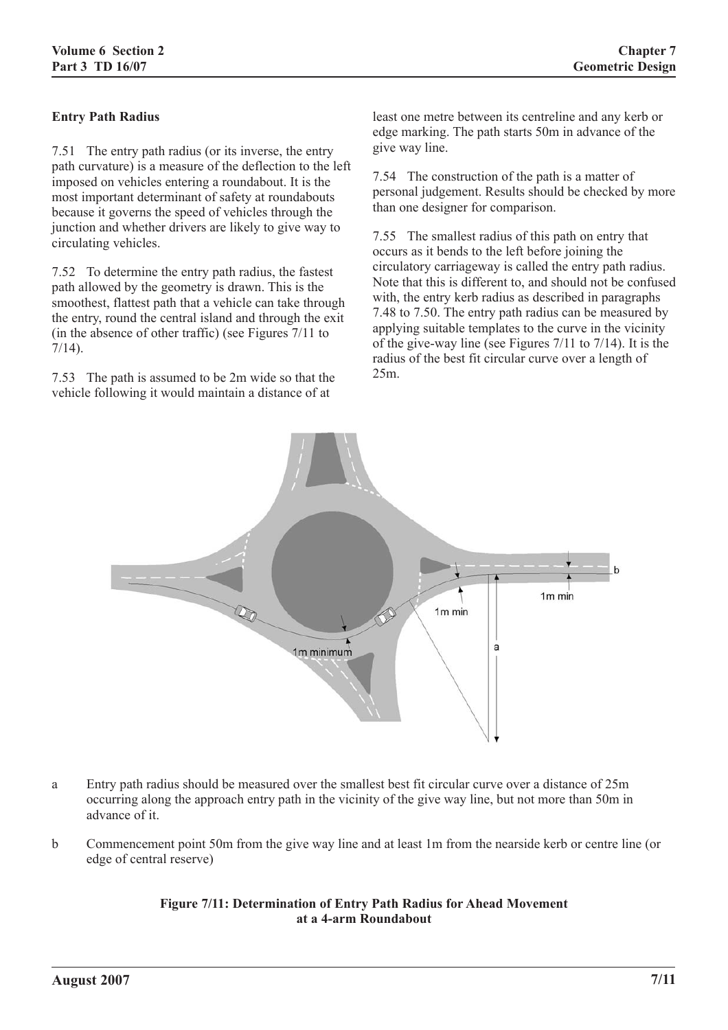## Entry Path Radius

7.51 The entry path radius (or its inverse, the entry path curvature) is a measure of the deflection to the left imposed on vehicles entering a roundabout. It is the most important determinant of safety at roundabouts because it governs the speed of vehicles through the junction and whether drivers are likely to give way to circulating vehicles.

7.52 To determine the entry path radius, the fastest path allowed by the geometry is drawn. This is the smoothest, flattest path that a vehicle can take through the entry, round the central island and through the exit (in the absence of other traffic) (see Figures 7/11 to 7/14).

7.53 The path is assumed to be 2m wide so that the vehicle following it would maintain a distance of at least one metre between its centreline and any kerb or edge marking. The path starts 50m in advance of the give way line.

7.54 The construction of the path is a matter of personal judgement. Results should be checked by more than one designer for comparison.

7.55 The smallest radius of this path on entry that occurs as it bends to the left before joining the circulatory carriageway is called the entry path radius. Note that this is different to, and should not be confused with, the entry kerb radius as described in paragraphs 7.48 to 7.50. The entry path radius can be measured by applying suitable templates to the curve in the vicinity of the give-way line (see Figures 7/11 to 7/14). It is the radius of the best fit circular curve over a length of 25m.

a Entry path radius should be measured over the smallest best fit circular curve over a distance of 25m occurring along the approach entry path in the vicinity of the give way line, but not more than 50m in advance of it.

b Commencement point 50m from the give way line and at least 1m from the nearside kerb or centre line (or edge of central reserve)

**Figure 7/11: Determination of Entry Path Radius for Ahead Movement at a 4-arm Roundabout**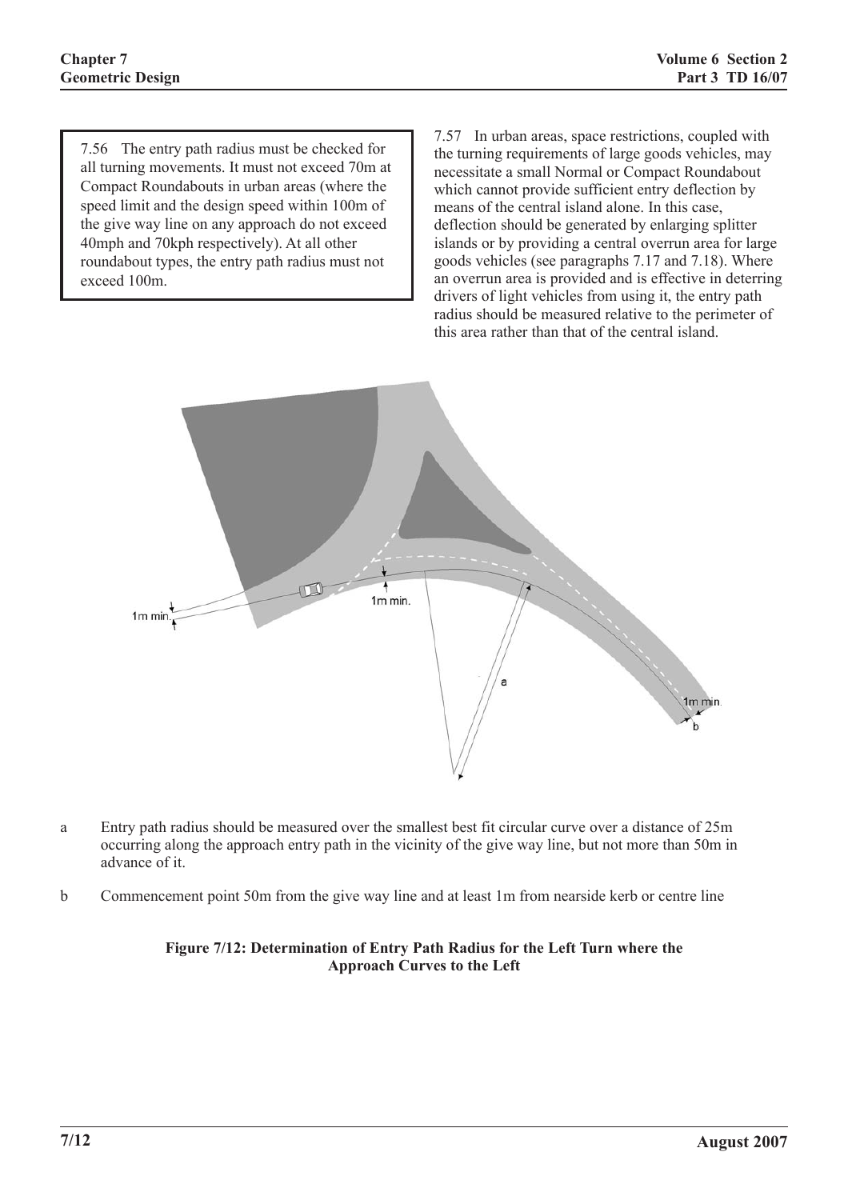7.56 The entry path radius must be checked for all turning movements. It must not exceed 70m at Compact Roundabouts in urban areas (where the speed limit and the design speed within 100m of the give way line on any approach do not exceed 40mph and 70kph respectively). At all other roundabout types, the entry path radius must not exceed 100m.

7.57 In urban areas, space restrictions, coupled with the turning requirements of large goods vehicles, may necessitate a small Normal or Compact Roundabout which cannot provide sufficient entry deflection by means of the central island alone. In this case, deflection should be generated by enlarging splitter islands or by providing a central overrun area for large goods vehicles (see paragraphs 7.17 and 7.18). Where an overrun area is provided and is effective in deterring drivers of light vehicles from using it, the entry path radius should be measured relative to the perimeter of this area rather than that of the central island.

a Entry path radius should be measured over the smallest best fit circular curve over a distance of 25m occurring along the approach entry path in the vicinity of the give way line, but not more than 50m in advance of it.

b Commencement point 50m from the give way line and at least 1m from nearside kerb or centre line

**Figure 7/12: Determination of Entry Path Radius for the Left Turn where the Approach Curves to the Left**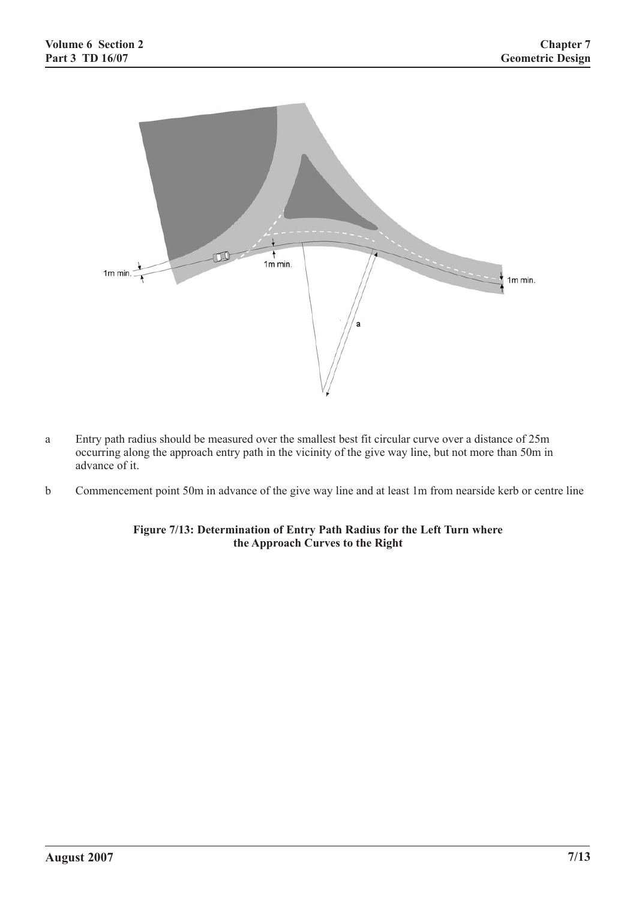a Entry path radius should be measured over the smallest best fit circular curve over a distance of 25m occurring along the approach entry path in the vicinity of the give way line, but not more than 50m in advance of it.

b Commencement point 50m in advance of the give way line and at least 1m from nearside kerb or centre line

**Figure 7/13: Determination of Entry Path Radius for the Left Turn where the Approach Curves to the Right**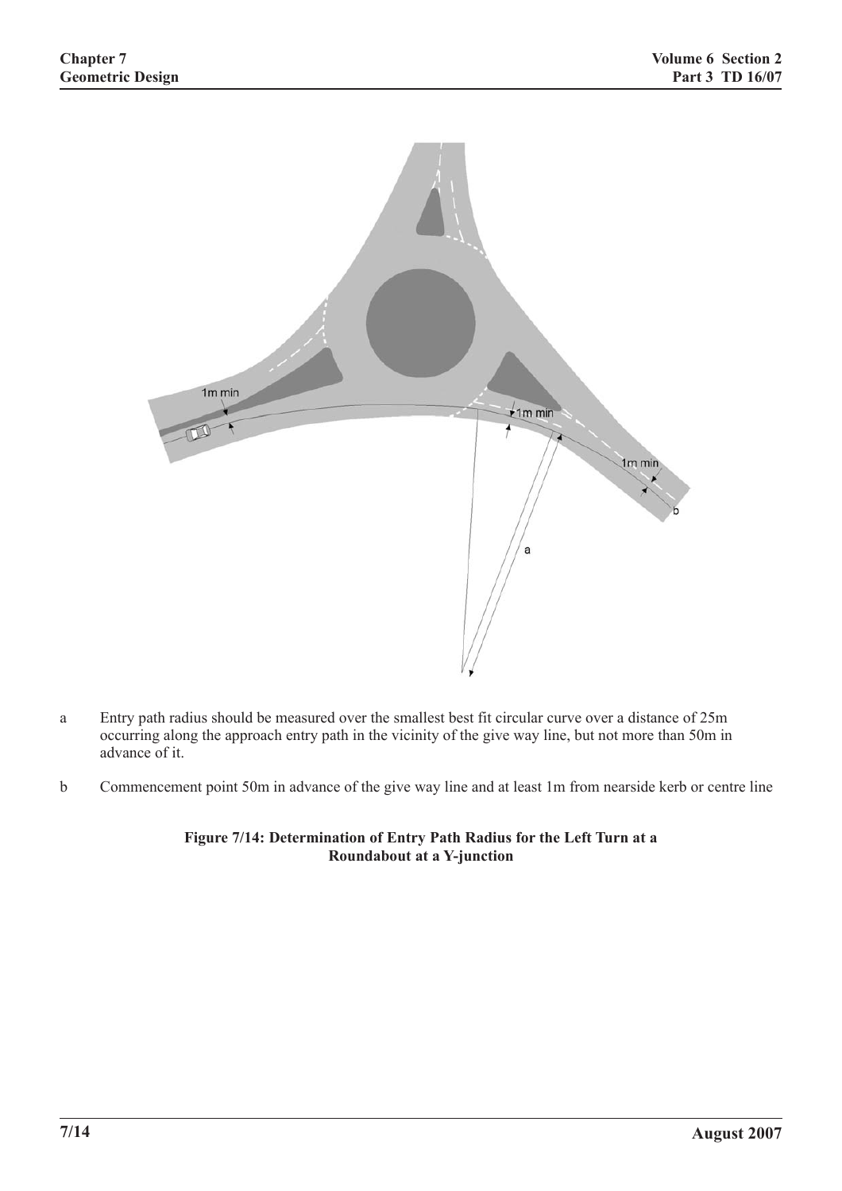a Entry path radius should be measured over the smallest best fit circular curve over a distance of 25m occurring along the approach entry path in the vicinity of the give way line, but not more than 50m in advance of it.

b Commencement point 50m in advance of the give way line and at least 1m from nearside kerb or centre line

**Figure 7/14: Determination of Entry Path Radius for the Left Turn at a Roundabout at a Y-junction**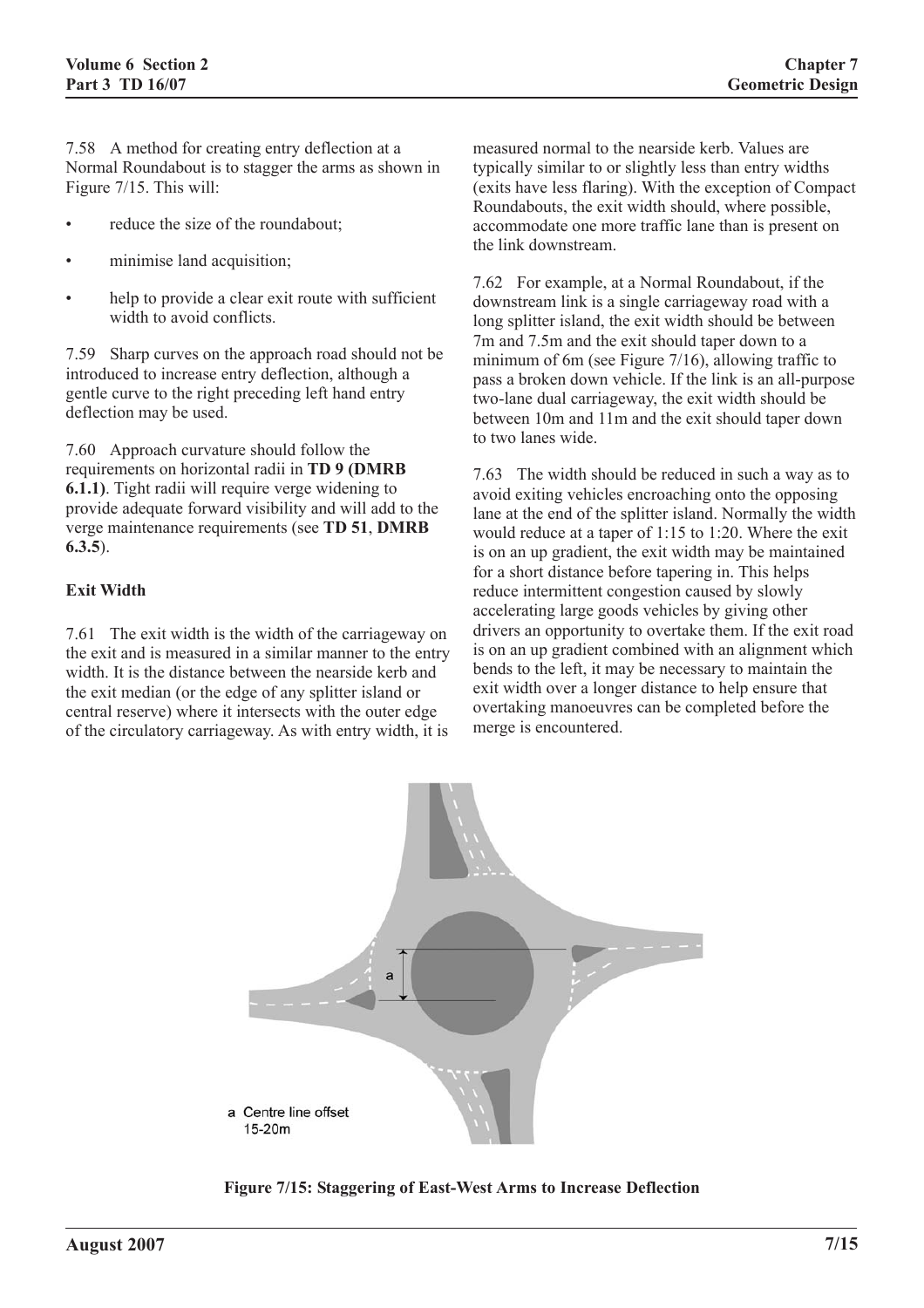7.58 A method for creating entry deflection at a Normal Roundabout is to stagger the arms as shown in Figure 7/15. This will:

- reduce the size of the roundabout;
- minimise land acquisition;
- help to provide a clear exit route with sufficient width to avoid conflicts.

7.59 Sharp curves on the approach road should not be introduced to increase entry deflection, although a gentle curve to the right preceding left hand entry deflection may be used.

7.60 Approach curvature should follow the requirements on horizontal radii in **TD 9 (DMRB 6.1.1)**. Tight radii will require verge widening to provide adequate forward visibility and will add to the verge maintenance requirements (see **TD 51**, **DMRB 6.3.5**).

**Exit Width**

7.61 The exit width is the width of the carriageway on the exit and is measured in a similar manner to the entry width. It is the distance between the nearside kerb and the exit median (or the edge of any splitter island or central reserve) where it intersects with the outer edge of the circulatory carriageway. As with entry width, it is measured normal to the nearside kerb. Values are typically similar to or slightly less than entry widths (exits have less flaring). With the exception of Compact Roundabouts, the exit width should, where possible, accommodate one more traffic lane than is present on the link downstream.

7.62 For example, at a Normal Roundabout, if the downstream link is a single carriageway road with a long splitter island, the exit width should be between 7m and 7.5m and the exit should taper down to a minimum of 6m (see Figure 7/16), allowing traffic to pass a broken down vehicle. If the link is an all-purpose two-lane dual carriageway, the exit width should be between 10m and 11m and the exit should taper down to two lanes wide.

7.63 The width should be reduced in such a way as to avoid exiting vehicles encroaching onto the opposing lane at the end of the splitter island. Normally the width would reduce at a taper of 1:15 to 1:20. Where the exit is on an up gradient, the exit width may be maintained for a short distance before tapering in. This helps reduce intermittent congestion caused by slowly accelerating large goods vehicles by giving other drivers an opportunity to overtake them. If the exit road is on an up gradient combined with an alignment which bends to the left, it may be necessary to maintain the exit width over a longer distance to help ensure that overtaking manoeuvres can be completed before the merge is encountered.

a Centre line offset 15-20m

**Figure 7/15: Staggering of East-West Arms to Increase Deflection**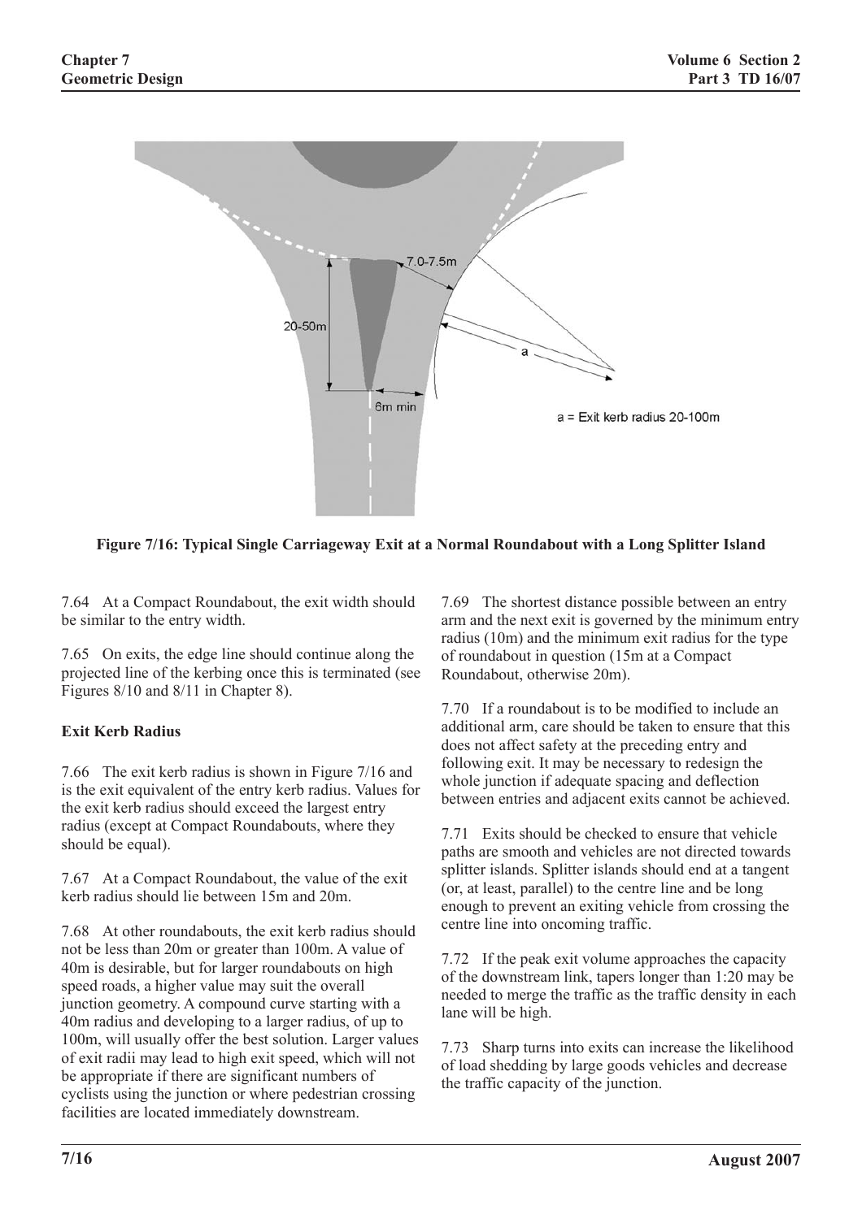**Figure 7/16: Typical Single Carriageway Exit at a Normal Roundabout with a Long Splitter Island**

7.64 At a Compact Roundabout, the exit width should be similar to the entry width.

7.65 On exits, the edge line should continue along the projected line of the kerbing once this is terminated (see Figures 8/10 and 8/11 in Chapter 8).

**Exit Kerb Radius**

7.66 The exit kerb radius is shown in Figure 7/16 and is the exit equivalent of the entry kerb radius. Values for the exit kerb radius should exceed the largest entry radius (except at Compact Roundabouts, where they should be equal).

7.67 At a Compact Roundabout, the value of the exit kerb radius should lie between 15m and 20m.

7.68 At other roundabouts, the exit kerb radius should not be less than 20m or greater than 100m. A value of 40m is desirable, but for larger roundabouts on high speed roads, a higher value may suit the overall junction geometry. A compound curve starting with a 40m radius and developing to a larger radius, of up to 100m, will usually offer the best solution. Larger values of exit radii may lead to high exit speed, which will not be appropriate if there are significant numbers of cyclists using the junction or where pedestrian crossing facilities are located immediately downstream.

7.69 The shortest distance possible between an entry arm and the next exit is governed by the minimum entry radius (10m) and the minimum exit radius for the type of roundabout in question (15m at a Compact Roundabout, otherwise 20m).

7.70 If a roundabout is to be modified to include an additional arm, care should be taken to ensure that this does not affect safety at the preceding entry and following exit. It may be necessary to redesign the whole junction if adequate spacing and deflection between entries and adjacent exits cannot be achieved.

7.71 Exits should be checked to ensure that vehicle paths are smooth and vehicles are not directed towards splitter islands. Splitter islands should end at a tangent (or, at least, parallel) to the centre line and be long enough to prevent an exiting vehicle from crossing the centre line into oncoming traffic.

7.72 If the peak exit volume approaches the capacity of the downstream link, tapers longer than 1:20 may be needed to merge the traffic as the traffic density in each lane will be high.

7.73 Sharp turns into exits can increase the likelihood of load shedding by large goods vehicles and decrease the traffic capacity of the junction.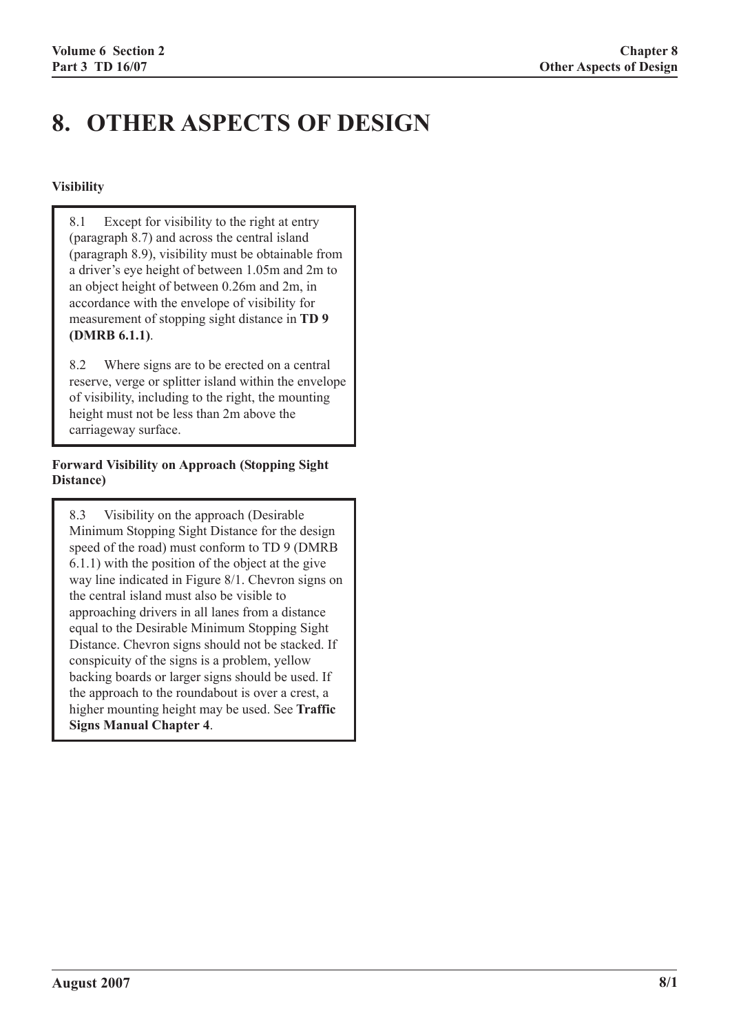# 8. OTHER ASPECTS OF DESIGN

### Visibility

8.1 Except for visibility to the right at entry (paragraph 8.7) and across the central island (paragraph 8.9), visibility must be obtainable from a driver's eye height of between 1.05m and 2m to an object height of between 0.26m and 2m, in accordance with the envelope of visibility for measurement of stopping sight distance in **TD 9 (DMRB 6.1.1)**.

8.2 Where signs are to be erected on a central reserve, verge or splitter island within the envelope of visibility, including to the right, the mounting height must not be less than 2m above the carriageway surface.

### Forward Visibility on Approach (Stopping Sight Distance)

8.3 Visibility on the approach (Desirable Minimum Stopping Sight Distance for the design speed of the road) must conform to TD 9 (DMRB 6.1.1) with the position of the object at the give way line indicated in Figure 8/1. Chevron signs on the central island must also be visible to approaching drivers in all lanes from a distance equal to the Desirable Minimum Stopping Sight Distance. Chevron signs should not be stacked. If conspicuity of the signs is a problem, yellow backing boards or larger signs should be used. If the approach to the roundabout is over a crest, a higher mounting height may be used. See **Traffic Signs Manual Chapter 4**.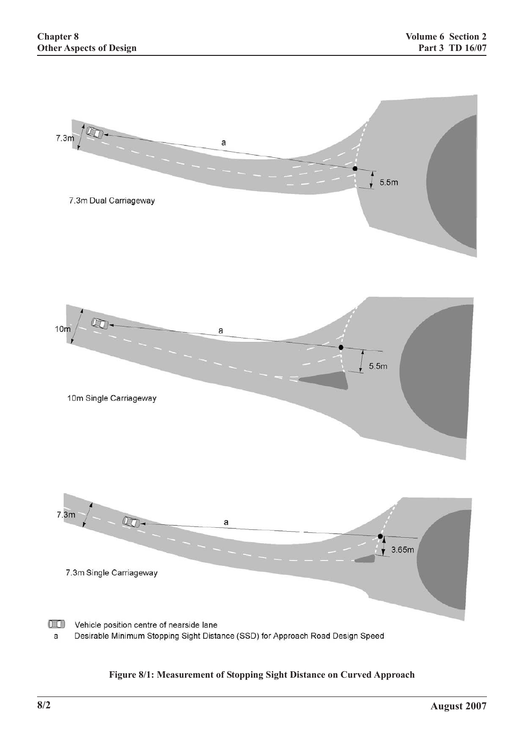7.3m Dual Carriageway

10m Single Carriageway

7.3m Single Carriageway

Vehicle position centre of nearside lane

a Desirable Minimum Stopping Sight Distance (SSD) for Approach Road Design Speed

**Figure 8/1: Measurement of Stopping Sight Distance on Curved Approach**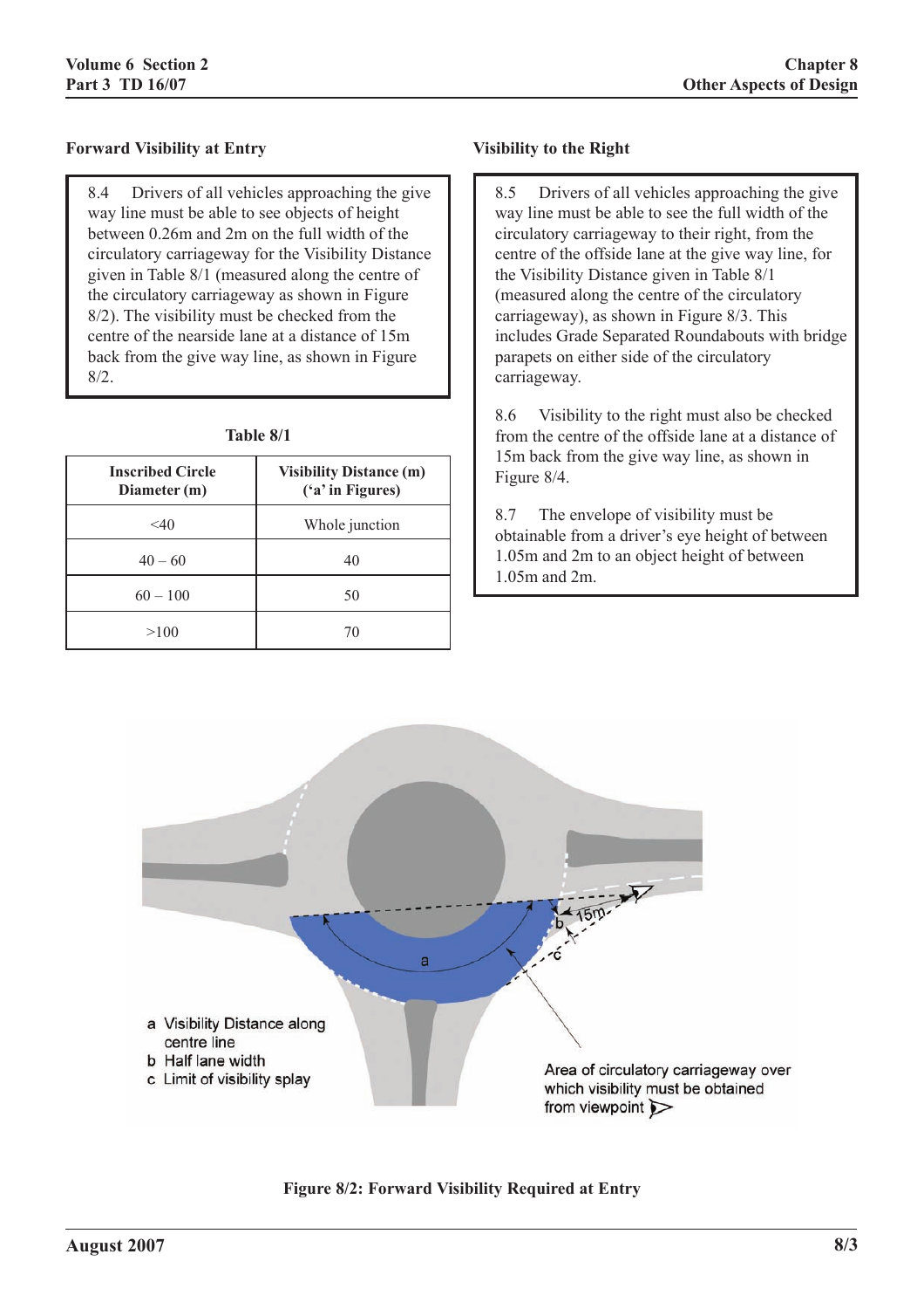### Forward Visibility at Entry

8.4 Drivers of all vehicles approaching the give way line must be able to see objects of height between 0.26m and 2m on the full width of the circulatory carriageway for the Visibility Distance given in Table 8/1 (measured along the centre of the circulatory carriageway as shown in Figure 8/2). The visibility must be checked from the centre of the nearside lane at a distance of 15m back from the give way line, as shown in Figure 8/2.

**Table 8/1**

| Inscribed Circle Diameter (m) | Visibility Distance (m) ('a' in Figures) |
|---|---|
| <40 | Whole junction |
| 40 – 60 | 40 |
| 60 – 100 | 50 |
| >100 | 70 |

### Visibility to the Right

8.5 Drivers of all vehicles approaching the give way line must be able to see the full width of the circulatory carriageway to their right, from the centre of the offside lane at the give way line, for the Visibility Distance given in Table 8/1 (measured along the centre of the circulatory carriageway), as shown in Figure 8/3. This includes Grade Separated Roundabouts with bridge parapets on either side of the circulatory carriageway.

8.6 Visibility to the right must also be checked from the centre of the offside lane at a distance of 15m back from the give way line, as shown in Figure 8/4.

8.7 The envelope of visibility must be obtainable from a driver's eye height of between 1.05m and 2m to an object height of between 1.05m and 2m.

a Visibility Distance along centre line
b Half lane width
c Limit of visibility splay

Area of circulatory carriageway over which visibility must be obtained from viewpoint

**Figure 8/2: Forward Visibility Required at Entry**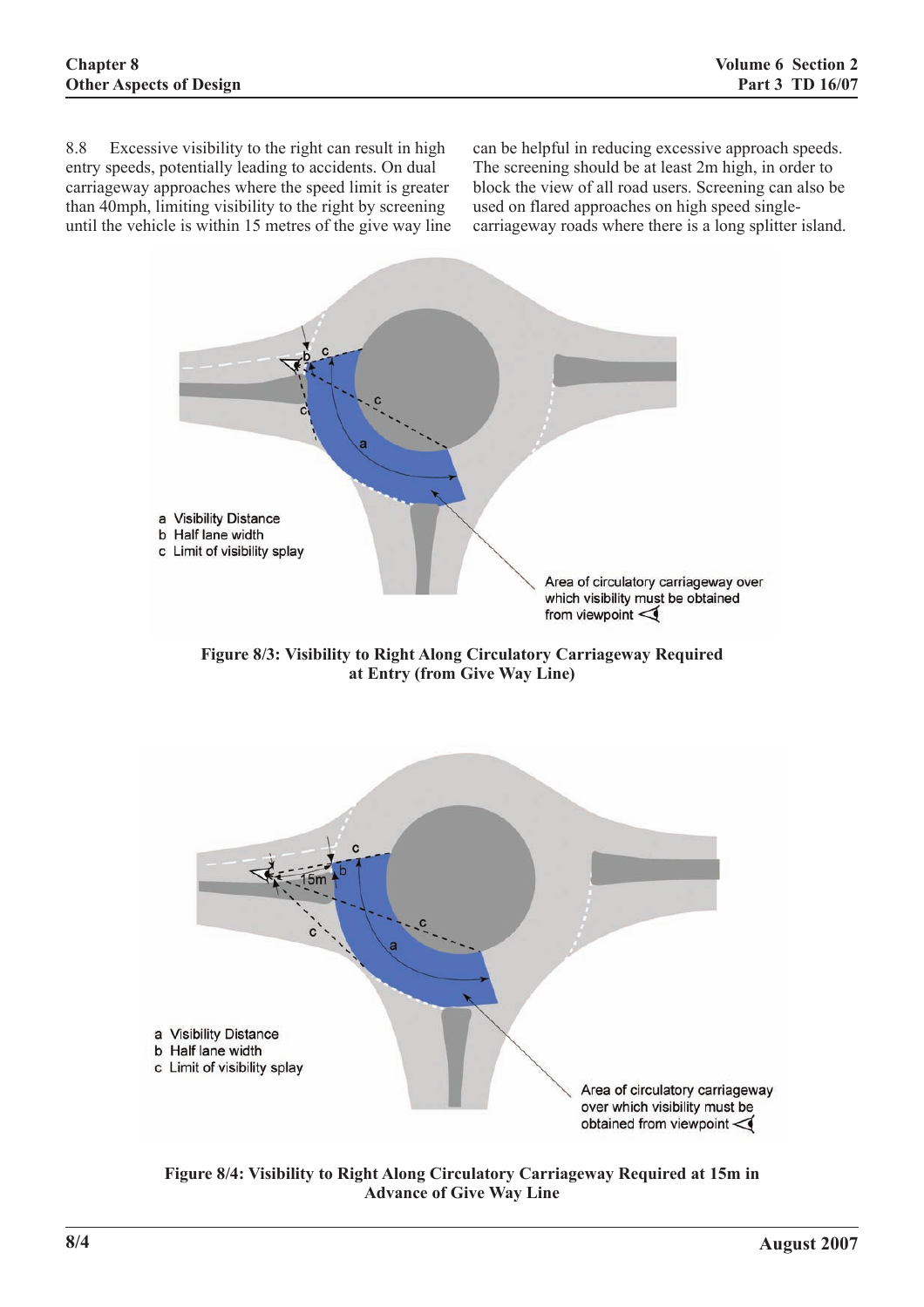8.8 Excessive visibility to the right can result in high entry speeds, potentially leading to accidents. On dual carriageway approaches where the speed limit is greater than 40mph, limiting visibility to the right by screening until the vehicle is within 15 metres of the give way line can be helpful in reducing excessive approach speeds. The screening should be at least 2m high, in order to block the view of all road users. Screening can also be used on flared approaches on high speed single-carriageway roads where there is a long splitter island.

**Figure 8/3: Visibility to Right Along Circulatory Carriageway Required at Entry (from Give Way Line)**

**Figure 8/4: Visibility to Right Along Circulatory Carriageway Required at 15m in Advance of Give Way Line**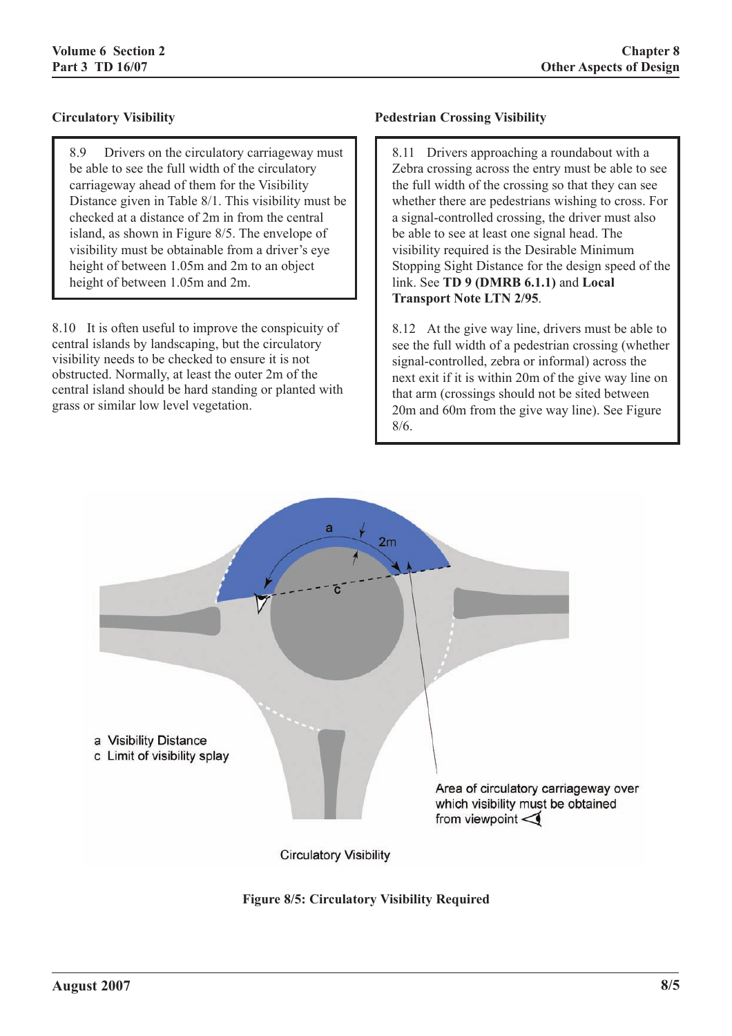### Circulatory Visibility

8.9 Drivers on the circulatory carriageway must be able to see the full width of the circulatory carriageway ahead of them for the Visibility Distance given in Table 8/1. This visibility must be checked at a distance of 2m in from the central island, as shown in Figure 8/5. The envelope of visibility must be obtainable from a driver's eye height of between 1.05m and 2m to an object height of between 1.05m and 2m.

8.10 It is often useful to improve the conspicuity of central islands by landscaping, but the circulatory visibility needs to be checked to ensure it is not obstructed. Normally, at least the outer 2m of the central island should be hard standing or planted with grass or similar low level vegetation.

### Pedestrian Crossing Visibility

8.11 Drivers approaching a roundabout with a Zebra crossing across the entry must be able to see the full width of the crossing so that they can see whether there are pedestrians wishing to cross. For a signal-controlled crossing, the driver must also be able to see at least one signal head. The visibility required is the Desirable Minimum Stopping Sight Distance for the design speed of the link. See **TD 9 (DMRB 6.1.1)** and **Local Transport Note LTN 2/95**.

8.12 At the give way line, drivers must be able to see the full width of a pedestrian crossing (whether signal-controlled, zebra or informal) across the next exit if it is within 20m of the give way line on that arm (crossings should not be sited between 20m and 60m from the give way line). See Figure 8/6.

a Visibility Distance
c Limit of visibility splay

Area of circulatory carriageway over which visibility must be obtained from viewpoint

Circulatory Visibility

**Figure 8/5: Circulatory Visibility Required**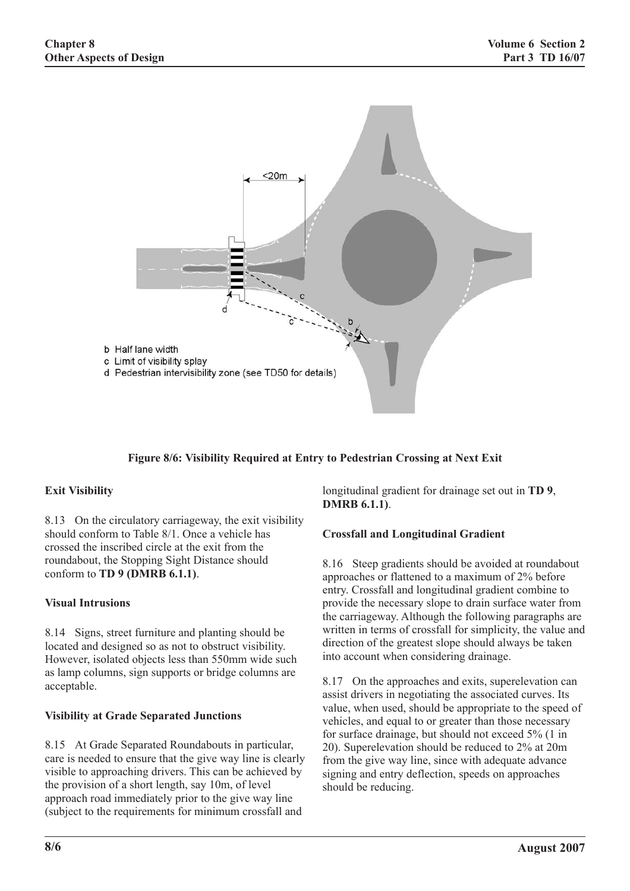b Half lane width

c Limit of visibility splay

d Pedestrian intervisibility zone (see TD50 for details)

**Figure 8/6: Visibility Required at Entry to Pedestrian Crossing at Next Exit**

### Exit Visibility

8.13 On the circulatory carriageway, the exit visibility should conform to Table 8/1. Once a vehicle has crossed the inscribed circle at the exit from the roundabout, the Stopping Sight Distance should conform to **TD 9 (DMRB 6.1.1)**.

### Visual Intrusions

8.14 Signs, street furniture and planting should be located and designed so as not to obstruct visibility. However, isolated objects less than 550mm wide such as lamp columns, sign supports or bridge columns are acceptable.

### Visibility at Grade Separated Junctions

8.15 At Grade Separated Roundabouts in particular, care is needed to ensure that the give way line is clearly visible to approaching drivers. This can be achieved by the provision of a short length, say 10m, of level approach road immediately prior to the give way line (subject to the requirements for minimum crossfall and longitudinal gradient for drainage set out in **TD 9**, **DMRB 6.1.1**).

### Crossfall and Longitudinal Gradient

8.16 Steep gradients should be avoided at roundabout approaches or flattened to a maximum of 2% before entry. Crossfall and longitudinal gradient combine to provide the necessary slope to drain surface water from the carriageway. Although the following paragraphs are written in terms of crossfall for simplicity, the value and direction of the greatest slope should always be taken into account when considering drainage.

8.17 On the approaches and exits, superelevation can assist drivers in negotiating the associated curves. Its value, when used, should be appropriate to the speed of vehicles, and equal to or greater than those necessary for surface drainage, but should not exceed 5% (1 in 20). Superelevation should be reduced to 2% at 20m from the give way line, since with adequate advance signing and entry deflection, speeds on approaches should be reducing.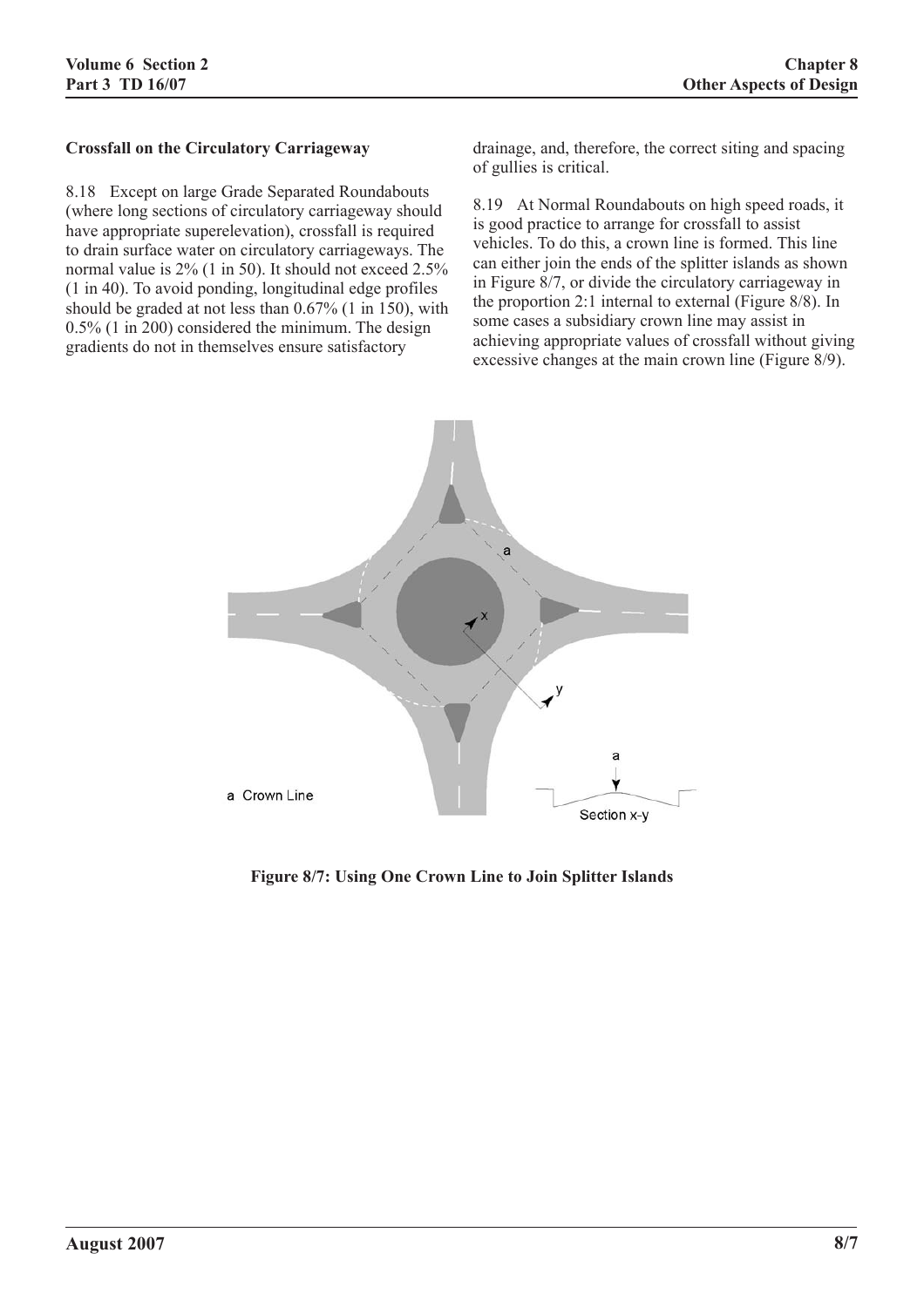### Crossfall on the Circulatory Carriageway

8.18 Except on large Grade Separated Roundabouts (where long sections of circulatory carriageway should have appropriate superelevation), crossfall is required to drain surface water on circulatory carriageways. The normal value is 2% (1 in 50). It should not exceed 2.5% (1 in 40). To avoid ponding, longitudinal edge profiles should be graded at not less than 0.67% (1 in 150), with 0.5% (1 in 200) considered the minimum. The design gradients do not in themselves ensure satisfactory drainage, and, therefore, the correct siting and spacing of gullies is critical.

8.19 At Normal Roundabouts on high speed roads, it is good practice to arrange for crossfall to assist vehicles. To do this, a crown line is formed. This line can either join the ends of the splitter islands as shown in Figure 8/7, or divide the circulatory carriageway in the proportion 2:1 internal to external (Figure 8/8). In some cases a subsidiary crown line may assist in achieving appropriate values of crossfall without giving excessive changes at the main crown line (Figure 8/9).

a Crown Line

Section x-y

**Figure 8/7: Using One Crown Line to Join Splitter Islands**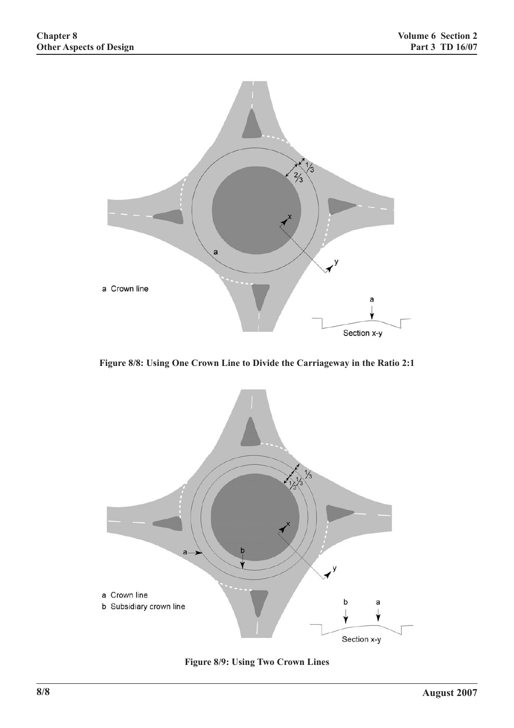Figure 8/8: Using One Crown Line to Divide the Carriageway in the Ratio 2:1

Figure 8/9: Using Two Crown Lines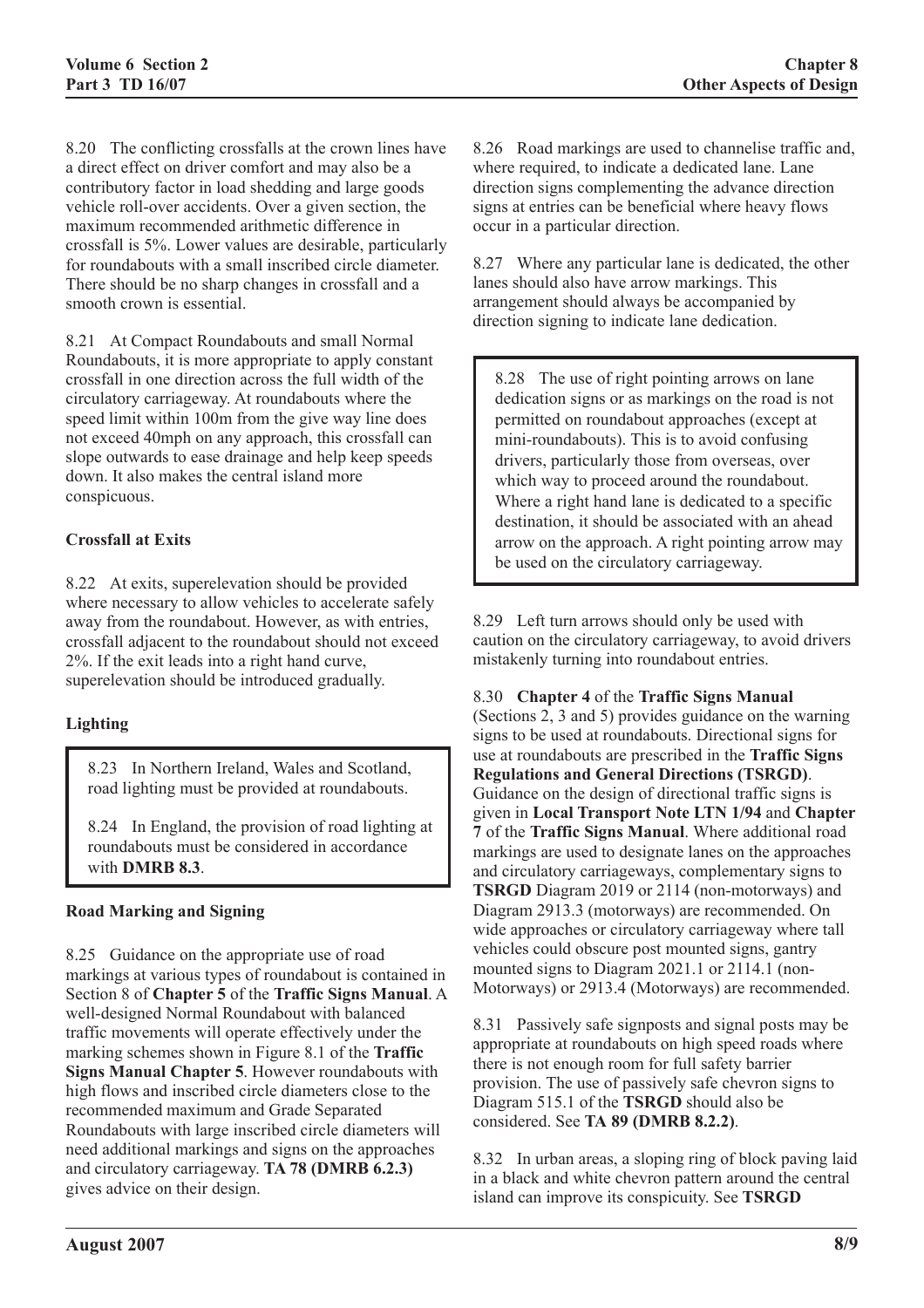8.20 The conflicting crossfalls at the crown lines have a direct effect on driver comfort and may also be a contributory factor in load shedding and large goods vehicle roll-over accidents. Over a given section, the maximum recommended arithmetic difference in crossfall is 5%. Lower values are desirable, particularly for roundabouts with a small inscribed circle diameter. There should be no sharp changes in crossfall and a smooth crown is essential.

8.21 At Compact Roundabouts and small Normal Roundabouts, it is more appropriate to apply constant crossfall in one direction across the full width of the circulatory carriageway. At roundabouts where the speed limit within 100m from the give way line does not exceed 40mph on any approach, this crossfall can slope outwards to ease drainage and help keep speeds down. It also makes the central island more conspicuous.

### Crossfall at Exits

8.22 At exits, superelevation should be provided where necessary to allow vehicles to accelerate safely away from the roundabout. However, as with entries, crossfall adjacent to the roundabout should not exceed 2%. If the exit leads into a right hand curve, superelevation should be introduced gradually.

### Lighting

8.23 In Northern Ireland, Wales and Scotland, road lighting must be provided at roundabouts.

8.24 In England, the provision of road lighting at roundabouts must be considered in accordance with **DMRB 8.3**.

### Road Marking and Signing

8.25 Guidance on the appropriate use of road markings at various types of roundabout is contained in Section 8 of **Chapter 5** of the **Traffic Signs Manual**. A well-designed Normal Roundabout with balanced traffic movements will operate effectively under the marking schemes shown in Figure 8.1 of the **Traffic Signs Manual Chapter 5**. However roundabouts with high flows and inscribed circle diameters close to the recommended maximum and Grade Separated Roundabouts with large inscribed circle diameters will need additional markings and signs on the approaches and circulatory carriageway. **TA 78 (DMRB 6.2.3)** gives advice on their design.

8.26 Road markings are used to channelise traffic and, where required, to indicate a dedicated lane. Lane direction signs complementing the advance direction signs at entries can be beneficial where heavy flows occur in a particular direction.

8.27 Where any particular lane is dedicated, the other lanes should also have arrow markings. This arrangement should always be accompanied by direction signing to indicate lane dedication.

8.28 The use of right pointing arrows on lane dedication signs or as markings on the road is not permitted on roundabout approaches (except at mini-roundabouts). This is to avoid confusing drivers, particularly those from overseas, over which way to proceed around the roundabout. Where a right hand lane is dedicated to a specific destination, it should be associated with an ahead arrow on the approach. A right pointing arrow may be used on the circulatory carriageway.

8.29 Left turn arrows should only be used with caution on the circulatory carriageway, to avoid drivers mistakenly turning into roundabout entries.

8.30 **Chapter 4** of the **Traffic Signs Manual** (Sections 2, 3 and 5) provides guidance on the warning signs to be used at roundabouts. Directional signs for use at roundabouts are prescribed in the **Traffic Signs Regulations and General Directions (TSRGD)**. Guidance on the design of directional traffic signs is given in **Local Transport Note LTN 1/94** and **Chapter 7** of the **Traffic Signs Manual**. Where additional road markings are used to designate lanes on the approaches and circulatory carriageways, complementary signs to **TSRGD** Diagram 2019 or 2114 (non-motorways) and Diagram 2913.3 (motorways) are recommended. On wide approaches or circulatory carriageway where tall vehicles could obscure post mounted signs, gantry mounted signs to Diagram 2021.1 or 2114.1 (non-Motorways) or 2913.4 (Motorways) are recommended.

8.31 Passively safe signposts and signal posts may be appropriate at roundabouts on high speed roads where there is not enough room for full safety barrier provision. The use of passively safe chevron signs to Diagram 515.1 of the **TSRGD** should also be considered. See **TA 89 (DMRB 8.2.2)**.

8.32 In urban areas, a sloping ring of block paving laid in a black and white chevron pattern around the central island can improve its conspicuity. See **TSRGD**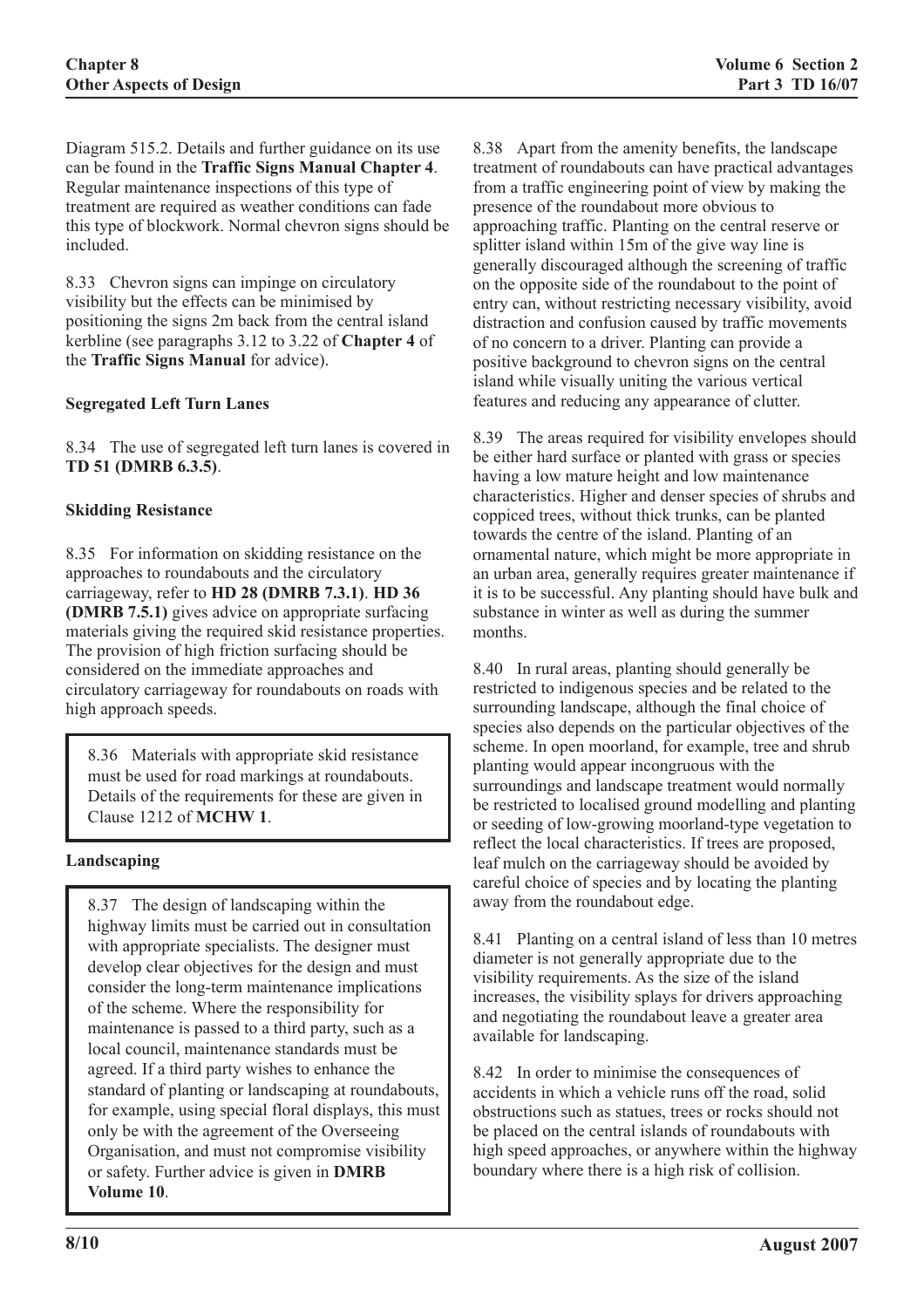Diagram 515.2. Details and further guidance on its use can be found in the **Traffic Signs Manual Chapter 4**. Regular maintenance inspections of this type of treatment are required as weather conditions can fade this type of blockwork. Normal chevron signs should be included.

8.33 Chevron signs can impinge on circulatory visibility but the effects can be minimised by positioning the signs 2m back from the central island kerbline (see paragraphs 3.12 to 3.22 of **Chapter 4** of the **Traffic Signs Manual** for advice).

**Segregated Left Turn Lanes**

8.34 The use of segregated left turn lanes is covered in **TD 51 (DMRB 6.3.5)**.

**Skidding Resistance**

8.35 For information on skidding resistance on the approaches to roundabouts and the circulatory carriageway, refer to **HD 28 (DMRB 7.3.1)**. **HD 36 (DMRB 7.5.1)** gives advice on appropriate surfacing materials giving the required skid resistance properties. The provision of high friction surfacing should be considered on the immediate approaches and circulatory carriageway for roundabouts on roads with high approach speeds.

8.36 Materials with appropriate skid resistance must be used for road markings at roundabouts. Details of the requirements for these are given in Clause 1212 of **MCHW 1**.

**Landscaping**

8.37 The design of landscaping within the highway limits must be carried out in consultation with appropriate specialists. The designer must develop clear objectives for the design and must consider the long-term maintenance implications of the scheme. Where the responsibility for maintenance is passed to a third party, such as a local council, maintenance standards must be agreed. If a third party wishes to enhance the standard of planting or landscaping at roundabouts, for example, using special floral displays, this must only be with the agreement of the Overseeing Organisation, and must not compromise visibility or safety. Further advice is given in **DMRB Volume 10**.

8.38 Apart from the amenity benefits, the landscape treatment of roundabouts can have practical advantages from a traffic engineering point of view by making the presence of the roundabout more obvious to approaching traffic. Planting on the central reserve or splitter island within 15m of the give way line is generally discouraged although the screening of traffic on the opposite side of the roundabout to the point of entry can, without restricting necessary visibility, avoid distraction and confusion caused by traffic movements of no concern to a driver. Planting can provide a positive background to chevron signs on the central island while visually uniting the various vertical features and reducing any appearance of clutter.

8.39 The areas required for visibility envelopes should be either hard surface or planted with grass or species having a low mature height and low maintenance characteristics. Higher and denser species of shrubs and coppiced trees, without thick trunks, can be planted towards the centre of the island. Planting of an ornamental nature, which might be more appropriate in an urban area, generally requires greater maintenance if it is to be successful. Any planting should have bulk and substance in winter as well as during the summer months.

8.40 In rural areas, planting should generally be restricted to indigenous species and be related to the surrounding landscape, although the final choice of species also depends on the particular objectives of the scheme. In open moorland, for example, tree and shrub planting would appear incongruous with the surroundings and landscape treatment would normally be restricted to localised ground modelling and planting or seeding of low-growing moorland-type vegetation to reflect the local characteristics. If trees are proposed, leaf mulch on the carriageway should be avoided by careful choice of species and by locating the planting away from the roundabout edge.

8.41 Planting on a central island of less than 10 metres diameter is not generally appropriate due to the visibility requirements. As the size of the island increases, the visibility splays for drivers approaching and negotiating the roundabout leave a greater area available for landscaping.

8.42 In order to minimise the consequences of accidents in which a vehicle runs off the road, solid obstructions such as statues, trees or rocks should not be placed on the central islands of roundabouts with high speed approaches, or anywhere within the highway boundary where there is a high risk of collision.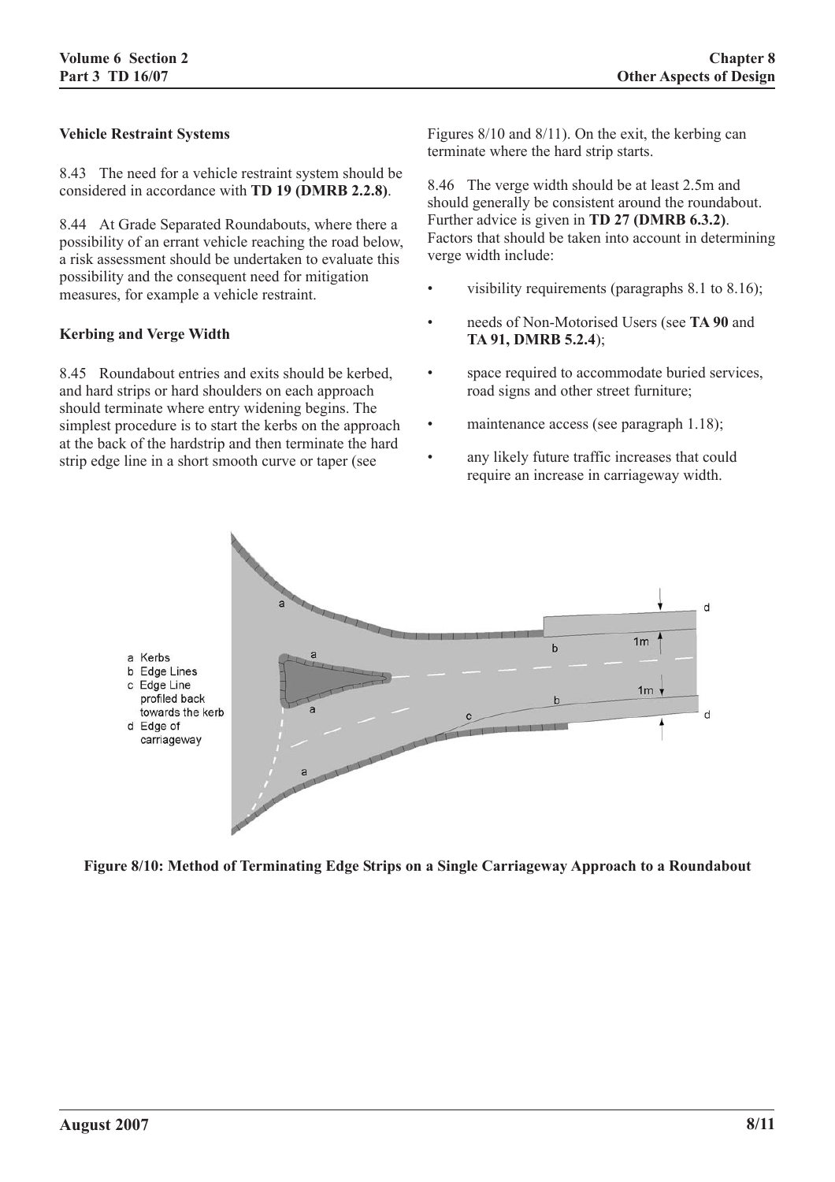### Vehicle Restraint Systems

8.43 The need for a vehicle restraint system should be considered in accordance with **TD 19 (DMRB 2.2.8)**.

8.44 At Grade Separated Roundabouts, where there a possibility of an errant vehicle reaching the road below, a risk assessment should be undertaken to evaluate this possibility and the consequent need for mitigation measures, for example a vehicle restraint.

### Kerbing and Verge Width

8.45 Roundabout entries and exits should be kerbed, and hard strips or hard shoulders on each approach should terminate where entry widening begins. The simplest procedure is to start the kerbs on the approach at the back of the hardstrip and then terminate the hard strip edge line in a short smooth curve or taper (see Figures 8/10 and 8/11). On the exit, the kerbing can terminate where the hard strip starts.

8.46 The verge width should be at least 2.5m and should generally be consistent around the roundabout. Further advice is given in **TD 27 (DMRB 6.3.2)**. Factors that should be taken into account in determining verge width include:

- visibility requirements (paragraphs 8.1 to 8.16);
- needs of Non-Motorised Users (see **TA 90** and **TA 91, DMRB 5.2.4**);
- space required to accommodate buried services, road signs and other street furniture;
- maintenance access (see paragraph 1.18);
- any likely future traffic increases that could require an increase in carriageway width.

a Kerbs
b Edge Lines
c Edge Line profiled back towards the kerb
d Edge of carriageway

**Figure 8/10: Method of Terminating Edge Strips on a Single Carriageway Approach to a Roundabout**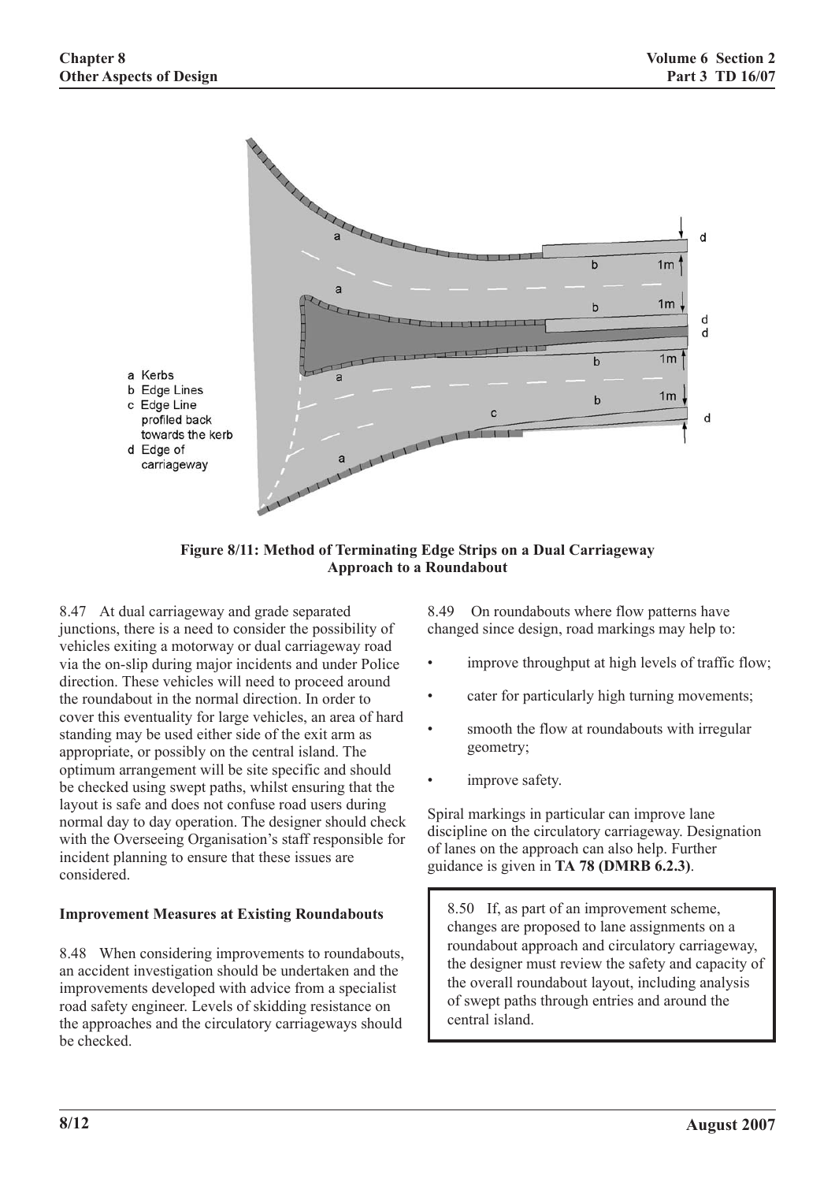a Kerbs
b Edge Lines
c Edge Line profiled back towards the kerb
d Edge of carriageway

**Figure 8/11: Method of Terminating Edge Strips on a Dual Carriageway Approach to a Roundabout**

8.47 At dual carriageway and grade separated junctions, there is a need to consider the possibility of vehicles exiting a motorway or dual carriageway road via the on-slip during major incidents and under Police direction. These vehicles will need to proceed around the roundabout in the normal direction. In order to cover this eventuality for large vehicles, an area of hard standing may be used either side of the exit arm as appropriate, or possibly on the central island. The optimum arrangement will be site specific and should be checked using swept paths, whilst ensuring that the layout is safe and does not confuse road users during normal day to day operation. The designer should check with the Overseeing Organisation's staff responsible for incident planning to ensure that these issues are considered.

### Improvement Measures at Existing Roundabouts

8.48 When considering improvements to roundabouts, an accident investigation should be undertaken and the improvements developed with advice from a specialist road safety engineer. Levels of skidding resistance on the approaches and the circulatory carriageways should be checked.

8.49 On roundabouts where flow patterns have changed since design, road markings may help to:

- improve throughput at high levels of traffic flow;
- cater for particularly high turning movements;
- smooth the flow at roundabouts with irregular geometry;
- improve safety.

Spiral markings in particular can improve lane discipline on the circulatory carriageway. Designation of lanes on the approach can also help. Further guidance is given in **TA 78 (DMRB 6.2.3)**.

> 8.50 If, as part of an improvement scheme, changes are proposed to lane assignments on a roundabout approach and circulatory carriageway, the designer must review the safety and capacity of the overall roundabout layout, including analysis of swept paths through entries and around the central island.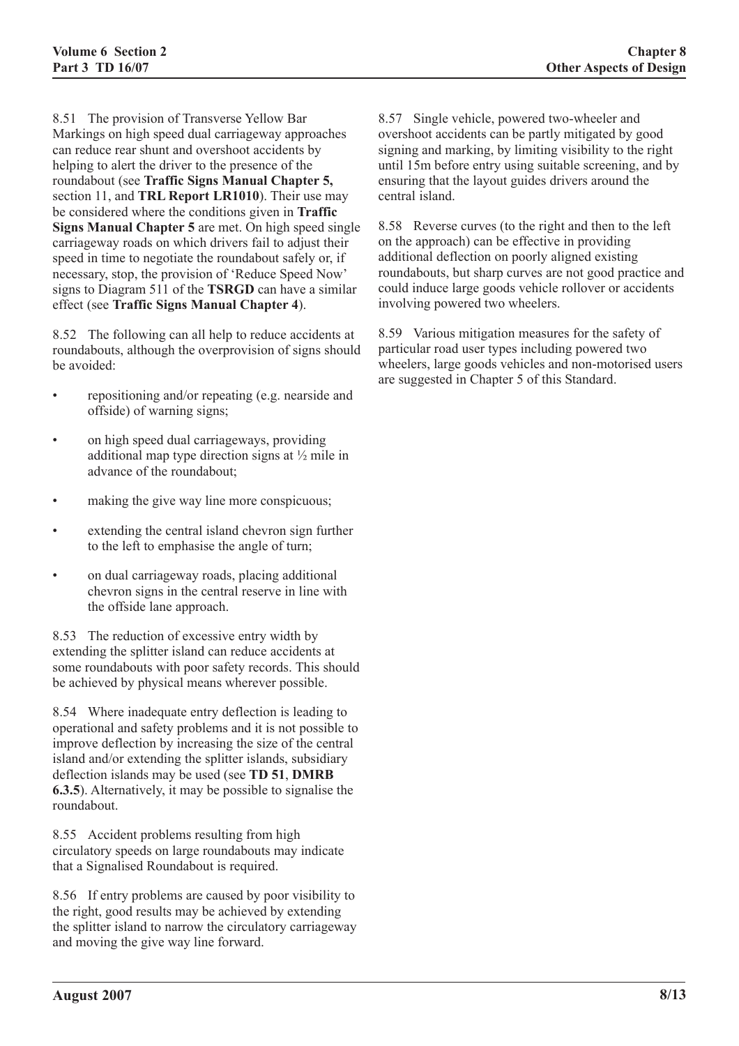8.51 The provision of Transverse Yellow Bar Markings on high speed dual carriageway approaches can reduce rear shunt and overshoot accidents by helping to alert the driver to the presence of the roundabout (see **Traffic Signs Manual Chapter 5,** section 11, and **TRL Report LR1010**). Their use may be considered where the conditions given in **Traffic Signs Manual Chapter 5** are met. On high speed single carriageway roads on which drivers fail to adjust their speed in time to negotiate the roundabout safely or, if necessary, stop, the provision of 'Reduce Speed Now' signs to Diagram 511 of the **TSRGD** can have a similar effect (see **Traffic Signs Manual Chapter 4**).

8.52 The following can all help to reduce accidents at roundabouts, although the overprovision of signs should be avoided:

- repositioning and/or repeating (e.g. nearside and offside) of warning signs;
- on high speed dual carriageways, providing additional map type direction signs at ½ mile in advance of the roundabout;
- making the give way line more conspicuous;
- extending the central island chevron sign further to the left to emphasise the angle of turn;
- on dual carriageway roads, placing additional chevron signs in the central reserve in line with the offside lane approach.

8.53 The reduction of excessive entry width by extending the splitter island can reduce accidents at some roundabouts with poor safety records. This should be achieved by physical means wherever possible.

8.54 Where inadequate entry deflection is leading to operational and safety problems and it is not possible to improve deflection by increasing the size of the central island and/or extending the splitter islands, subsidiary deflection islands may be used (see **TD 51**, **DMRB 6.3.5**). Alternatively, it may be possible to signalise the roundabout.

8.55 Accident problems resulting from high circulatory speeds on large roundabouts may indicate that a Signalised Roundabout is required.

8.56 If entry problems are caused by poor visibility to the right, good results may be achieved by extending the splitter island to narrow the circulatory carriageway and moving the give way line forward.

8.57 Single vehicle, powered two-wheeler and overshoot accidents can be partly mitigated by good signing and marking, by limiting visibility to the right until 15m before entry using suitable screening, and by ensuring that the layout guides drivers around the central island.

8.58 Reverse curves (to the right and then to the left on the approach) can be effective in providing additional deflection on poorly aligned existing roundabouts, but sharp curves are not good practice and could induce large goods vehicle rollover or accidents involving powered two wheelers.

8.59 Various mitigation measures for the safety of particular road user types including powered two wheelers, large goods vehicles and non-motorised users are suggested in Chapter 5 of this Standard.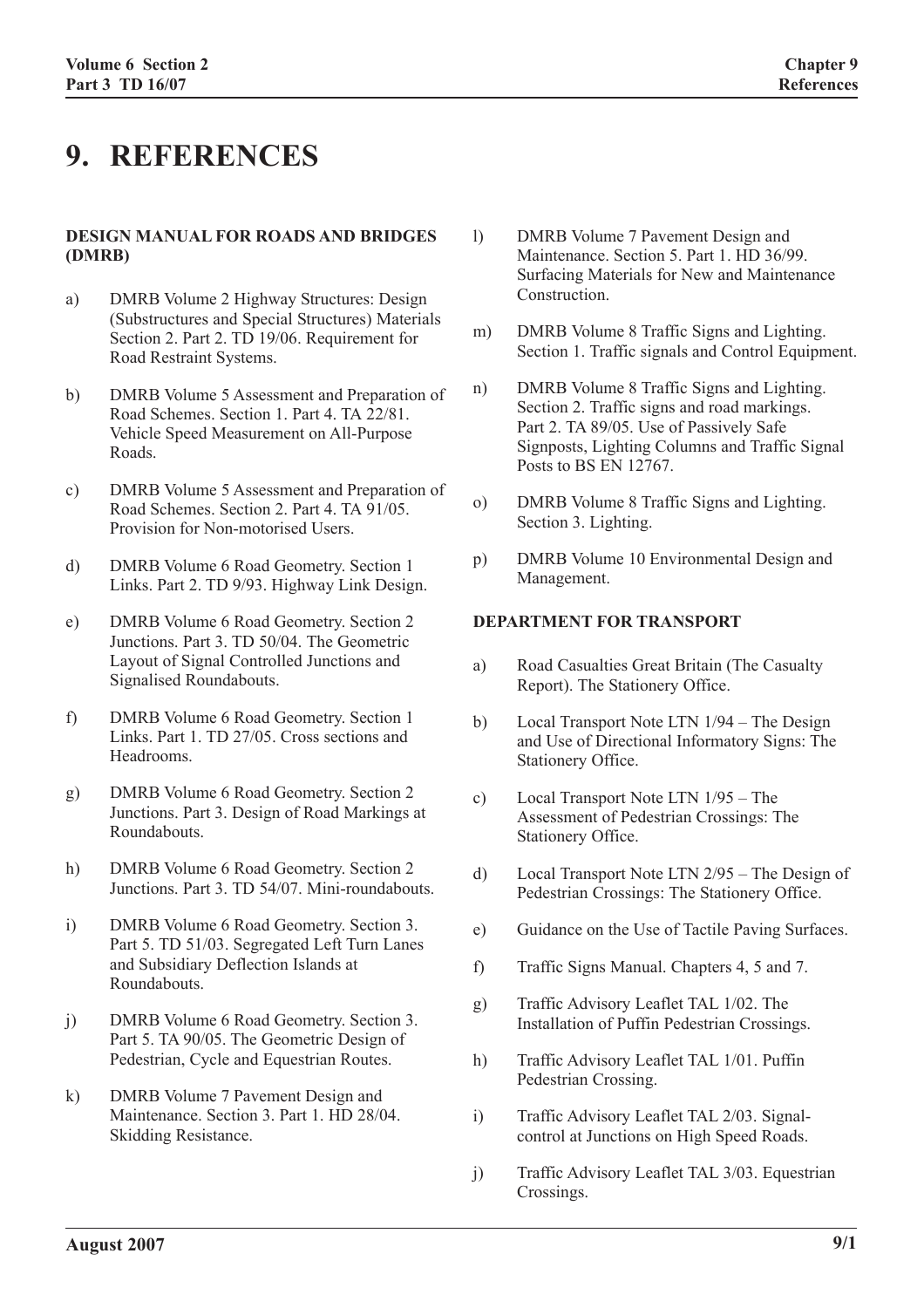# 9. REFERENCES

**DESIGN MANUAL FOR ROADS AND BRIDGES (DMRB)**

a) DMRB Volume 2 Highway Structures: Design (Substructures and Special Structures) Materials Section 2. Part 2. TD 19/06. Requirement for Road Restraint Systems.

b) DMRB Volume 5 Assessment and Preparation of Road Schemes. Section 1. Part 4. TA 22/81. Vehicle Speed Measurement on All-Purpose Roads.

c) DMRB Volume 5 Assessment and Preparation of Road Schemes. Section 2. Part 4. TA 91/05. Provision for Non-motorised Users.

d) DMRB Volume 6 Road Geometry. Section 1 Links. Part 2. TD 9/93. Highway Link Design.

e) DMRB Volume 6 Road Geometry. Section 2 Junctions. Part 3. TD 50/04. The Geometric Layout of Signal Controlled Junctions and Signalised Roundabouts.

f) DMRB Volume 6 Road Geometry. Section 1 Links. Part 1. TD 27/05. Cross sections and Headrooms.

g) DMRB Volume 6 Road Geometry. Section 2 Junctions. Part 3. Design of Road Markings at Roundabouts.

h) DMRB Volume 6 Road Geometry. Section 2 Junctions. Part 3. TD 54/07. Mini-roundabouts.

i) DMRB Volume 6 Road Geometry. Section 3. Part 5. TD 51/03. Segregated Left Turn Lanes and Subsidiary Deflection Islands at Roundabouts.

j) DMRB Volume 6 Road Geometry. Section 3. Part 5. TA 90/05. The Geometric Design of Pedestrian, Cycle and Equestrian Routes.

k) DMRB Volume 7 Pavement Design and Maintenance. Section 3. Part 1. HD 28/04. Skidding Resistance.

l) DMRB Volume 7 Pavement Design and Maintenance. Section 5. Part 1. HD 36/99. Surfacing Materials for New and Maintenance Construction.

m) DMRB Volume 8 Traffic Signs and Lighting. Section 1. Traffic signals and Control Equipment.

n) DMRB Volume 8 Traffic Signs and Lighting. Section 2. Traffic signs and road markings. Part 2. TA 89/05. Use of Passively Safe Signposts, Lighting Columns and Traffic Signal Posts to BS EN 12767.

o) DMRB Volume 8 Traffic Signs and Lighting. Section 3. Lighting.

p) DMRB Volume 10 Environmental Design and Management.

**DEPARTMENT FOR TRANSPORT**

a) Road Casualties Great Britain (The Casualty Report). The Stationery Office.

b) Local Transport Note LTN 1/94 – The Design and Use of Directional Informatory Signs: The Stationery Office.

c) Local Transport Note LTN 1/95 – The Assessment of Pedestrian Crossings: The Stationery Office.

d) Local Transport Note LTN 2/95 – The Design of Pedestrian Crossings: The Stationery Office.

e) Guidance on the Use of Tactile Paving Surfaces.

f) Traffic Signs Manual. Chapters 4, 5 and 7.

g) Traffic Advisory Leaflet TAL 1/02. The Installation of Puffin Pedestrian Crossings.

h) Traffic Advisory Leaflet TAL 1/01. Puffin Pedestrian Crossing.

i) Traffic Advisory Leaflet TAL 2/03. Signal-control at Junctions on High Speed Roads.

j) Traffic Advisory Leaflet TAL 3/03. Equestrian Crossings.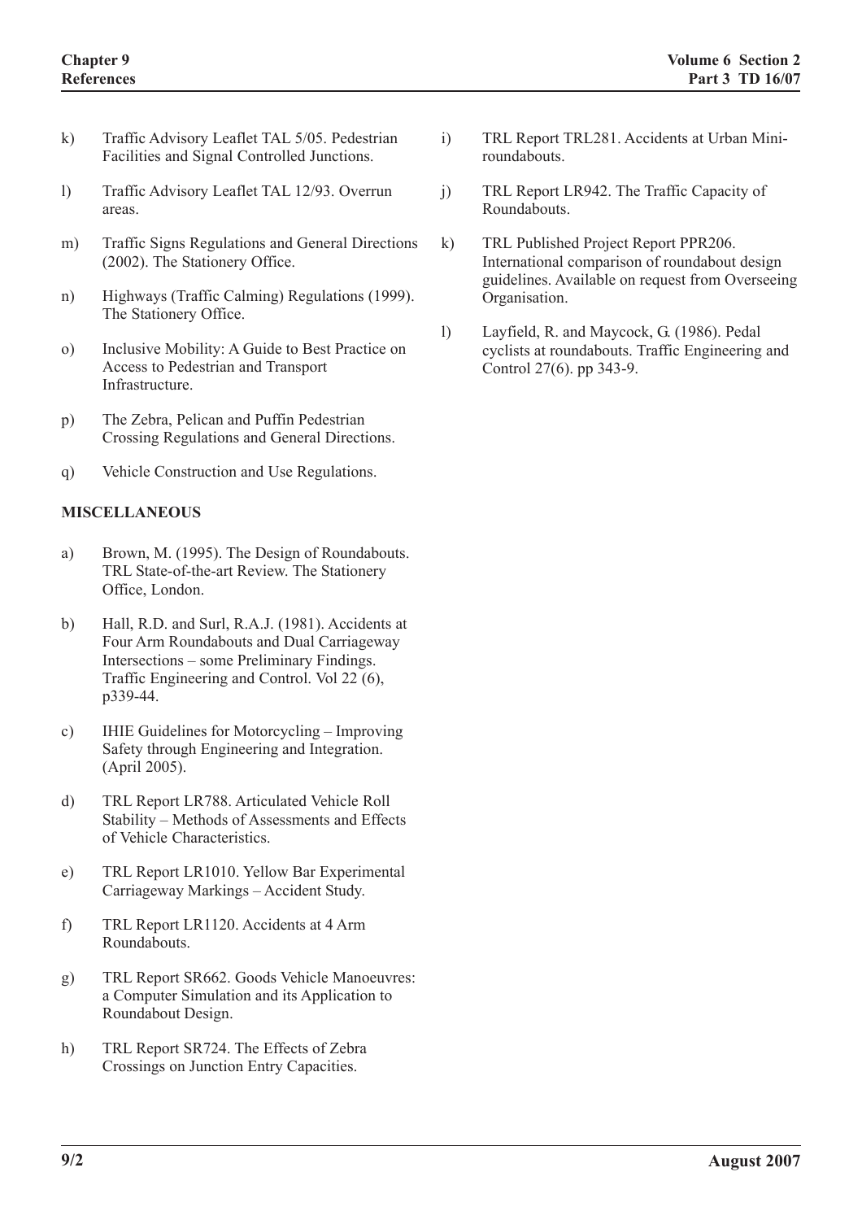k) Traffic Advisory Leaflet TAL 5/05. Pedestrian Facilities and Signal Controlled Junctions.

l) Traffic Advisory Leaflet TAL 12/93. Overrun areas.

m) Traffic Signs Regulations and General Directions (2002). The Stationery Office.

n) Highways (Traffic Calming) Regulations (1999). The Stationery Office.

o) Inclusive Mobility: A Guide to Best Practice on Access to Pedestrian and Transport Infrastructure.

p) The Zebra, Pelican and Puffin Pedestrian Crossing Regulations and General Directions.

q) Vehicle Construction and Use Regulations.

**MISCELLANEOUS**

a) Brown, M. (1995). The Design of Roundabouts. TRL State-of-the-art Review. The Stationery Office, London.

b) Hall, R.D. and Surl, R.A.J. (1981). Accidents at Four Arm Roundabouts and Dual Carriageway Intersections – some Preliminary Findings. Traffic Engineering and Control. Vol 22 (6), p339-44.

c) IHIE Guidelines for Motorcycling – Improving Safety through Engineering and Integration. (April 2005).

d) TRL Report LR788. Articulated Vehicle Roll Stability – Methods of Assessments and Effects of Vehicle Characteristics.

e) TRL Report LR1010. Yellow Bar Experimental Carriageway Markings – Accident Study.

f) TRL Report LR1120. Accidents at 4 Arm Roundabouts.

g) TRL Report SR662. Goods Vehicle Manoeuvres: a Computer Simulation and its Application to Roundabout Design.

h) TRL Report SR724. The Effects of Zebra Crossings on Junction Entry Capacities.

i) TRL Report TRL281. Accidents at Urban Mini-roundabouts.

j) TRL Report LR942. The Traffic Capacity of Roundabouts.

k) TRL Published Project Report PPR206. International comparison of roundabout design guidelines. Available on request from Overseeing Organisation.

l) Layfield, R. and Maycock, G. (1986). Pedal cyclists at roundabouts. Traffic Engineering and Control 27(6). pp 343-9.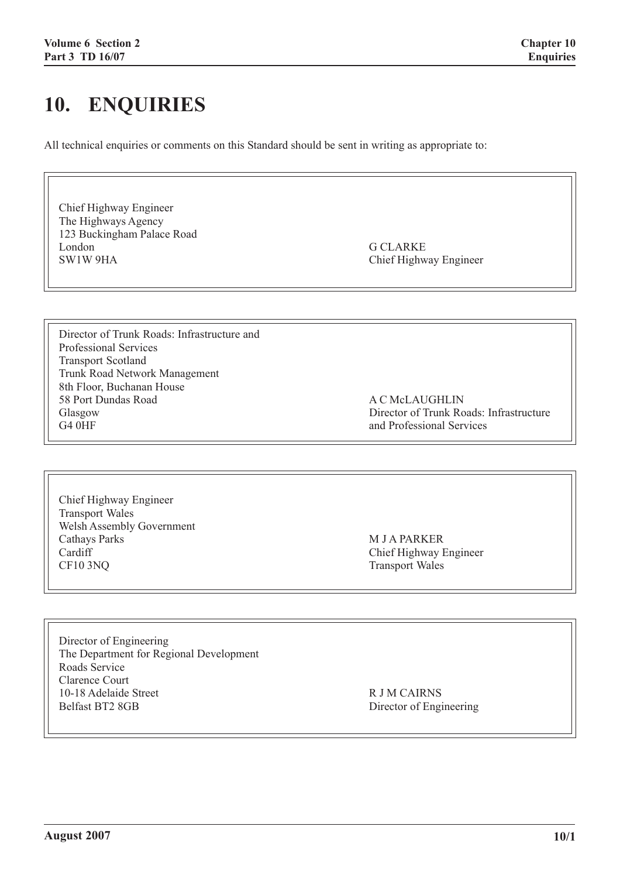# 10. ENQUIRIES

All technical enquiries or comments on this Standard should be sent in writing as appropriate to:

Chief Highway Engineer
The Highways Agency
123 Buckingham Palace Road
London
SW1W 9HA

G CLARKE
Chief Highway Engineer

---

Director of Trunk Roads: Infrastructure and Professional Services
Transport Scotland
Trunk Road Network Management
8th Floor, Buchanan House
58 Port Dundas Road
Glasgow
G4 0HF

A C McLAUGHLIN
Director of Trunk Roads: Infrastructure and Professional Services

---

Chief Highway Engineer
Transport Wales
Welsh Assembly Government
Cathays Parks
Cardiff
CF10 3NQ

M J A PARKER
Chief Highway Engineer
Transport Wales

---

Director of Engineering
The Department for Regional Development
Roads Service
Clarence Court
10-18 Adelaide Street
Belfast BT2 8GB

R J M CAIRNS
Director of Engineering